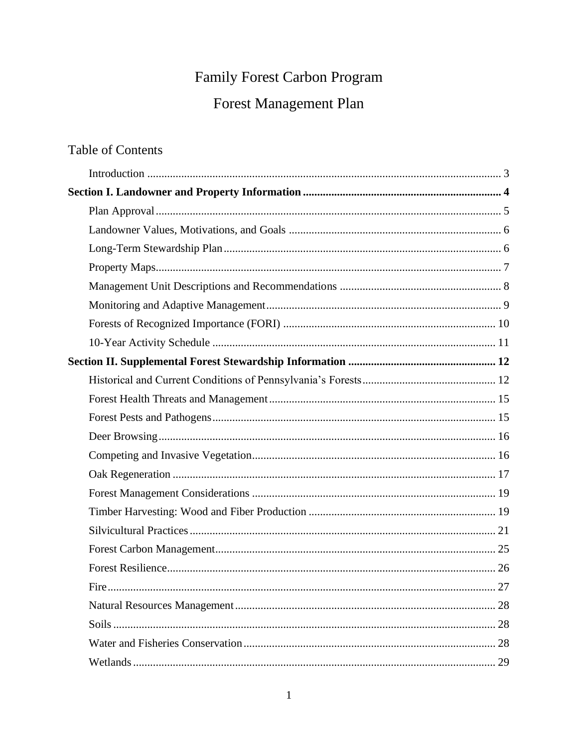# Family Forest Carbon Program

# Forest Management Plan

## Table of Contents

- Introduction ..... 3
- **Section I. Landowner and Property Information ..... 4**
  - Plan Approval ..... 5
  - Landowner Values, Motivations, and Goals ..... 6
  - Long-Term Stewardship Plan ..... 6
  - Property Maps ..... 7
  - Management Unit Descriptions and Recommendations ..... 8
  - Monitoring and Adaptive Management ..... 9
  - Forests of Recognized Importance (FORI) ..... 10
  - 10-Year Activity Schedule ..... 11
- **Section II. Supplemental Forest Stewardship Information ..... 12**
  - Historical and Current Conditions of Pennsylvania's Forests ..... 12
  - Forest Health Threats and Management ..... 15
  - Forest Pests and Pathogens ..... 15
  - Deer Browsing ..... 16
  - Competing and Invasive Vegetation ..... 16
  - Oak Regeneration ..... 17
  - Forest Management Considerations ..... 19
  - Timber Harvesting: Wood and Fiber Production ..... 19
  - Silvicultural Practices ..... 21
  - Forest Carbon Management ..... 25
  - Forest Resilience ..... 26
  - Fire ..... 27
  - Natural Resources Management ..... 28
  - Soils ..... 28
  - Water and Fisheries Conservation ..... 28
  - Wetlands ..... 29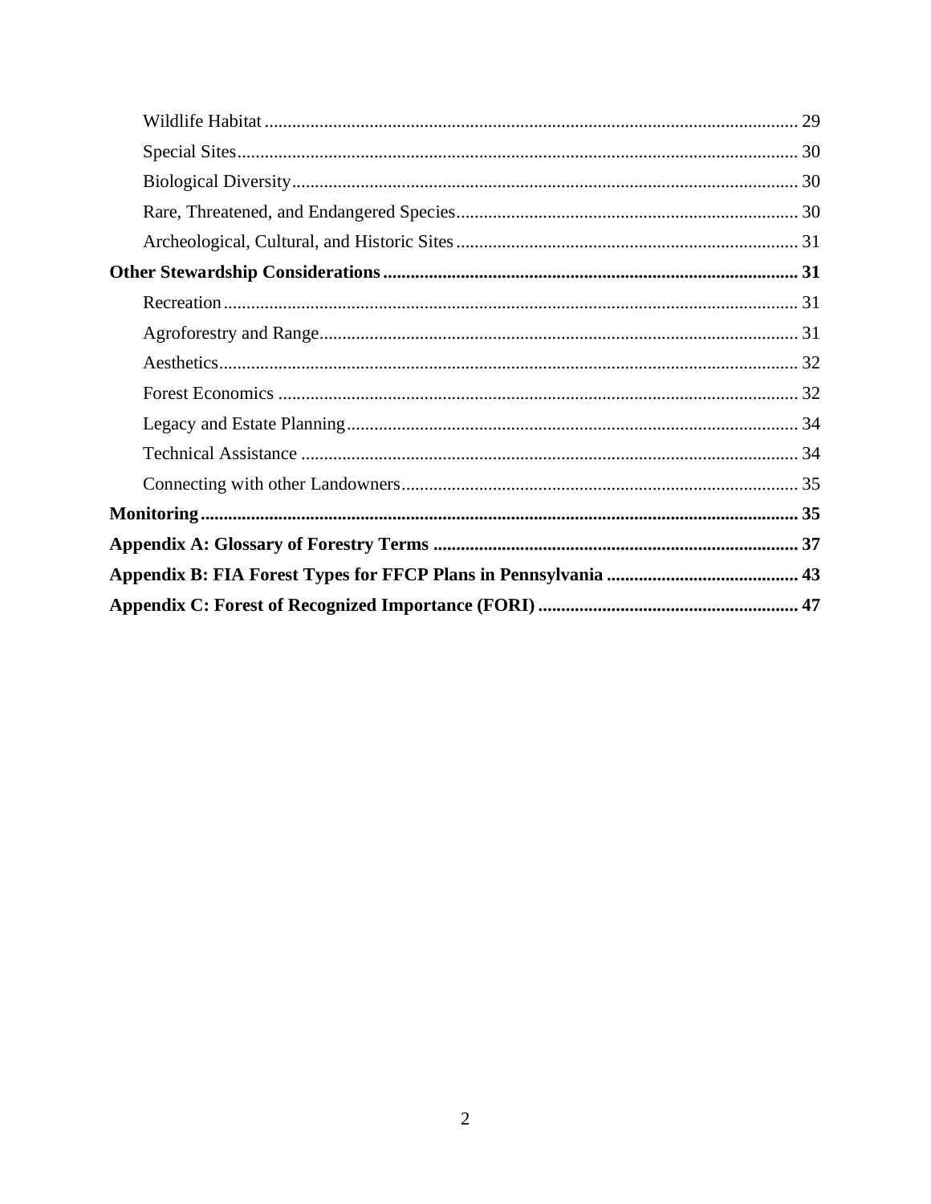- Wildlife Habitat ........ 29
- Special Sites ........ 30
- Biological Diversity ........ 30
- Rare, Threatened, and Endangered Species ........ 30
- Archeological, Cultural, and Historic Sites ........ 31

**Other Stewardship Considerations ........ 31**

- Recreation ........ 31
- Agroforestry and Range ........ 31
- Aesthetics ........ 32
- Forest Economics ........ 32
- Legacy and Estate Planning ........ 34
- Technical Assistance ........ 34
- Connecting with other Landowners ........ 35

**Monitoring ........ 35**

**Appendix A: Glossary of Forestry Terms ........ 37**

**Appendix B: FIA Forest Types for FFCP Plans in Pennsylvania ........ 43**

**Appendix C: Forest of Recognized Importance (FORI) ........ 47**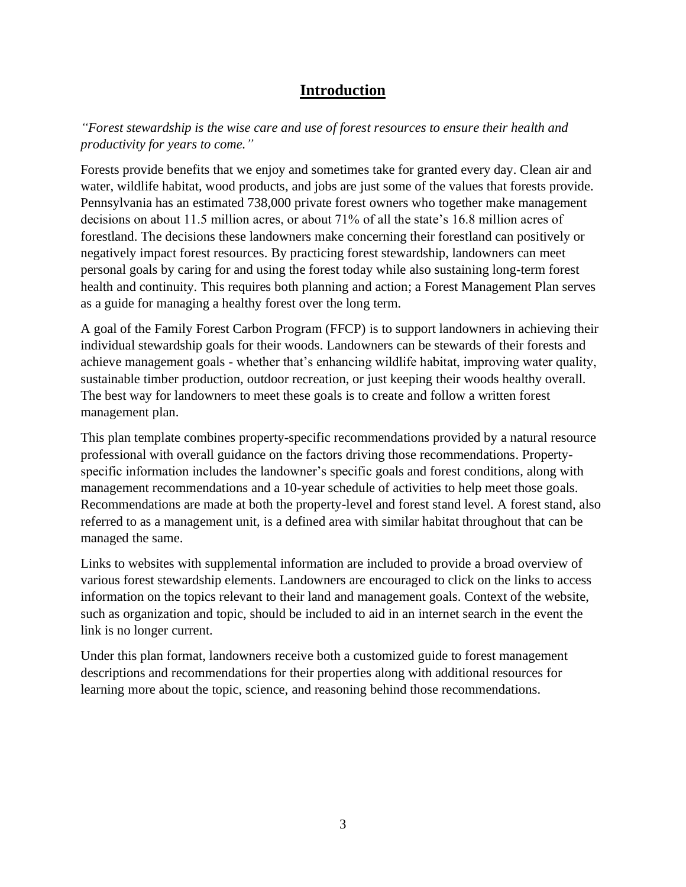# Introduction

*"Forest stewardship is the wise care and use of forest resources to ensure their health and productivity for years to come."*

Forests provide benefits that we enjoy and sometimes take for granted every day. Clean air and water, wildlife habitat, wood products, and jobs are just some of the values that forests provide. Pennsylvania has an estimated 738,000 private forest owners who together make management decisions on about 11.5 million acres, or about 71% of all the state's 16.8 million acres of forestland. The decisions these landowners make concerning their forestland can positively or negatively impact forest resources. By practicing forest stewardship, landowners can meet personal goals by caring for and using the forest today while also sustaining long-term forest health and continuity. This requires both planning and action; a Forest Management Plan serves as a guide for managing a healthy forest over the long term.

A goal of the Family Forest Carbon Program (FFCP) is to support landowners in achieving their individual stewardship goals for their woods. Landowners can be stewards of their forests and achieve management goals - whether that's enhancing wildlife habitat, improving water quality, sustainable timber production, outdoor recreation, or just keeping their woods healthy overall. The best way for landowners to meet these goals is to create and follow a written forest management plan.

This plan template combines property-specific recommendations provided by a natural resource professional with overall guidance on the factors driving those recommendations. Property-specific information includes the landowner's specific goals and forest conditions, along with management recommendations and a 10-year schedule of activities to help meet those goals. Recommendations are made at both the property-level and forest stand level. A forest stand, also referred to as a management unit, is a defined area with similar habitat throughout that can be managed the same.

Links to websites with supplemental information are included to provide a broad overview of various forest stewardship elements. Landowners are encouraged to click on the links to access information on the topics relevant to their land and management goals. Context of the website, such as organization and topic, should be included to aid in an internet search in the event the link is no longer current.

Under this plan format, landowners receive both a customized guide to forest management descriptions and recommendations for their properties along with additional resources for learning more about the topic, science, and reasoning behind those recommendations.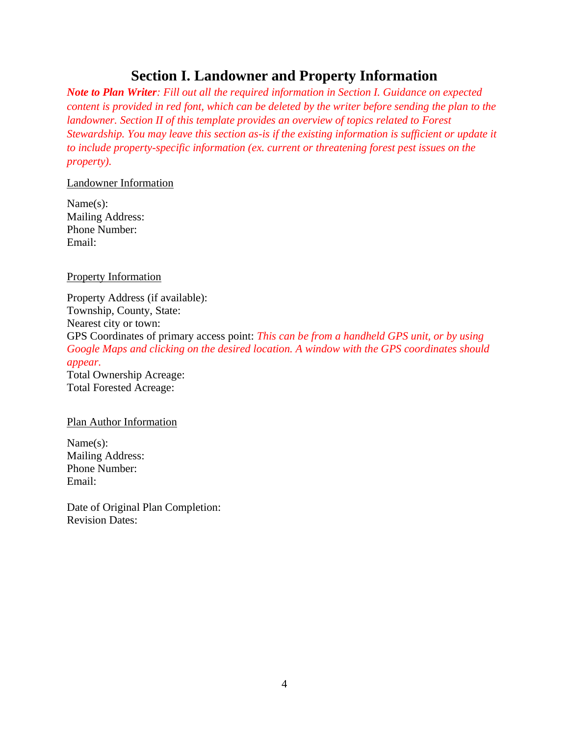# Section I. Landowner and Property Information

***Note to Plan Writer**: Fill out all the required information in Section I. Guidance on expected content is provided in red font, which can be deleted by the writer before sending the plan to the landowner. Section II of this template provides an overview of topics related to Forest Stewardship. You may leave this section as-is if the existing information is sufficient or update it to include property-specific information (ex. current or threatening forest pest issues on the property).*

<u>Landowner Information</u>

Name(s):
Mailing Address:
Phone Number:
Email:

<u>Property Information</u>

Property Address (if available):
Township, County, State:
Nearest city or town:
GPS Coordinates of primary access point: *This can be from a handheld GPS unit, or by using Google Maps and clicking on the desired location. A window with the GPS coordinates should appear.*
Total Ownership Acreage:
Total Forested Acreage:

<u>Plan Author Information</u>

Name(s):
Mailing Address:
Phone Number:
Email:

Date of Original Plan Completion:
Revision Dates: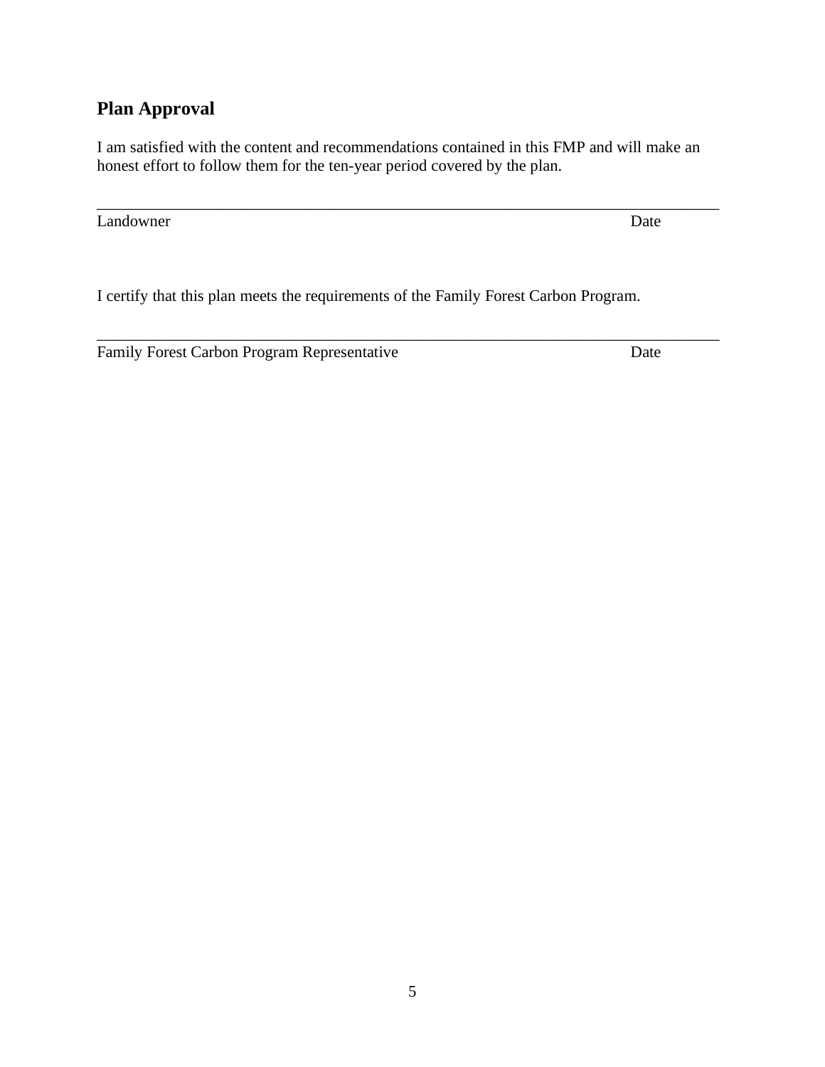## Plan Approval

I am satisfied with the content and recommendations contained in this FMP and will make an honest effort to follow them for the ten-year period covered by the plan.

\_\_\_\_\_\_\_\_\_\_\_\_\_\_\_\_\_\_\_\_\_\_\_\_\_\_\_\_\_\_\_\_\_\_\_\_\_\_\_\_\_\_\_\_\_\_\_\_\_\_\_\_\_\_\_\_\_\_\_\_\_\_\_\_\_\_\_\_\_\_\_\_\_\_\_\_

Landowner Date

I certify that this plan meets the requirements of the Family Forest Carbon Program.

\_\_\_\_\_\_\_\_\_\_\_\_\_\_\_\_\_\_\_\_\_\_\_\_\_\_\_\_\_\_\_\_\_\_\_\_\_\_\_\_\_\_\_\_\_\_\_\_\_\_\_\_\_\_\_\_\_\_\_\_\_\_\_\_\_\_\_\_\_\_\_\_\_\_\_\_

Family Forest Carbon Program Representative Date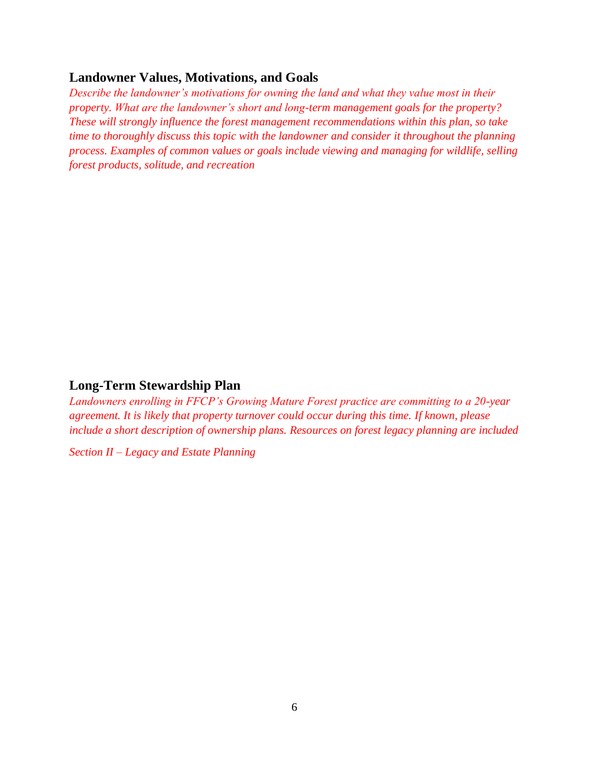## Landowner Values, Motivations, and Goals

*Describe the landowner's motivations for owning the land and what they value most in their property. What are the landowner's short and long-term management goals for the property? These will strongly influence the forest management recommendations within this plan, so take time to thoroughly discuss this topic with the landowner and consider it throughout the planning process. Examples of common values or goals include viewing and managing for wildlife, selling forest products, solitude, and recreation*

## Long-Term Stewardship Plan

*Landowners enrolling in FFCP's Growing Mature Forest practice are committing to a 20-year agreement. It is likely that property turnover could occur during this time. If known, please include a short description of ownership plans. Resources on forest legacy planning are included*

*Section II – Legacy and Estate Planning*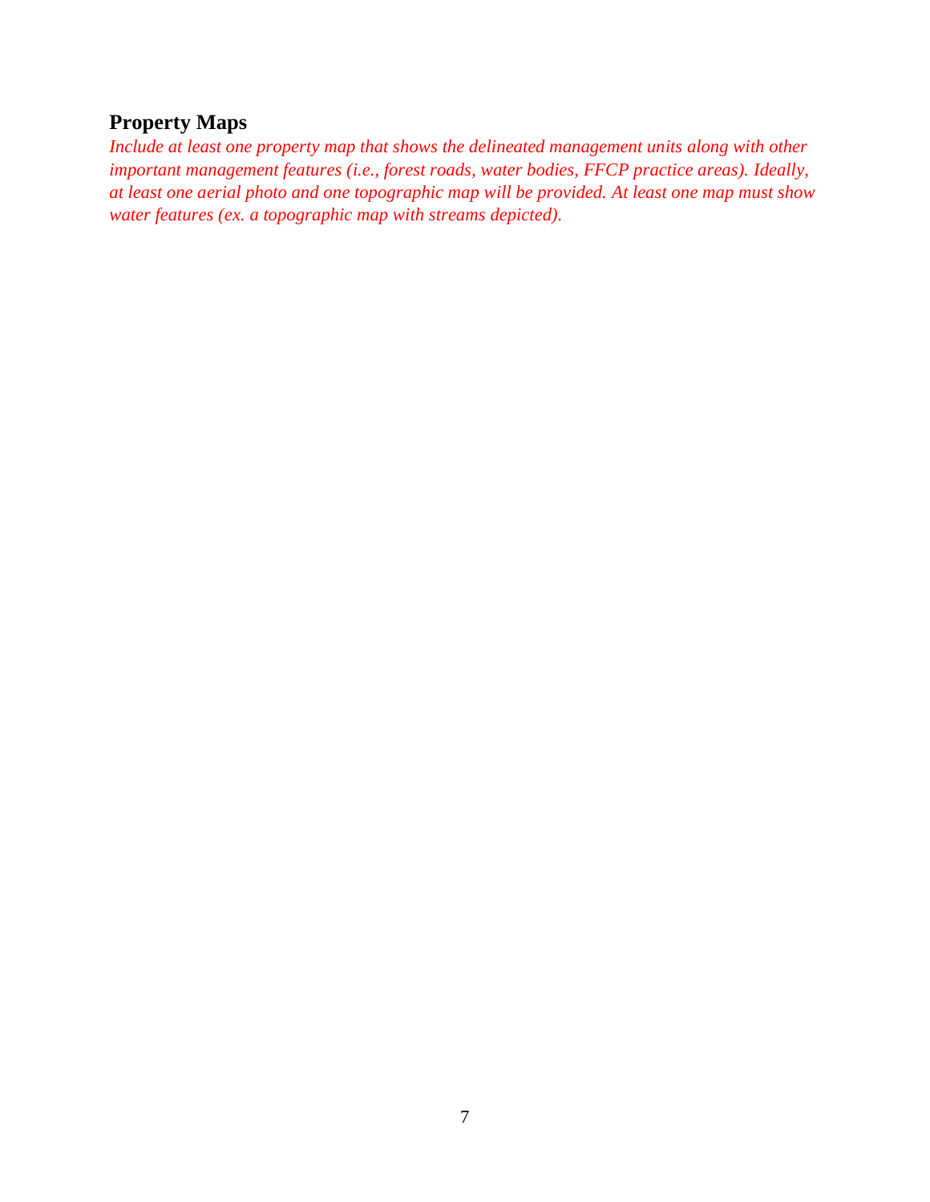## Property Maps

*Include at least one property map that shows the delineated management units along with other important management features (i.e., forest roads, water bodies, FFCP practice areas). Ideally, at least one aerial photo and one topographic map will be provided. At least one map must show water features (ex. a topographic map with streams depicted).*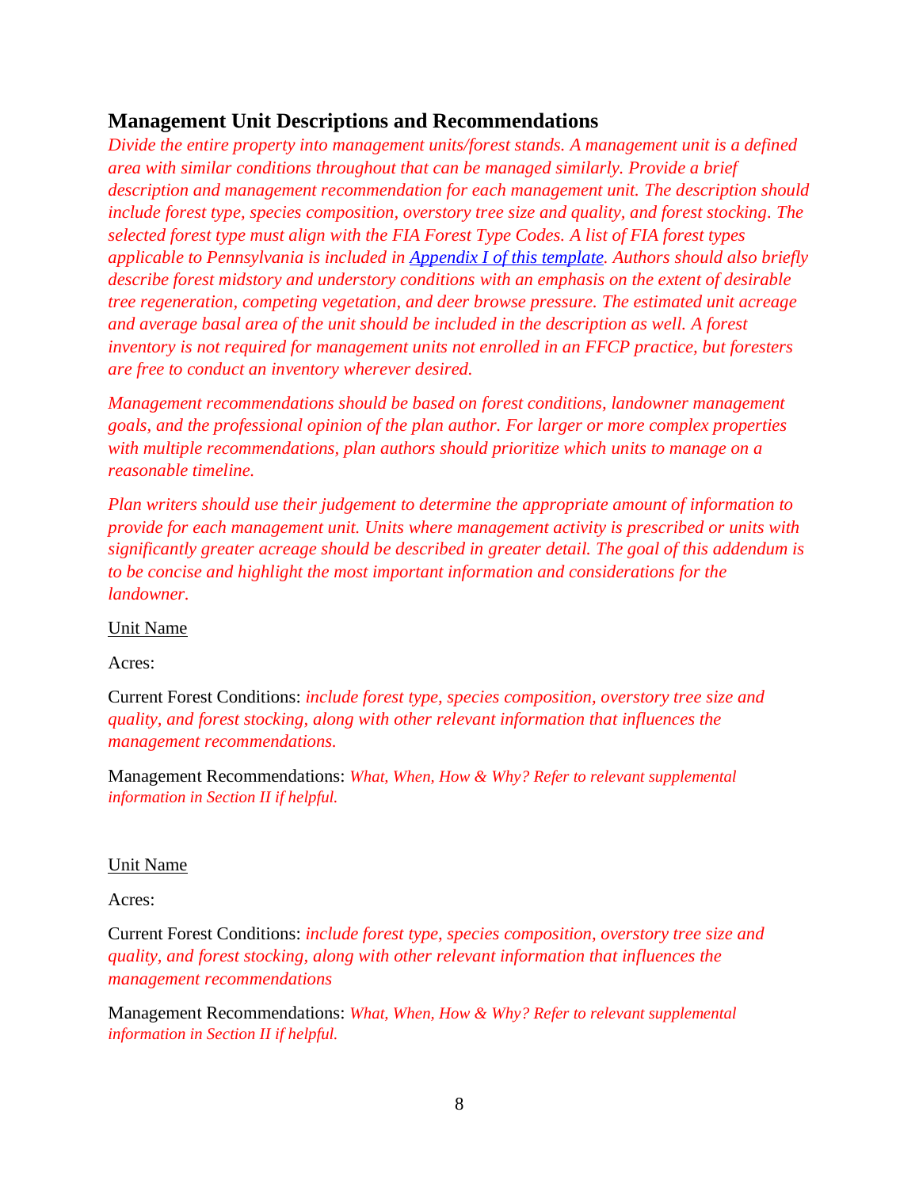## Management Unit Descriptions and Recommendations

*Divide the entire property into management units/forest stands. A management unit is a defined area with similar conditions throughout that can be managed similarly. Provide a brief description and management recommendation for each management unit. The description should include forest type, species composition, overstory tree size and quality, and forest stocking. The selected forest type must align with the FIA Forest Type Codes. A list of FIA forest types applicable to Pennsylvania is included in [Appendix I of this template](). Authors should also briefly describe forest midstory and understory conditions with an emphasis on the extent of desirable tree regeneration, competing vegetation, and deer browse pressure. The estimated unit acreage and average basal area of the unit should be included in the description as well. A forest inventory is not required for management units not enrolled in an FFCP practice, but foresters are free to conduct an inventory wherever desired.*

*Management recommendations should be based on forest conditions, landowner management goals, and the professional opinion of the plan author. For larger or more complex properties with multiple recommendations, plan authors should prioritize which units to manage on a reasonable timeline.*

*Plan writers should use their judgement to determine the appropriate amount of information to provide for each management unit. Units where management activity is prescribed or units with significantly greater acreage should be described in greater detail. The goal of this addendum is to be concise and highlight the most important information and considerations for the landowner.*

<u>Unit Name</u>

Acres:

Current Forest Conditions: *include forest type, species composition, overstory tree size and quality, and forest stocking, along with other relevant information that influences the management recommendations.*

Management Recommendations: *What, When, How & Why? Refer to relevant supplemental information in Section II if helpful.*

<u>Unit Name</u>

Acres:

Current Forest Conditions: *include forest type, species composition, overstory tree size and quality, and forest stocking, along with other relevant information that influences the management recommendations*

Management Recommendations: *What, When, How & Why? Refer to relevant supplemental information in Section II if helpful.*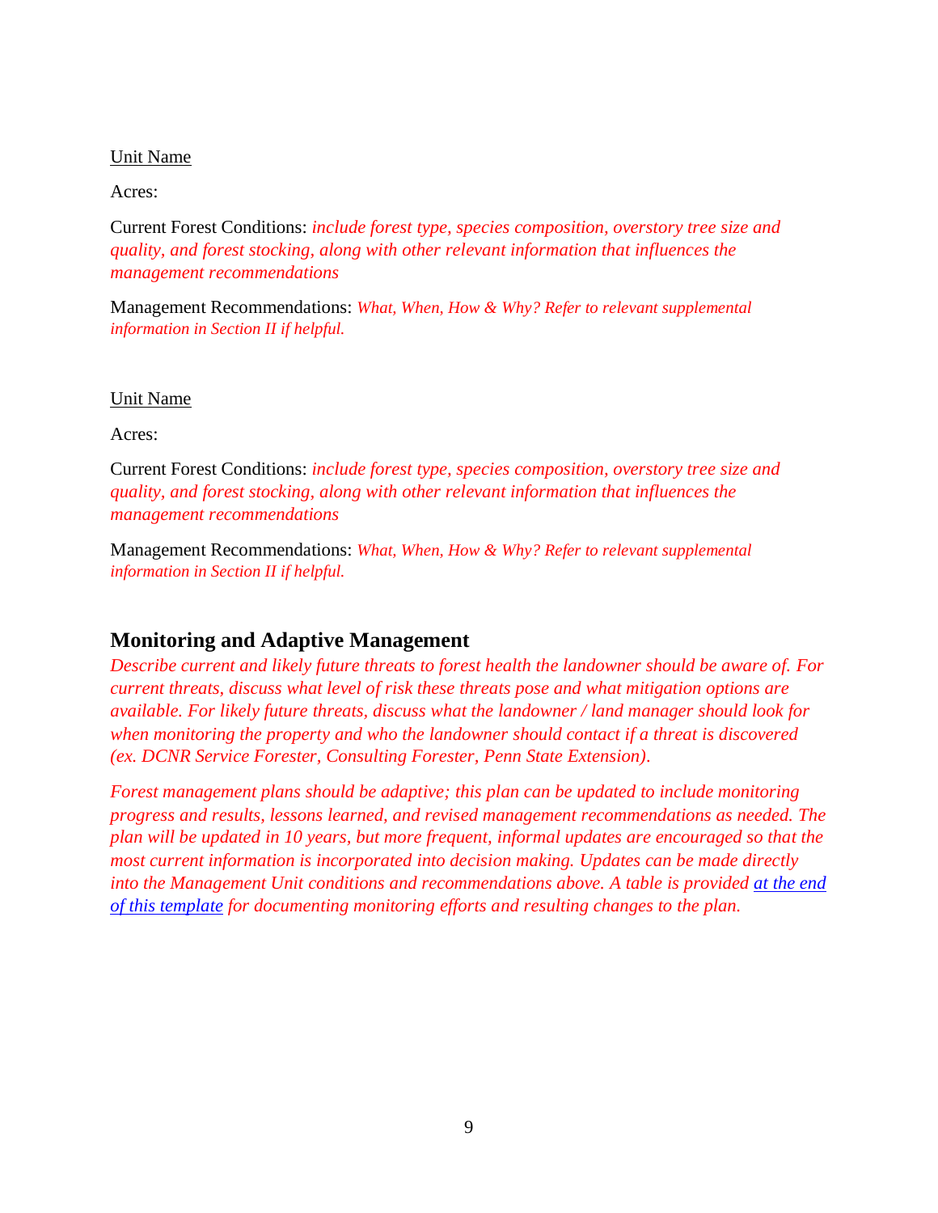<u>Unit Name</u>

Acres:

Current Forest Conditions: *include forest type, species composition, overstory tree size and quality, and forest stocking, along with other relevant information that influences the management recommendations*

Management Recommendations: *What, When, How & Why? Refer to relevant supplemental information in Section II if helpful.*

<u>Unit Name</u>

Acres:

Current Forest Conditions: *include forest type, species composition, overstory tree size and quality, and forest stocking, along with other relevant information that influences the management recommendations*

Management Recommendations: *What, When, How & Why? Refer to relevant supplemental information in Section II if helpful.*

## Monitoring and Adaptive Management

*Describe current and likely future threats to forest health the landowner should be aware of. For current threats, discuss what level of risk these threats pose and what mitigation options are available. For likely future threats, discuss what the landowner / land manager should look for when monitoring the property and who the landowner should contact if a threat is discovered (ex. DCNR Service Forester, Consulting Forester, Penn State Extension).*

*Forest management plans should be adaptive; this plan can be updated to include monitoring progress and results, lessons learned, and revised management recommendations as needed. The plan will be updated in 10 years, but more frequent, informal updates are encouraged so that the most current information is incorporated into decision making. Updates can be made directly into the Management Unit conditions and recommendations above. A table is provided <u>at the end of this template</u> for documenting monitoring efforts and resulting changes to the plan.*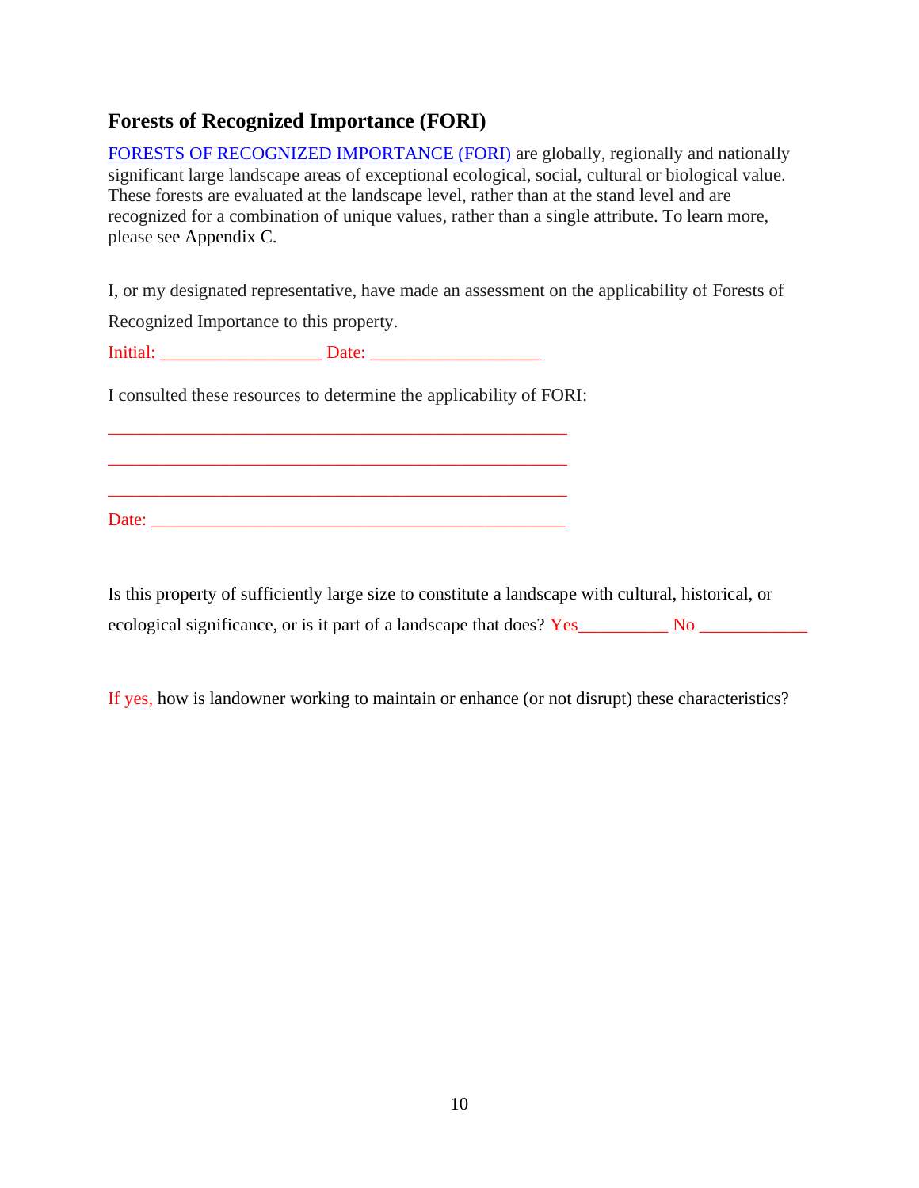## Forests of Recognized Importance (FORI)

FORESTS OF RECOGNIZED IMPORTANCE (FORI) are globally, regionally and nationally significant large landscape areas of exceptional ecological, social, cultural or biological value. These forests are evaluated at the landscape level, rather than at the stand level and are recognized for a combination of unique values, rather than a single attribute. To learn more, please see Appendix C.

I, or my designated representative, have made an assessment on the applicability of Forests of Recognized Importance to this property.

Initial: _________________ Date: __________________

I consulted these resources to determine the applicability of FORI:

_________________________________________________

_________________________________________________

_________________________________________________

Date: ____________________________________________

Is this property of sufficiently large size to constitute a landscape with cultural, historical, or ecological significance, or is it part of a landscape that does? Yes__________ No ____________

If yes, how is landowner working to maintain or enhance (or not disrupt) these characteristics?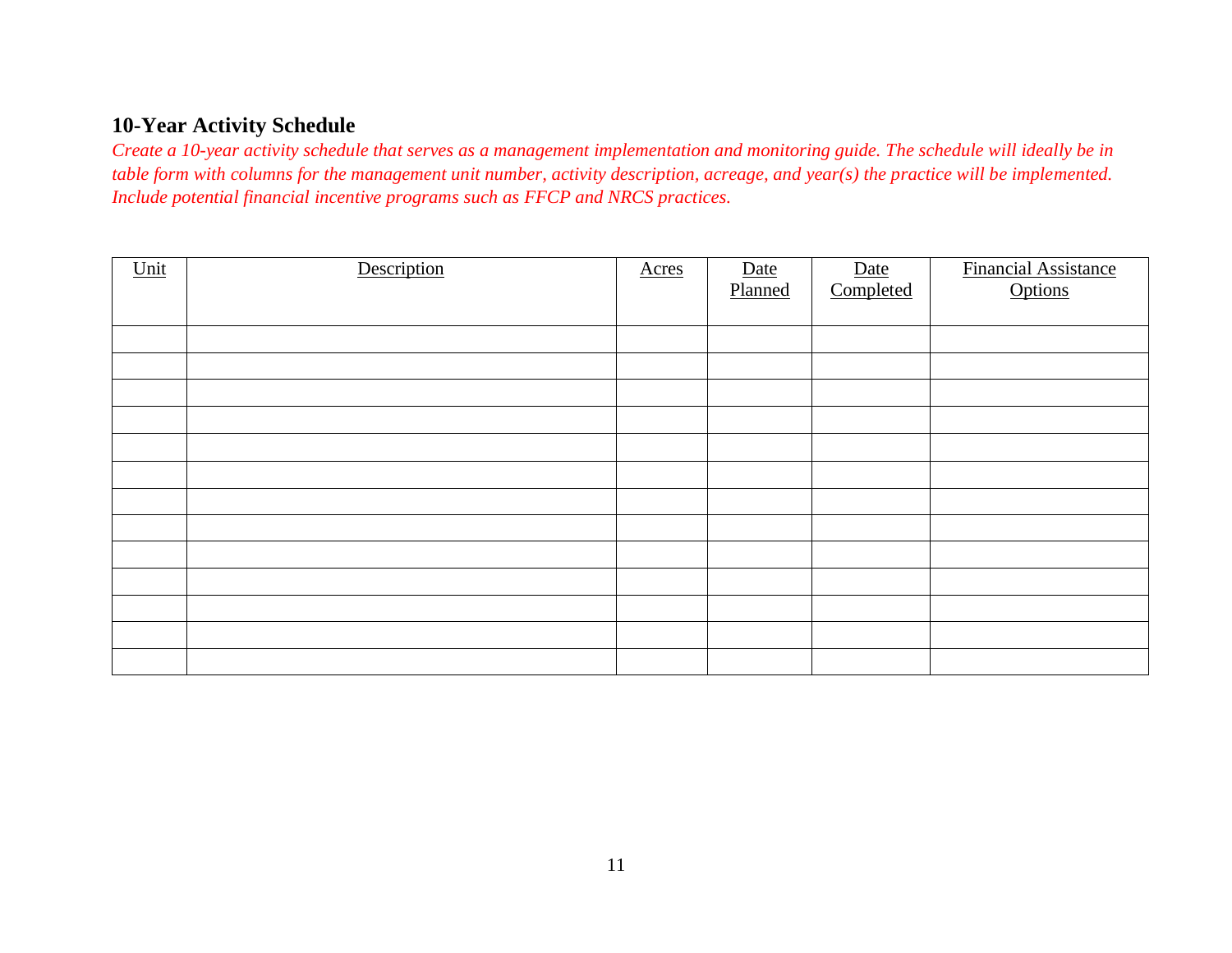## 10-Year Activity Schedule

*Create a 10-year activity schedule that serves as a management implementation and monitoring guide. The schedule will ideally be in table form with columns for the management unit number, activity description, acreage, and year(s) the practice will be implemented. Include potential financial incentive programs such as FFCP and NRCS practices.*

| Unit | Description | Acres | Date Planned | Date Completed | Financial Assistance Options |
|---|---|---|---|---|---|
| | | | | | |
| | | | | | |
| | | | | | |
| | | | | | |
| | | | | | |
| | | | | | |
| | | | | | |
| | | | | | |
| | | | | | |
| | | | | | |
| | | | | | |
| | | | | | |
| | | | | | |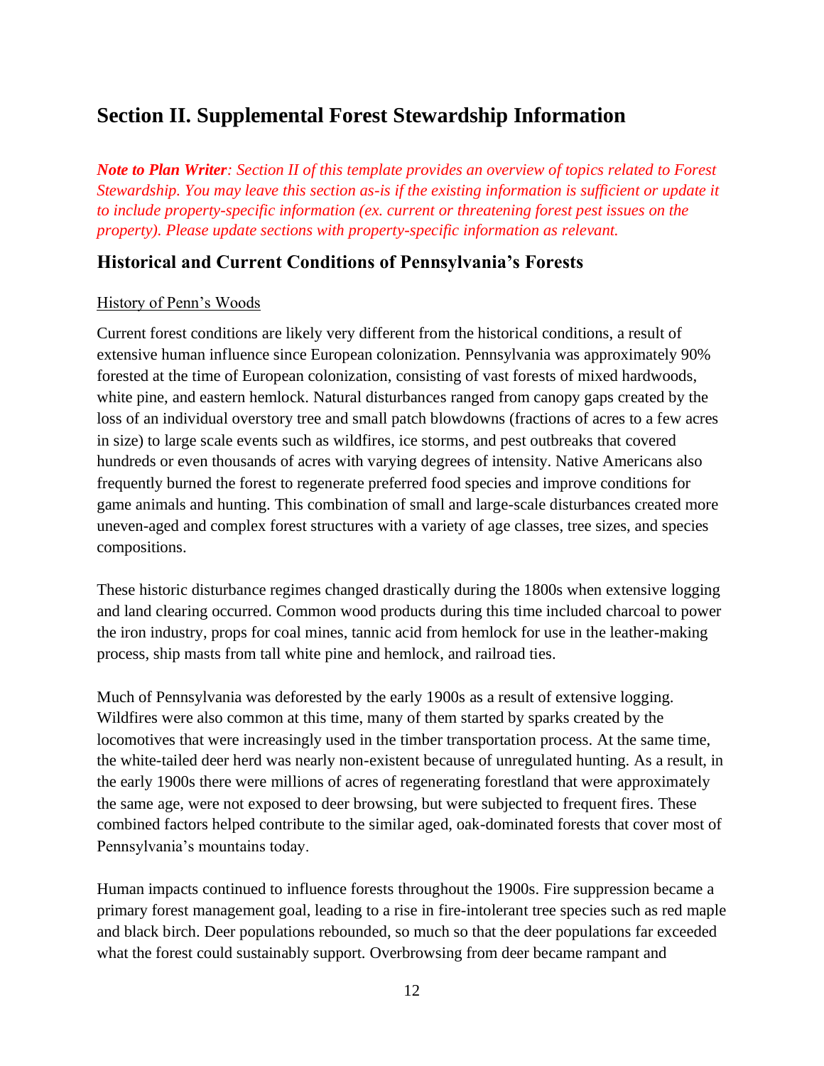# Section II. Supplemental Forest Stewardship Information

***Note to Plan Writer**: Section II of this template provides an overview of topics related to Forest Stewardship. You may leave this section as-is if the existing information is sufficient or update it to include property-specific information (ex. current or threatening forest pest issues on the property). Please update sections with property-specific information as relevant.*

## Historical and Current Conditions of Pennsylvania's Forests

History of Penn's Woods

Current forest conditions are likely very different from the historical conditions, a result of extensive human influence since European colonization. Pennsylvania was approximately 90% forested at the time of European colonization, consisting of vast forests of mixed hardwoods, white pine, and eastern hemlock. Natural disturbances ranged from canopy gaps created by the loss of an individual overstory tree and small patch blowdowns (fractions of acres to a few acres in size) to large scale events such as wildfires, ice storms, and pest outbreaks that covered hundreds or even thousands of acres with varying degrees of intensity. Native Americans also frequently burned the forest to regenerate preferred food species and improve conditions for game animals and hunting. This combination of small and large-scale disturbances created more uneven-aged and complex forest structures with a variety of age classes, tree sizes, and species compositions.

These historic disturbance regimes changed drastically during the 1800s when extensive logging and land clearing occurred. Common wood products during this time included charcoal to power the iron industry, props for coal mines, tannic acid from hemlock for use in the leather-making process, ship masts from tall white pine and hemlock, and railroad ties.

Much of Pennsylvania was deforested by the early 1900s as a result of extensive logging. Wildfires were also common at this time, many of them started by sparks created by the locomotives that were increasingly used in the timber transportation process. At the same time, the white-tailed deer herd was nearly non-existent because of unregulated hunting. As a result, in the early 1900s there were millions of acres of regenerating forestland that were approximately the same age, were not exposed to deer browsing, but were subjected to frequent fires. These combined factors helped contribute to the similar aged, oak-dominated forests that cover most of Pennsylvania's mountains today.

Human impacts continued to influence forests throughout the 1900s. Fire suppression became a primary forest management goal, leading to a rise in fire-intolerant tree species such as red maple and black birch. Deer populations rebounded, so much so that the deer populations far exceeded what the forest could sustainably support. Overbrowsing from deer became rampant and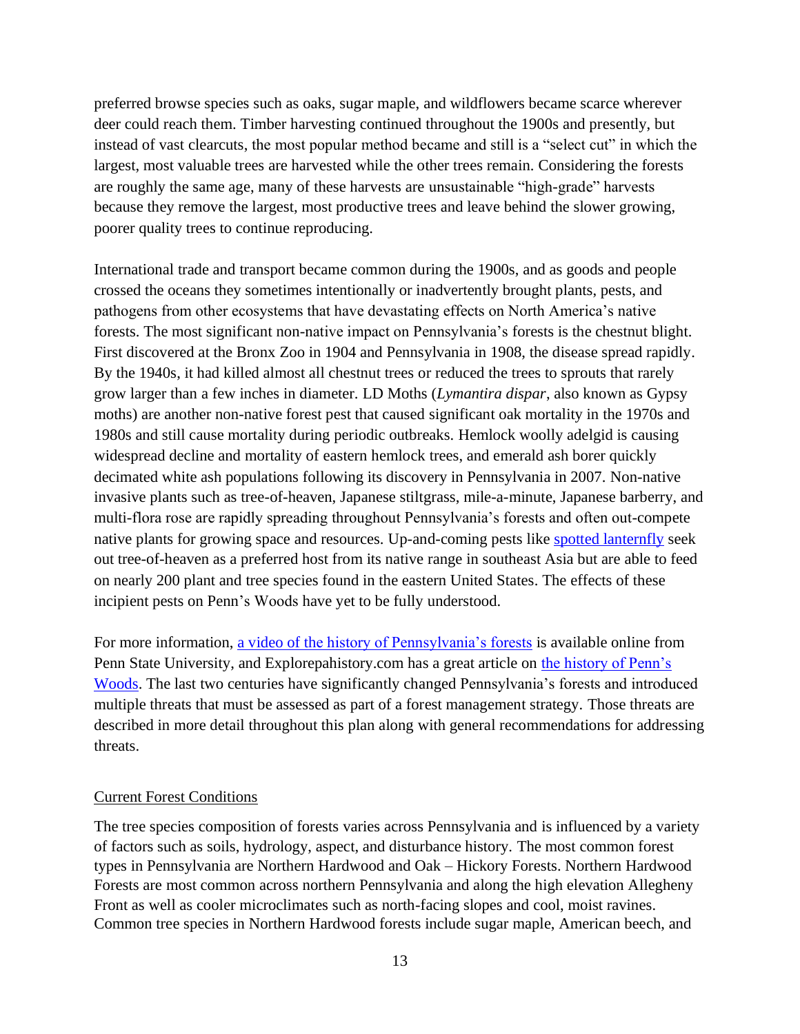preferred browse species such as oaks, sugar maple, and wildflowers became scarce wherever deer could reach them. Timber harvesting continued throughout the 1900s and presently, but instead of vast clearcuts, the most popular method became and still is a "select cut" in which the largest, most valuable trees are harvested while the other trees remain. Considering the forests are roughly the same age, many of these harvests are unsustainable "high-grade" harvests because they remove the largest, most productive trees and leave behind the slower growing, poorer quality trees to continue reproducing.

International trade and transport became common during the 1900s, and as goods and people crossed the oceans they sometimes intentionally or inadvertently brought plants, pests, and pathogens from other ecosystems that have devastating effects on North America's native forests. The most significant non-native impact on Pennsylvania's forests is the chestnut blight. First discovered at the Bronx Zoo in 1904 and Pennsylvania in 1908, the disease spread rapidly. By the 1940s, it had killed almost all chestnut trees or reduced the trees to sprouts that rarely grow larger than a few inches in diameter. LD Moths (*Lymantira dispar*, also known as Gypsy moths) are another non-native forest pest that caused significant oak mortality in the 1970s and 1980s and still cause mortality during periodic outbreaks. Hemlock woolly adelgid is causing widespread decline and mortality of eastern hemlock trees, and emerald ash borer quickly decimated white ash populations following its discovery in Pennsylvania in 2007. Non-native invasive plants such as tree-of-heaven, Japanese stiltgrass, mile-a-minute, Japanese barberry, and multi-flora rose are rapidly spreading throughout Pennsylvania's forests and often out-compete native plants for growing space and resources. Up-and-coming pests like spotted lanternfly seek out tree-of-heaven as a preferred host from its native range in southeast Asia but are able to feed on nearly 200 plant and tree species found in the eastern United States. The effects of these incipient pests on Penn's Woods have yet to be fully understood.

For more information, a video of the history of Pennsylvania's forests is available online from Penn State University, and Explorepahistory.com has a great article on the history of Penn's Woods. The last two centuries have significantly changed Pennsylvania's forests and introduced multiple threats that must be assessed as part of a forest management strategy. Those threats are described in more detail throughout this plan along with general recommendations for addressing threats.

## Current Forest Conditions

The tree species composition of forests varies across Pennsylvania and is influenced by a variety of factors such as soils, hydrology, aspect, and disturbance history. The most common forest types in Pennsylvania are Northern Hardwood and Oak – Hickory Forests. Northern Hardwood Forests are most common across northern Pennsylvania and along the high elevation Allegheny Front as well as cooler microclimates such as north-facing slopes and cool, moist ravines. Common tree species in Northern Hardwood forests include sugar maple, American beech, and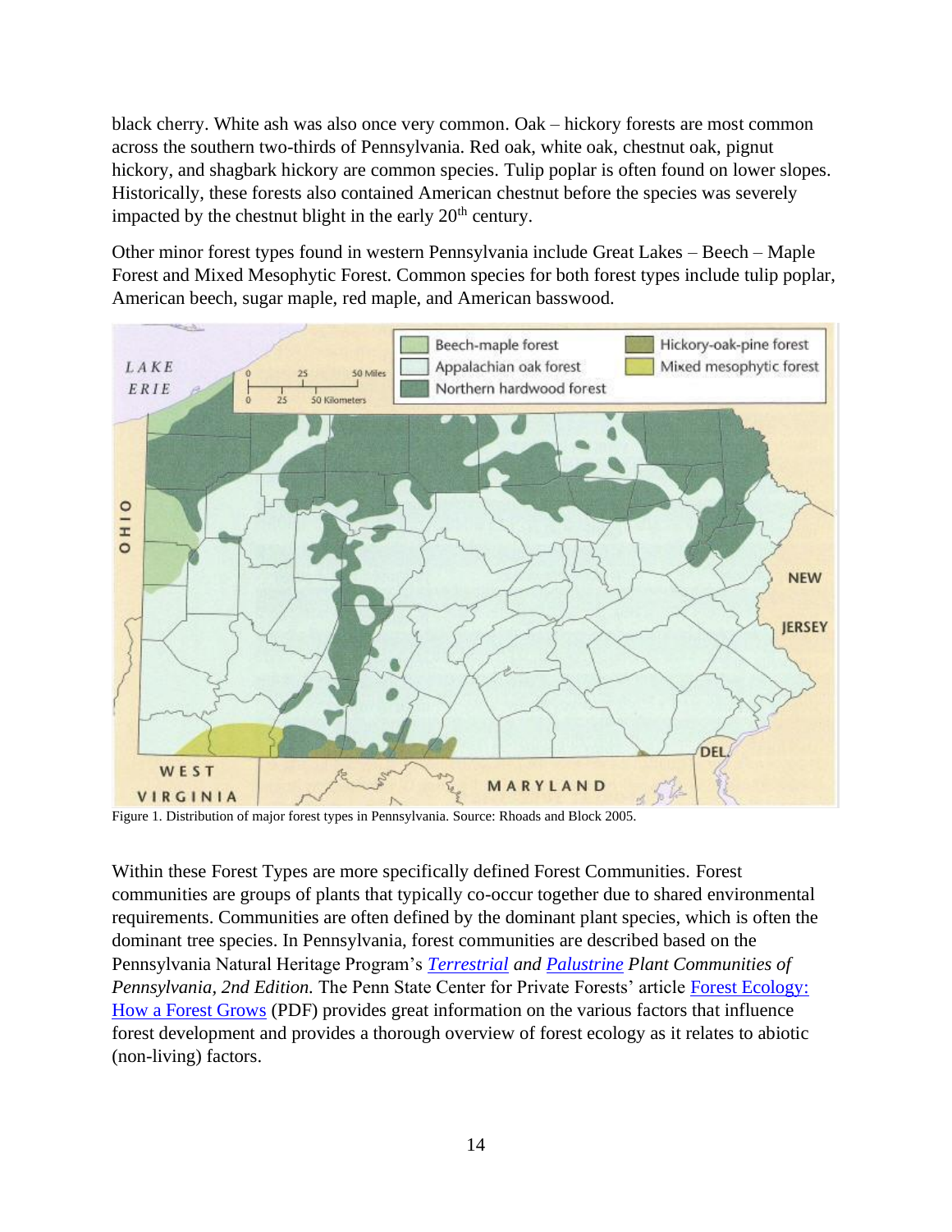black cherry. White ash was also once very common. Oak – hickory forests are most common across the southern two-thirds of Pennsylvania. Red oak, white oak, chestnut oak, pignut hickory, and shagbark hickory are common species. Tulip poplar is often found on lower slopes. Historically, these forests also contained American chestnut before the species was severely impacted by the chestnut blight in the early 20th century.

Other minor forest types found in western Pennsylvania include Great Lakes – Beech – Maple Forest and Mixed Mesophytic Forest. Common species for both forest types include tulip poplar, American beech, sugar maple, red maple, and American basswood.

Figure 1. Distribution of major forest types in Pennsylvania. Source: Rhoads and Block 2005.

Within these Forest Types are more specifically defined Forest Communities. Forest communities are groups of plants that typically co-occur together due to shared environmental requirements. Communities are often defined by the dominant plant species, which is often the dominant tree species. In Pennsylvania, forest communities are described based on the Pennsylvania Natural Heritage Program's *Terrestrial and Palustrine Plant Communities of Pennsylvania, 2nd Edition.* The Penn State Center for Private Forests' article Forest Ecology: How a Forest Grows (PDF) provides great information on the various factors that influence forest development and provides a thorough overview of forest ecology as it relates to abiotic (non-living) factors.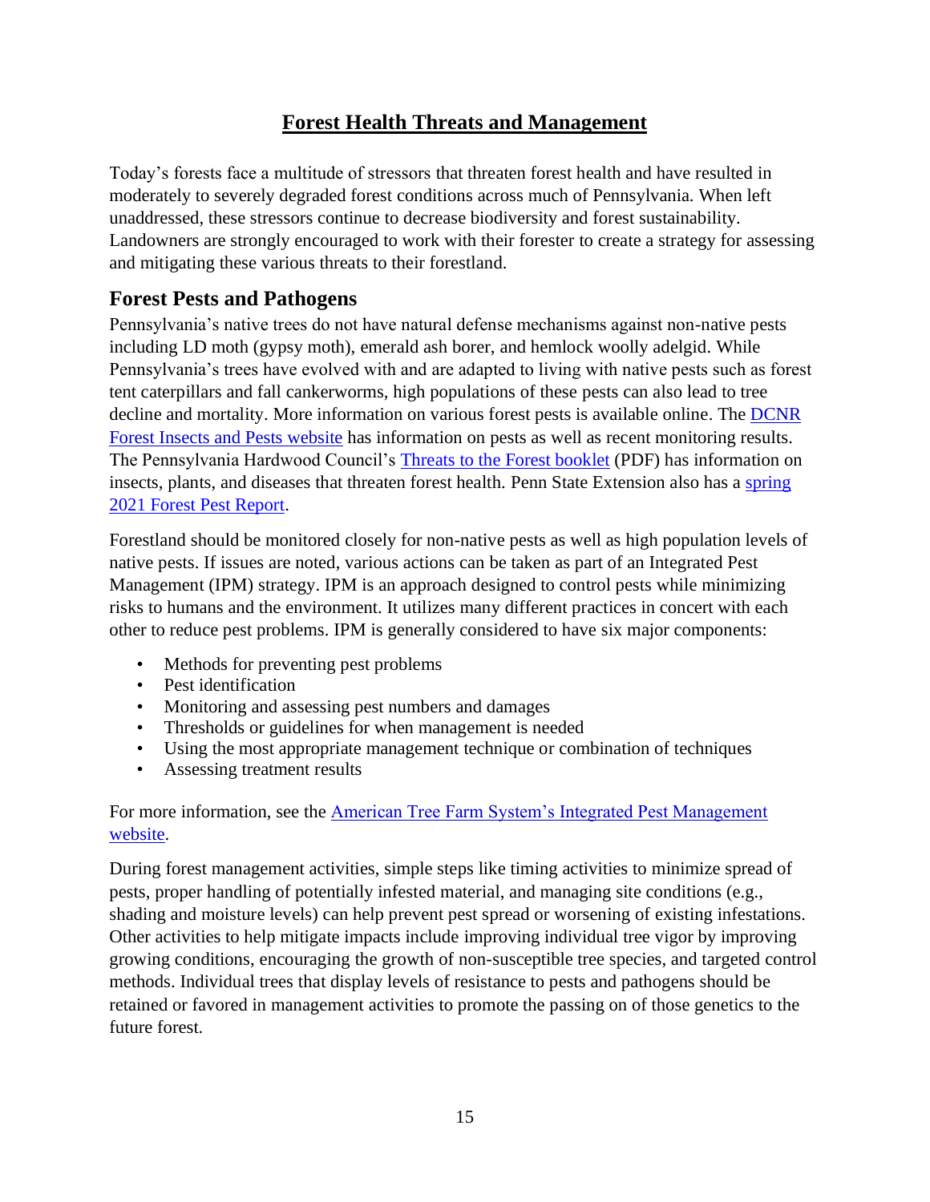# Forest Health Threats and Management

Today's forests face a multitude of stressors that threaten forest health and have resulted in moderately to severely degraded forest conditions across much of Pennsylvania. When left unaddressed, these stressors continue to decrease biodiversity and forest sustainability. Landowners are strongly encouraged to work with their forester to create a strategy for assessing and mitigating these various threats to their forestland.

## Forest Pests and Pathogens

Pennsylvania's native trees do not have natural defense mechanisms against non-native pests including LD moth (gypsy moth), emerald ash borer, and hemlock woolly adelgid. While Pennsylvania's trees have evolved with and are adapted to living with native pests such as forest tent caterpillars and fall cankerworms, high populations of these pests can also lead to tree decline and mortality. More information on various forest pests is available online. The DCNR Forest Insects and Pests website has information on pests as well as recent monitoring results. The Pennsylvania Hardwood Council's Threats to the Forest booklet (PDF) has information on insects, plants, and diseases that threaten forest health. Penn State Extension also has a spring 2021 Forest Pest Report.

Forestland should be monitored closely for non-native pests as well as high population levels of native pests. If issues are noted, various actions can be taken as part of an Integrated Pest Management (IPM) strategy. IPM is an approach designed to control pests while minimizing risks to humans and the environment. It utilizes many different practices in concert with each other to reduce pest problems. IPM is generally considered to have six major components:

- Methods for preventing pest problems
- Pest identification
- Monitoring and assessing pest numbers and damages
- Thresholds or guidelines for when management is needed
- Using the most appropriate management technique or combination of techniques
- Assessing treatment results

For more information, see the American Tree Farm System's Integrated Pest Management website.

During forest management activities, simple steps like timing activities to minimize spread of pests, proper handling of potentially infested material, and managing site conditions (e.g., shading and moisture levels) can help prevent pest spread or worsening of existing infestations. Other activities to help mitigate impacts include improving individual tree vigor by improving growing conditions, encouraging the growth of non-susceptible tree species, and targeted control methods. Individual trees that display levels of resistance to pests and pathogens should be retained or favored in management activities to promote the passing on of those genetics to the future forest.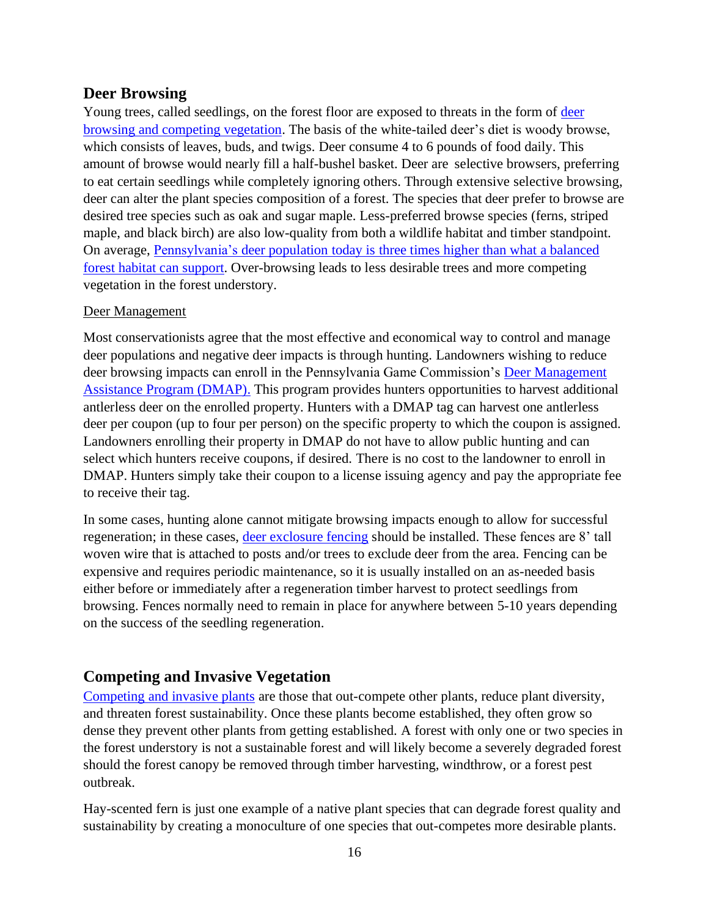## Deer Browsing

Young trees, called seedlings, on the forest floor are exposed to threats in the form of deer browsing and competing vegetation. The basis of the white-tailed deer's diet is woody browse, which consists of leaves, buds, and twigs. Deer consume 4 to 6 pounds of food daily. This amount of browse would nearly fill a half-bushel basket. Deer are selective browsers, preferring to eat certain seedlings while completely ignoring others. Through extensive selective browsing, deer can alter the plant species composition of a forest. The species that deer prefer to browse are desired tree species such as oak and sugar maple. Less-preferred browse species (ferns, striped maple, and black birch) are also low-quality from both a wildlife habitat and timber standpoint. On average, Pennsylvania's deer population today is three times higher than what a balanced forest habitat can support. Over-browsing leads to less desirable trees and more competing vegetation in the forest understory.

Deer Management

Most conservationists agree that the most effective and economical way to control and manage deer populations and negative deer impacts is through hunting. Landowners wishing to reduce deer browsing impacts can enroll in the Pennsylvania Game Commission's Deer Management Assistance Program (DMAP). This program provides hunters opportunities to harvest additional antlerless deer on the enrolled property. Hunters with a DMAP tag can harvest one antlerless deer per coupon (up to four per person) on the specific property to which the coupon is assigned. Landowners enrolling their property in DMAP do not have to allow public hunting and can select which hunters receive coupons, if desired. There is no cost to the landowner to enroll in DMAP. Hunters simply take their coupon to a license issuing agency and pay the appropriate fee to receive their tag.

In some cases, hunting alone cannot mitigate browsing impacts enough to allow for successful regeneration; in these cases, deer exclosure fencing should be installed. These fences are 8' tall woven wire that is attached to posts and/or trees to exclude deer from the area. Fencing can be expensive and requires periodic maintenance, so it is usually installed on an as-needed basis either before or immediately after a regeneration timber harvest to protect seedlings from browsing. Fences normally need to remain in place for anywhere between 5-10 years depending on the success of the seedling regeneration.

## Competing and Invasive Vegetation

Competing and invasive plants are those that out-compete other plants, reduce plant diversity, and threaten forest sustainability. Once these plants become established, they often grow so dense they prevent other plants from getting established. A forest with only one or two species in the forest understory is not a sustainable forest and will likely become a severely degraded forest should the forest canopy be removed through timber harvesting, windthrow, or a forest pest outbreak.

Hay-scented fern is just one example of a native plant species that can degrade forest quality and sustainability by creating a monoculture of one species that out-competes more desirable plants.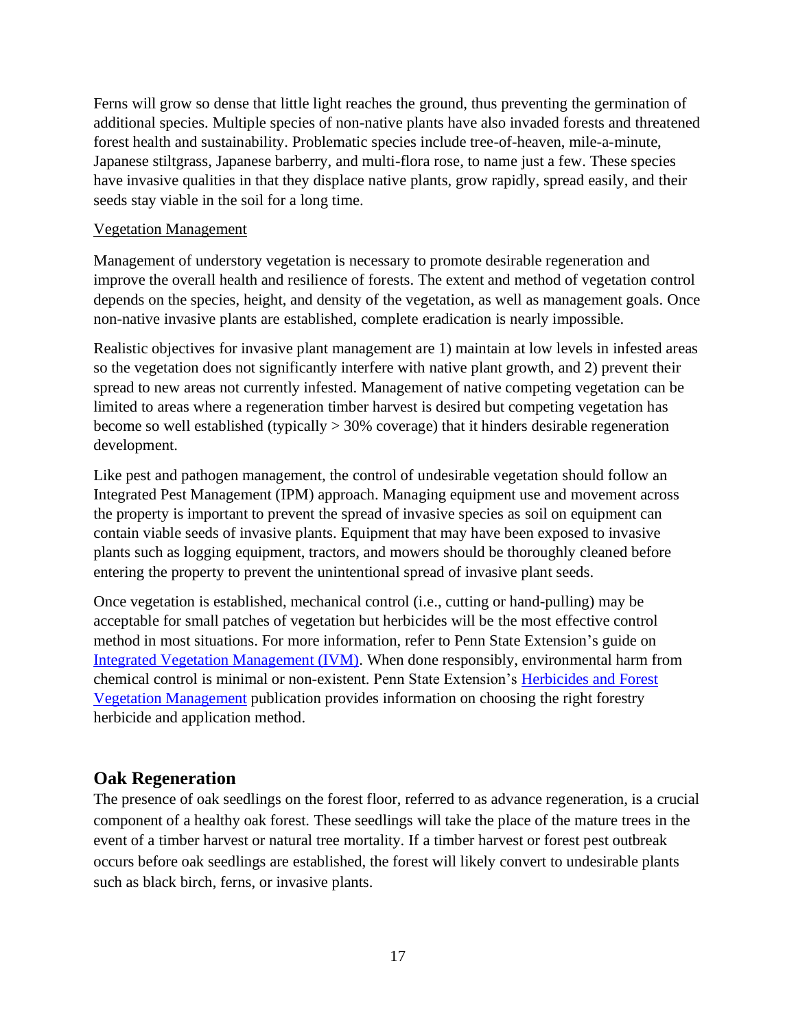Ferns will grow so dense that little light reaches the ground, thus preventing the germination of additional species. Multiple species of non-native plants have also invaded forests and threatened forest health and sustainability. Problematic species include tree-of-heaven, mile-a-minute, Japanese stiltgrass, Japanese barberry, and multi-flora rose, to name just a few. These species have invasive qualities in that they displace native plants, grow rapidly, spread easily, and their seeds stay viable in the soil for a long time.

Vegetation Management

Management of understory vegetation is necessary to promote desirable regeneration and improve the overall health and resilience of forests. The extent and method of vegetation control depends on the species, height, and density of the vegetation, as well as management goals. Once non-native invasive plants are established, complete eradication is nearly impossible.

Realistic objectives for invasive plant management are 1) maintain at low levels in infested areas so the vegetation does not significantly interfere with native plant growth, and 2) prevent their spread to new areas not currently infested. Management of native competing vegetation can be limited to areas where a regeneration timber harvest is desired but competing vegetation has become so well established (typically > 30% coverage) that it hinders desirable regeneration development.

Like pest and pathogen management, the control of undesirable vegetation should follow an Integrated Pest Management (IPM) approach. Managing equipment use and movement across the property is important to prevent the spread of invasive species as soil on equipment can contain viable seeds of invasive plants. Equipment that may have been exposed to invasive plants such as logging equipment, tractors, and mowers should be thoroughly cleaned before entering the property to prevent the unintentional spread of invasive plant seeds.

Once vegetation is established, mechanical control (i.e., cutting or hand-pulling) may be acceptable for small patches of vegetation but herbicides will be the most effective control method in most situations. For more information, refer to Penn State Extension's guide on Integrated Vegetation Management (IVM). When done responsibly, environmental harm from chemical control is minimal or non-existent. Penn State Extension's Herbicides and Forest Vegetation Management publication provides information on choosing the right forestry herbicide and application method.

## Oak Regeneration

The presence of oak seedlings on the forest floor, referred to as advance regeneration, is a crucial component of a healthy oak forest. These seedlings will take the place of the mature trees in the event of a timber harvest or natural tree mortality. If a timber harvest or forest pest outbreak occurs before oak seedlings are established, the forest will likely convert to undesirable plants such as black birch, ferns, or invasive plants.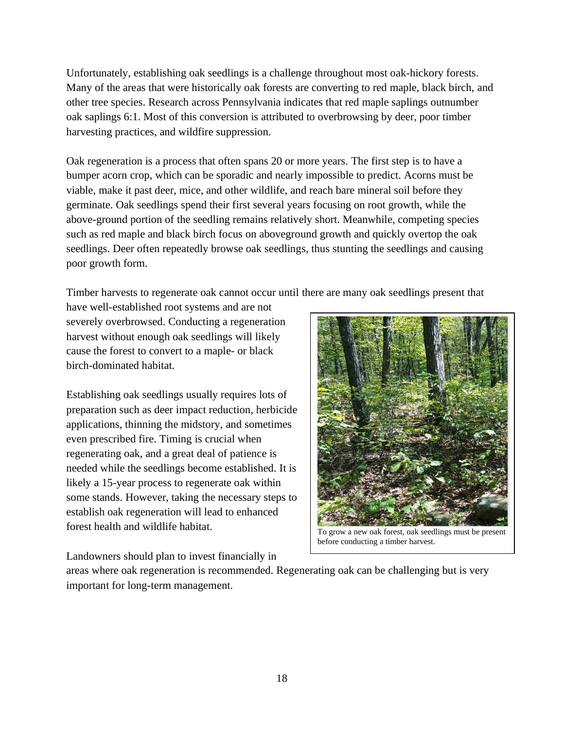Unfortunately, establishing oak seedlings is a challenge throughout most oak-hickory forests. Many of the areas that were historically oak forests are converting to red maple, black birch, and other tree species. Research across Pennsylvania indicates that red maple saplings outnumber oak saplings 6:1. Most of this conversion is attributed to overbrowsing by deer, poor timber harvesting practices, and wildfire suppression.

Oak regeneration is a process that often spans 20 or more years. The first step is to have a bumper acorn crop, which can be sporadic and nearly impossible to predict. Acorns must be viable, make it past deer, mice, and other wildlife, and reach bare mineral soil before they germinate. Oak seedlings spend their first several years focusing on root growth, while the above-ground portion of the seedling remains relatively short. Meanwhile, competing species such as red maple and black birch focus on aboveground growth and quickly overtop the oak seedlings. Deer often repeatedly browse oak seedlings, thus stunting the seedlings and causing poor growth form.

Timber harvests to regenerate oak cannot occur until there are many oak seedlings present that have well-established root systems and are not severely overbrowsed. Conducting a regeneration harvest without enough oak seedlings will likely cause the forest to convert to a maple- or black birch-dominated habitat.

Establishing oak seedlings usually requires lots of preparation such as deer impact reduction, herbicide applications, thinning the midstory, and sometimes even prescribed fire. Timing is crucial when regenerating oak, and a great deal of patience is needed while the seedlings become established. It is likely a 15-year process to regenerate oak within some stands. However, taking the necessary steps to establish oak regeneration will lead to enhanced forest health and wildlife habitat.

To grow a new oak forest, oak seedlings must be present before conducting a timber harvest.

Landowners should plan to invest financially in areas where oak regeneration is recommended. Regenerating oak can be challenging but is very important for long-term management.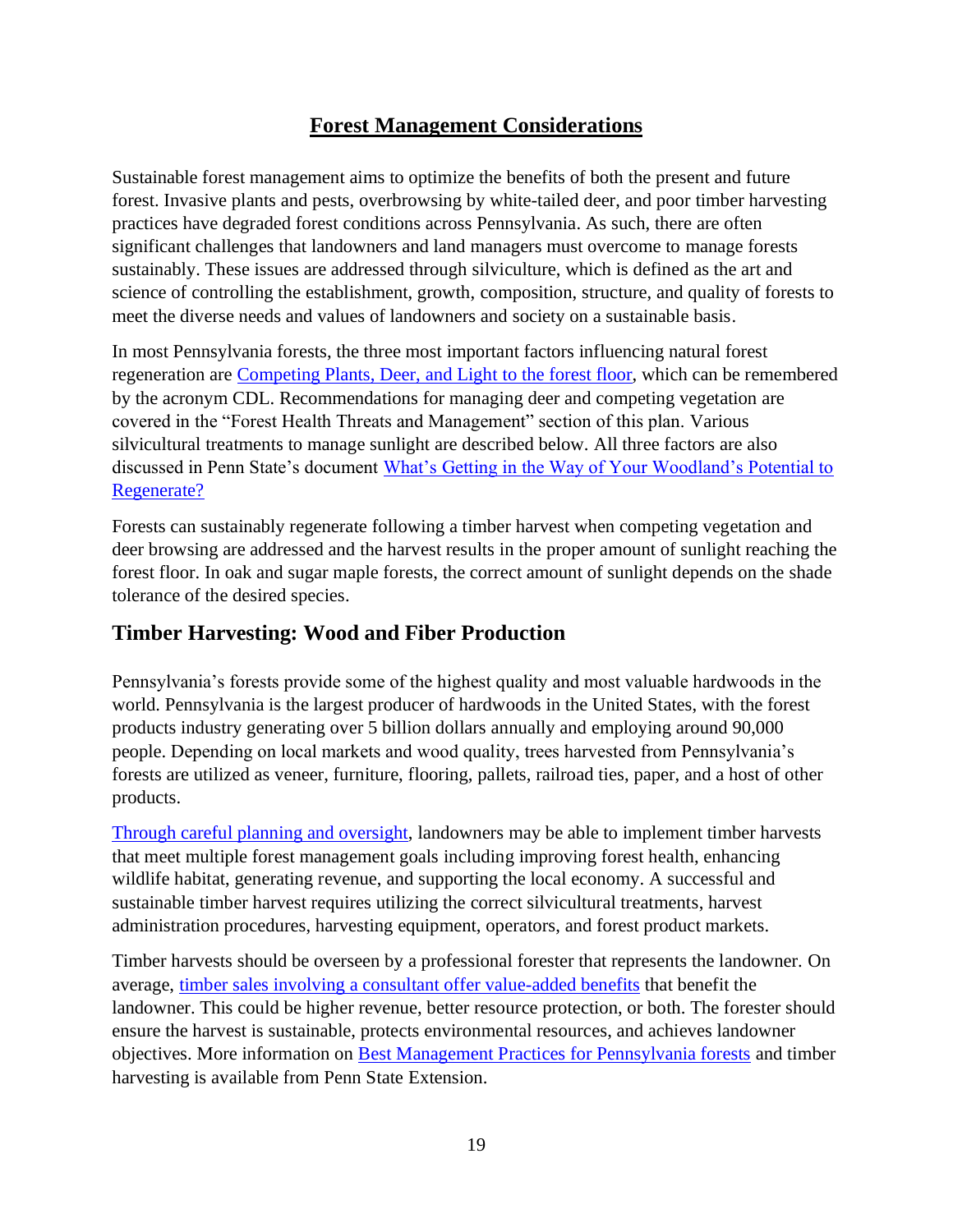# Forest Management Considerations

Sustainable forest management aims to optimize the benefits of both the present and future forest. Invasive plants and pests, overbrowsing by white-tailed deer, and poor timber harvesting practices have degraded forest conditions across Pennsylvania. As such, there are often significant challenges that landowners and land managers must overcome to manage forests sustainably. These issues are addressed through silviculture, which is defined as the art and science of controlling the establishment, growth, composition, structure, and quality of forests to meet the diverse needs and values of landowners and society on a sustainable basis.

In most Pennsylvania forests, the three most important factors influencing natural forest regeneration are [Competing Plants, Deer, and Light to the forest floor](), which can be remembered by the acronym CDL. Recommendations for managing deer and competing vegetation are covered in the "Forest Health Threats and Management" section of this plan. Various silvicultural treatments to manage sunlight are described below. All three factors are also discussed in Penn State's document [What's Getting in the Way of Your Woodland's Potential to Regenerate?]()

Forests can sustainably regenerate following a timber harvest when competing vegetation and deer browsing are addressed and the harvest results in the proper amount of sunlight reaching the forest floor. In oak and sugar maple forests, the correct amount of sunlight depends on the shade tolerance of the desired species.

## Timber Harvesting: Wood and Fiber Production

Pennsylvania's forests provide some of the highest quality and most valuable hardwoods in the world. Pennsylvania is the largest producer of hardwoods in the United States, with the forest products industry generating over 5 billion dollars annually and employing around 90,000 people. Depending on local markets and wood quality, trees harvested from Pennsylvania's forests are utilized as veneer, furniture, flooring, pallets, railroad ties, paper, and a host of other products.

[Through careful planning and oversight](), landowners may be able to implement timber harvests that meet multiple forest management goals including improving forest health, enhancing wildlife habitat, generating revenue, and supporting the local economy. A successful and sustainable timber harvest requires utilizing the correct silvicultural treatments, harvest administration procedures, harvesting equipment, operators, and forest product markets.

Timber harvests should be overseen by a professional forester that represents the landowner. On average, [timber sales involving a consultant offer value-added benefits]() that benefit the landowner. This could be higher revenue, better resource protection, or both. The forester should ensure the harvest is sustainable, protects environmental resources, and achieves landowner objectives. More information on [Best Management Practices for Pennsylvania forests]() and timber harvesting is available from Penn State Extension.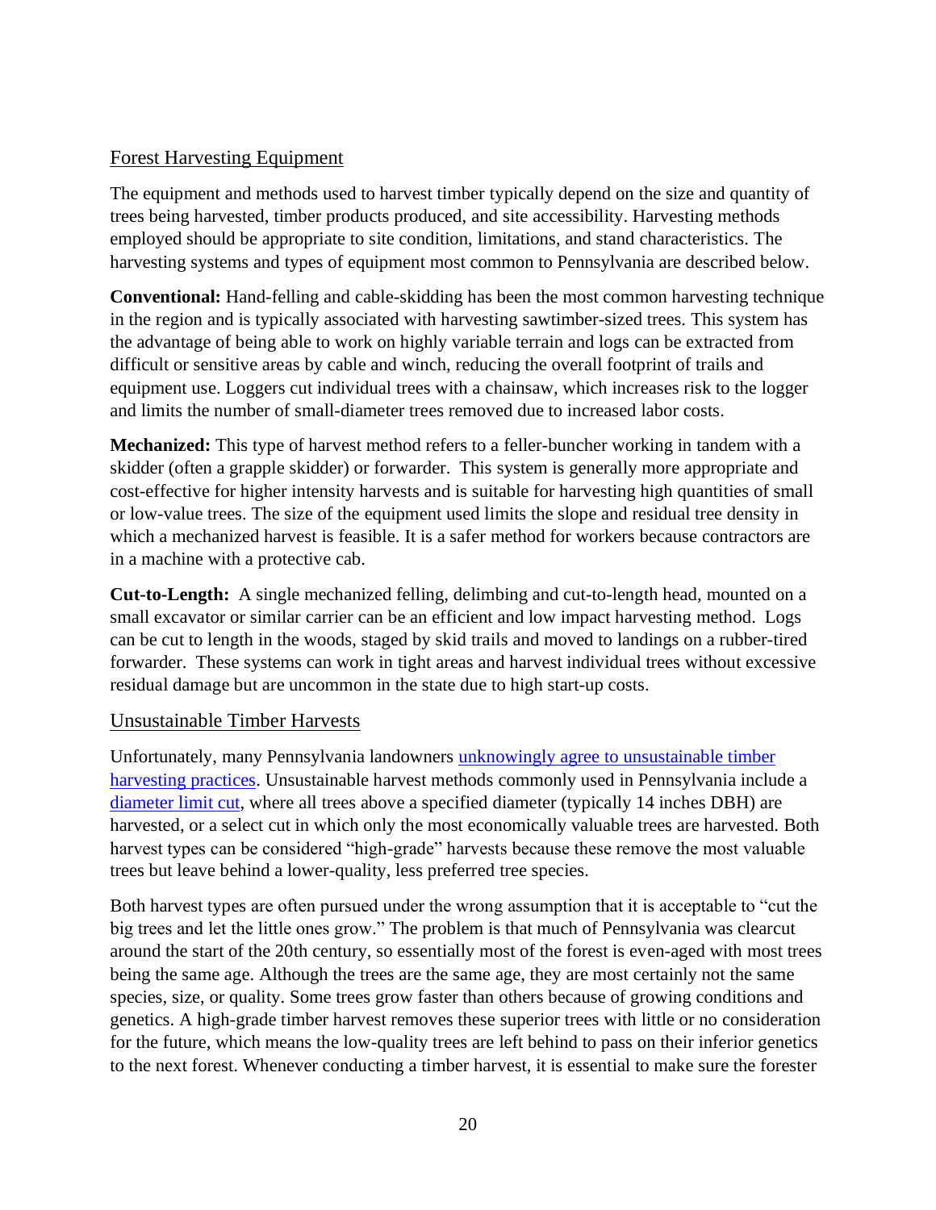## Forest Harvesting Equipment

The equipment and methods used to harvest timber typically depend on the size and quantity of trees being harvested, timber products produced, and site accessibility. Harvesting methods employed should be appropriate to site condition, limitations, and stand characteristics. The harvesting systems and types of equipment most common to Pennsylvania are described below.

**Conventional:** Hand-felling and cable-skidding has been the most common harvesting technique in the region and is typically associated with harvesting sawtimber-sized trees. This system has the advantage of being able to work on highly variable terrain and logs can be extracted from difficult or sensitive areas by cable and winch, reducing the overall footprint of trails and equipment use. Loggers cut individual trees with a chainsaw, which increases risk to the logger and limits the number of small-diameter trees removed due to increased labor costs.

**Mechanized:** This type of harvest method refers to a feller-buncher working in tandem with a skidder (often a grapple skidder) or forwarder. This system is generally more appropriate and cost-effective for higher intensity harvests and is suitable for harvesting high quantities of small or low-value trees. The size of the equipment used limits the slope and residual tree density in which a mechanized harvest is feasible. It is a safer method for workers because contractors are in a machine with a protective cab.

**Cut-to-Length:** A single mechanized felling, delimbing and cut-to-length head, mounted on a small excavator or similar carrier can be an efficient and low impact harvesting method. Logs can be cut to length in the woods, staged by skid trails and moved to landings on a rubber-tired forwarder. These systems can work in tight areas and harvest individual trees without excessive residual damage but are uncommon in the state due to high start-up costs.

## Unsustainable Timber Harvests

Unfortunately, many Pennsylvania landowners unknowingly agree to unsustainable timber harvesting practices. Unsustainable harvest methods commonly used in Pennsylvania include a diameter limit cut, where all trees above a specified diameter (typically 14 inches DBH) are harvested, or a select cut in which only the most economically valuable trees are harvested. Both harvest types can be considered "high-grade" harvests because these remove the most valuable trees but leave behind a lower-quality, less preferred tree species.

Both harvest types are often pursued under the wrong assumption that it is acceptable to "cut the big trees and let the little ones grow." The problem is that much of Pennsylvania was clearcut around the start of the 20th century, so essentially most of the forest is even-aged with most trees being the same age. Although the trees are the same age, they are most certainly not the same species, size, or quality. Some trees grow faster than others because of growing conditions and genetics. A high-grade timber harvest removes these superior trees with little or no consideration for the future, which means the low-quality trees are left behind to pass on their inferior genetics to the next forest. Whenever conducting a timber harvest, it is essential to make sure the forester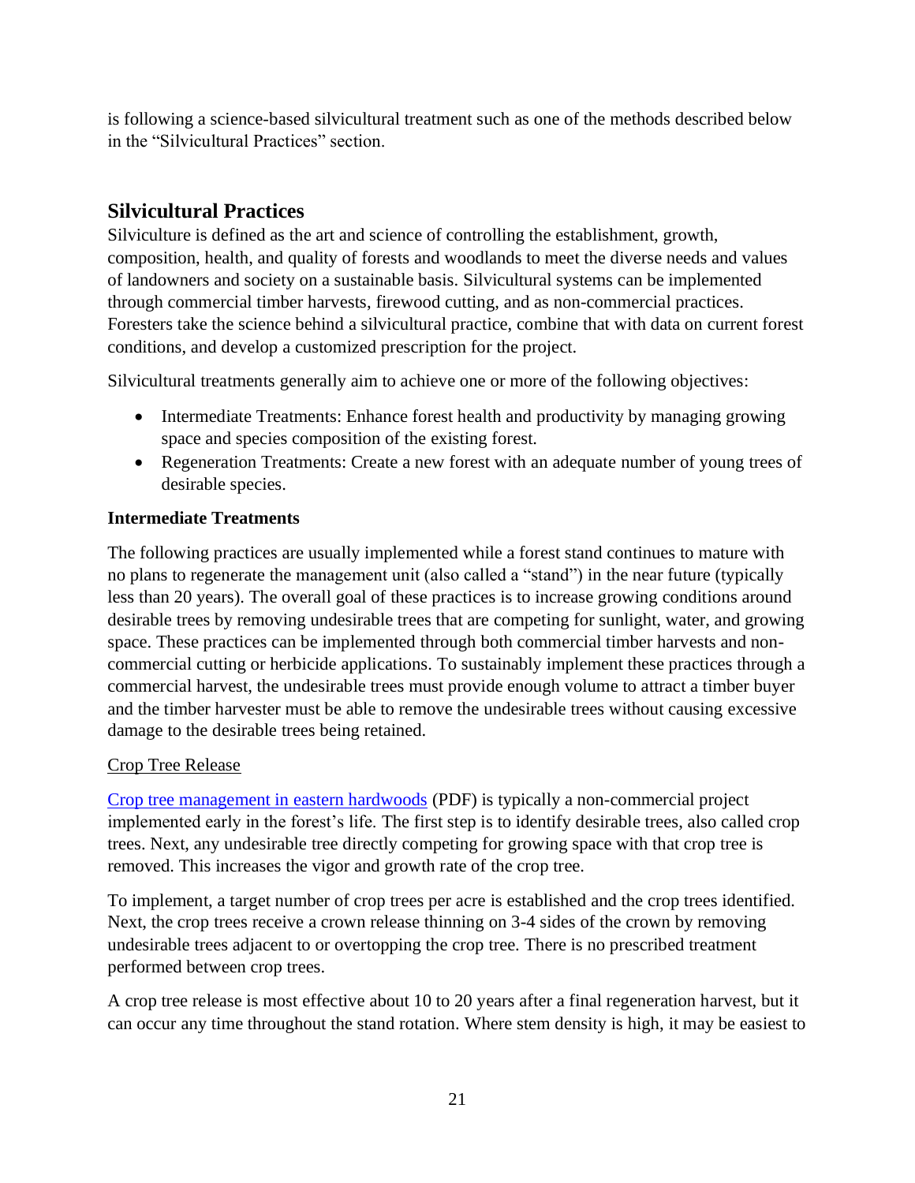is following a science-based silvicultural treatment such as one of the methods described below in the "Silvicultural Practices" section.

## Silvicultural Practices

Silviculture is defined as the art and science of controlling the establishment, growth, composition, health, and quality of forests and woodlands to meet the diverse needs and values of landowners and society on a sustainable basis. Silvicultural systems can be implemented through commercial timber harvests, firewood cutting, and as non-commercial practices. Foresters take the science behind a silvicultural practice, combine that with data on current forest conditions, and develop a customized prescription for the project.

Silvicultural treatments generally aim to achieve one or more of the following objectives:

- Intermediate Treatments: Enhance forest health and productivity by managing growing space and species composition of the existing forest.
- Regeneration Treatments: Create a new forest with an adequate number of young trees of desirable species.

### Intermediate Treatments

The following practices are usually implemented while a forest stand continues to mature with no plans to regenerate the management unit (also called a "stand") in the near future (typically less than 20 years). The overall goal of these practices is to increase growing conditions around desirable trees by removing undesirable trees that are competing for sunlight, water, and growing space. These practices can be implemented through both commercial timber harvests and non-commercial cutting or herbicide applications. To sustainably implement these practices through a commercial harvest, the undesirable trees must provide enough volume to attract a timber buyer and the timber harvester must be able to remove the undesirable trees without causing excessive damage to the desirable trees being retained.

Crop Tree Release

Crop tree management in eastern hardwoods (PDF) is typically a non-commercial project implemented early in the forest's life. The first step is to identify desirable trees, also called crop trees. Next, any undesirable tree directly competing for growing space with that crop tree is removed. This increases the vigor and growth rate of the crop tree.

To implement, a target number of crop trees per acre is established and the crop trees identified. Next, the crop trees receive a crown release thinning on 3-4 sides of the crown by removing undesirable trees adjacent to or overtopping the crop tree. There is no prescribed treatment performed between crop trees.

A crop tree release is most effective about 10 to 20 years after a final regeneration harvest, but it can occur any time throughout the stand rotation. Where stem density is high, it may be easiest to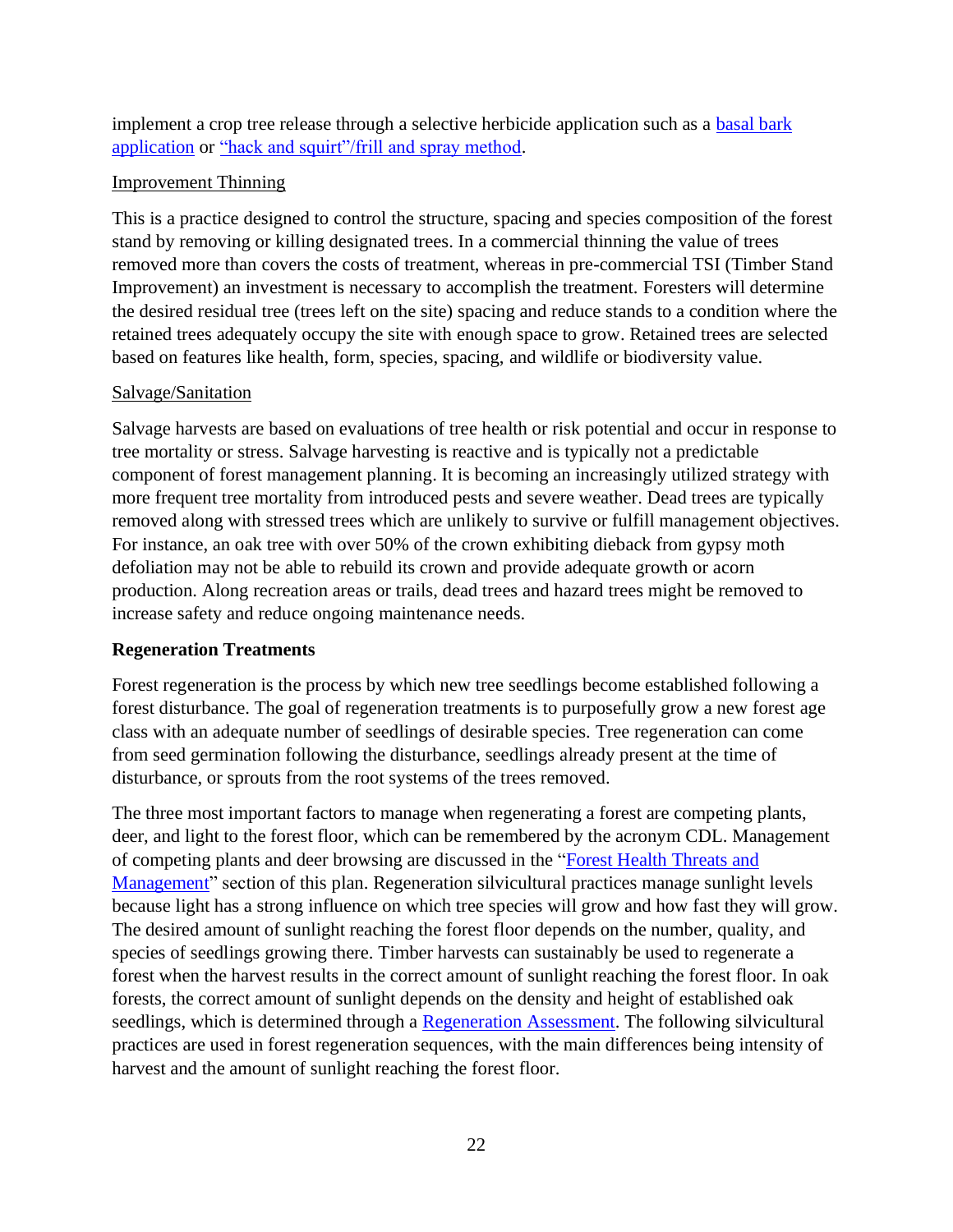implement a crop tree release through a selective herbicide application such as a basal bark application or "hack and squirt"/frill and spray method.

Improvement Thinning

This is a practice designed to control the structure, spacing and species composition of the forest stand by removing or killing designated trees. In a commercial thinning the value of trees removed more than covers the costs of treatment, whereas in pre-commercial TSI (Timber Stand Improvement) an investment is necessary to accomplish the treatment. Foresters will determine the desired residual tree (trees left on the site) spacing and reduce stands to a condition where the retained trees adequately occupy the site with enough space to grow. Retained trees are selected based on features like health, form, species, spacing, and wildlife or biodiversity value.

Salvage/Sanitation

Salvage harvests are based on evaluations of tree health or risk potential and occur in response to tree mortality or stress. Salvage harvesting is reactive and is typically not a predictable component of forest management planning. It is becoming an increasingly utilized strategy with more frequent tree mortality from introduced pests and severe weather. Dead trees are typically removed along with stressed trees which are unlikely to survive or fulfill management objectives. For instance, an oak tree with over 50% of the crown exhibiting dieback from gypsy moth defoliation may not be able to rebuild its crown and provide adequate growth or acorn production. Along recreation areas or trails, dead trees and hazard trees might be removed to increase safety and reduce ongoing maintenance needs.

**Regeneration Treatments**

Forest regeneration is the process by which new tree seedlings become established following a forest disturbance. The goal of regeneration treatments is to purposefully grow a new forest age class with an adequate number of seedlings of desirable species. Tree regeneration can come from seed germination following the disturbance, seedlings already present at the time of disturbance, or sprouts from the root systems of the trees removed.

The three most important factors to manage when regenerating a forest are competing plants, deer, and light to the forest floor, which can be remembered by the acronym CDL. Management of competing plants and deer browsing are discussed in the "Forest Health Threats and Management" section of this plan. Regeneration silvicultural practices manage sunlight levels because light has a strong influence on which tree species will grow and how fast they will grow. The desired amount of sunlight reaching the forest floor depends on the number, quality, and species of seedlings growing there. Timber harvests can sustainably be used to regenerate a forest when the harvest results in the correct amount of sunlight reaching the forest floor. In oak forests, the correct amount of sunlight depends on the density and height of established oak seedlings, which is determined through a Regeneration Assessment. The following silvicultural practices are used in forest regeneration sequences, with the main differences being intensity of harvest and the amount of sunlight reaching the forest floor.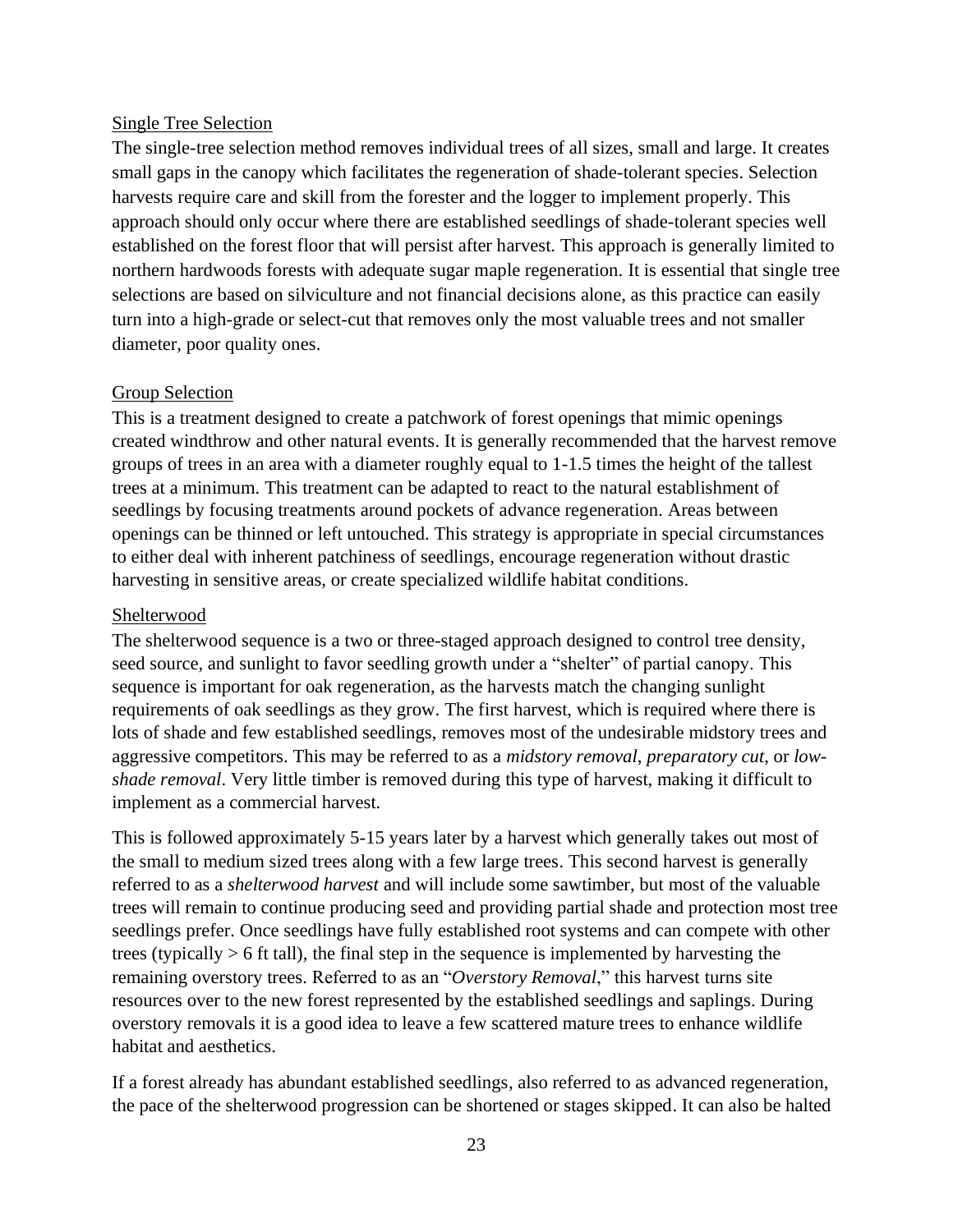### Single Tree Selection

The single-tree selection method removes individual trees of all sizes, small and large. It creates small gaps in the canopy which facilitates the regeneration of shade-tolerant species. Selection harvests require care and skill from the forester and the logger to implement properly. This approach should only occur where there are established seedlings of shade-tolerant species well established on the forest floor that will persist after harvest. This approach is generally limited to northern hardwoods forests with adequate sugar maple regeneration. It is essential that single tree selections are based on silviculture and not financial decisions alone, as this practice can easily turn into a high-grade or select-cut that removes only the most valuable trees and not smaller diameter, poor quality ones.

### Group Selection

This is a treatment designed to create a patchwork of forest openings that mimic openings created windthrow and other natural events. It is generally recommended that the harvest remove groups of trees in an area with a diameter roughly equal to 1-1.5 times the height of the tallest trees at a minimum. This treatment can be adapted to react to the natural establishment of seedlings by focusing treatments around pockets of advance regeneration. Areas between openings can be thinned or left untouched. This strategy is appropriate in special circumstances to either deal with inherent patchiness of seedlings, encourage regeneration without drastic harvesting in sensitive areas, or create specialized wildlife habitat conditions.

### Shelterwood

The shelterwood sequence is a two or three-staged approach designed to control tree density, seed source, and sunlight to favor seedling growth under a "shelter" of partial canopy. This sequence is important for oak regeneration, as the harvests match the changing sunlight requirements of oak seedlings as they grow. The first harvest, which is required where there is lots of shade and few established seedlings, removes most of the undesirable midstory trees and aggressive competitors. This may be referred to as a *midstory removal*, *preparatory cut*, or *low-shade removal*. Very little timber is removed during this type of harvest, making it difficult to implement as a commercial harvest.

This is followed approximately 5-15 years later by a harvest which generally takes out most of the small to medium sized trees along with a few large trees. This second harvest is generally referred to as a *shelterwood harvest* and will include some sawtimber, but most of the valuable trees will remain to continue producing seed and providing partial shade and protection most tree seedlings prefer. Once seedlings have fully established root systems and can compete with other trees (typically > 6 ft tall), the final step in the sequence is implemented by harvesting the remaining overstory trees. Referred to as an "*Overstory Removal*," this harvest turns site resources over to the new forest represented by the established seedlings and saplings. During overstory removals it is a good idea to leave a few scattered mature trees to enhance wildlife habitat and aesthetics.

If a forest already has abundant established seedlings, also referred to as advanced regeneration, the pace of the shelterwood progression can be shortened or stages skipped. It can also be halted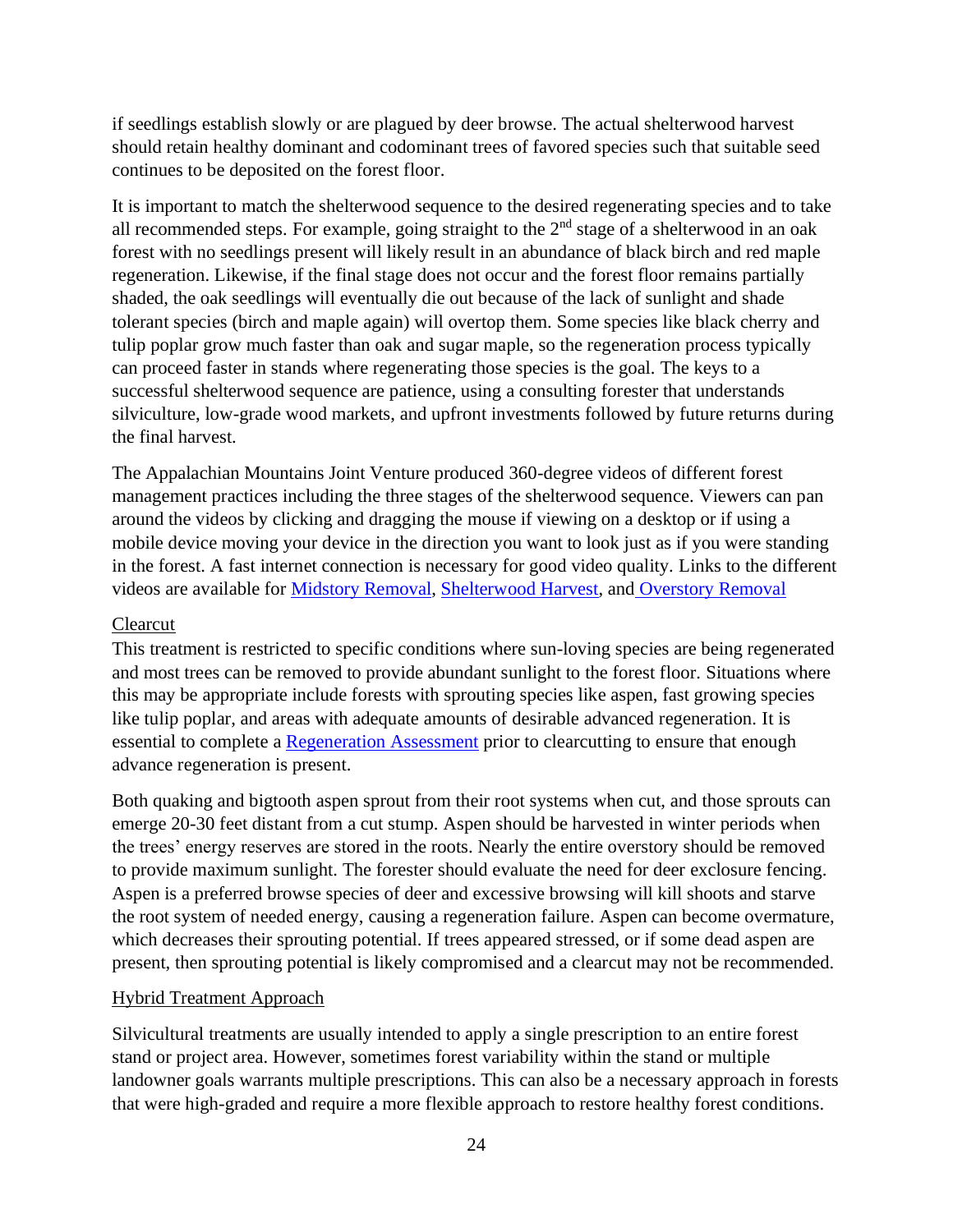if seedlings establish slowly or are plagued by deer browse. The actual shelterwood harvest should retain healthy dominant and codominant trees of favored species such that suitable seed continues to be deposited on the forest floor.

It is important to match the shelterwood sequence to the desired regenerating species and to take all recommended steps. For example, going straight to the 2nd stage of a shelterwood in an oak forest with no seedlings present will likely result in an abundance of black birch and red maple regeneration. Likewise, if the final stage does not occur and the forest floor remains partially shaded, the oak seedlings will eventually die out because of the lack of sunlight and shade tolerant species (birch and maple again) will overtop them. Some species like black cherry and tulip poplar grow much faster than oak and sugar maple, so the regeneration process typically can proceed faster in stands where regenerating those species is the goal. The keys to a successful shelterwood sequence are patience, using a consulting forester that understands silviculture, low-grade wood markets, and upfront investments followed by future returns during the final harvest.

The Appalachian Mountains Joint Venture produced 360-degree videos of different forest management practices including the three stages of the shelterwood sequence. Viewers can pan around the videos by clicking and dragging the mouse if viewing on a desktop or if using a mobile device moving your device in the direction you want to look just as if you were standing in the forest. A fast internet connection is necessary for good video quality. Links to the different videos are available for Midstory Removal, Shelterwood Harvest, and Overstory Removal

### Clearcut

This treatment is restricted to specific conditions where sun-loving species are being regenerated and most trees can be removed to provide abundant sunlight to the forest floor. Situations where this may be appropriate include forests with sprouting species like aspen, fast growing species like tulip poplar, and areas with adequate amounts of desirable advanced regeneration. It is essential to complete a Regeneration Assessment prior to clearcutting to ensure that enough advance regeneration is present.

Both quaking and bigtooth aspen sprout from their root systems when cut, and those sprouts can emerge 20-30 feet distant from a cut stump. Aspen should be harvested in winter periods when the trees' energy reserves are stored in the roots. Nearly the entire overstory should be removed to provide maximum sunlight. The forester should evaluate the need for deer exclosure fencing. Aspen is a preferred browse species of deer and excessive browsing will kill shoots and starve the root system of needed energy, causing a regeneration failure. Aspen can become overmature, which decreases their sprouting potential. If trees appeared stressed, or if some dead aspen are present, then sprouting potential is likely compromised and a clearcut may not be recommended.

### Hybrid Treatment Approach

Silvicultural treatments are usually intended to apply a single prescription to an entire forest stand or project area. However, sometimes forest variability within the stand or multiple landowner goals warrants multiple prescriptions. This can also be a necessary approach in forests that were high-graded and require a more flexible approach to restore healthy forest conditions.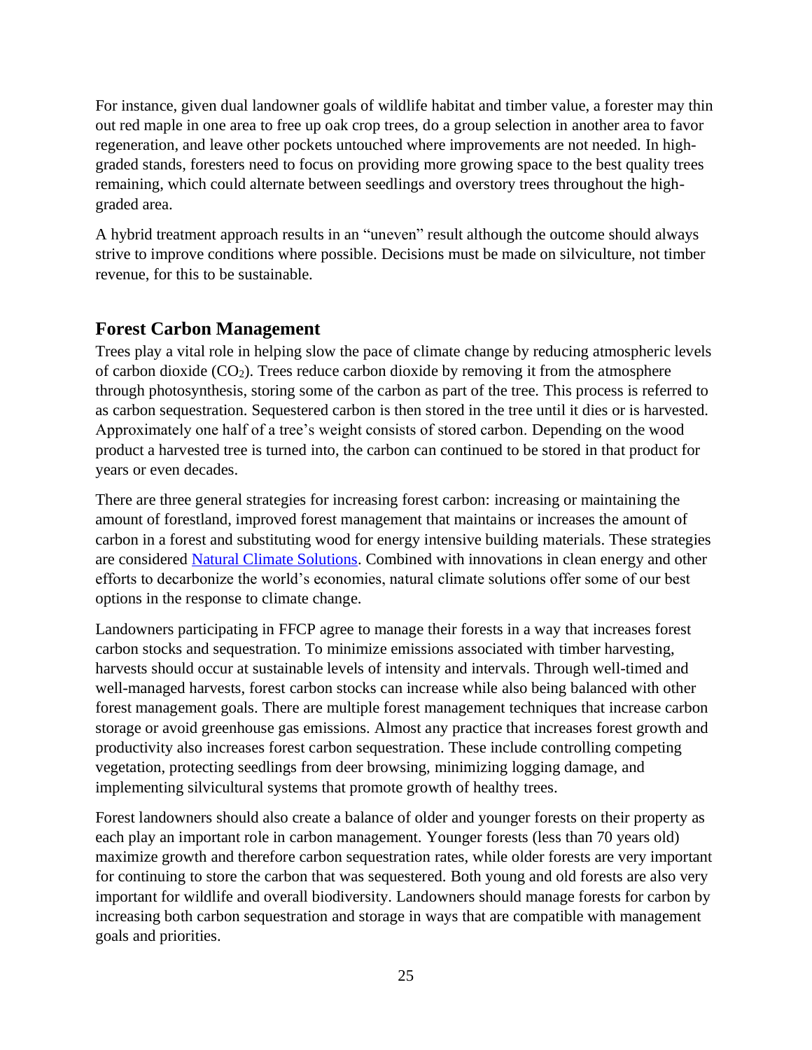For instance, given dual landowner goals of wildlife habitat and timber value, a forester may thin out red maple in one area to free up oak crop trees, do a group selection in another area to favor regeneration, and leave other pockets untouched where improvements are not needed. In high-graded stands, foresters need to focus on providing more growing space to the best quality trees remaining, which could alternate between seedlings and overstory trees throughout the high-graded area.

A hybrid treatment approach results in an "uneven" result although the outcome should always strive to improve conditions where possible. Decisions must be made on silviculture, not timber revenue, for this to be sustainable.

## Forest Carbon Management

Trees play a vital role in helping slow the pace of climate change by reducing atmospheric levels of carbon dioxide ($CO_2$). Trees reduce carbon dioxide by removing it from the atmosphere through photosynthesis, storing some of the carbon as part of the tree. This process is referred to as carbon sequestration. Sequestered carbon is then stored in the tree until it dies or is harvested. Approximately one half of a tree's weight consists of stored carbon. Depending on the wood product a harvested tree is turned into, the carbon can continued to be stored in that product for years or even decades.

There are three general strategies for increasing forest carbon: increasing or maintaining the amount of forestland, improved forest management that maintains or increases the amount of carbon in a forest and substituting wood for energy intensive building materials. These strategies are considered [Natural Climate Solutions](). Combined with innovations in clean energy and other efforts to decarbonize the world's economies, natural climate solutions offer some of our best options in the response to climate change.

Landowners participating in FFCP agree to manage their forests in a way that increases forest carbon stocks and sequestration. To minimize emissions associated with timber harvesting, harvests should occur at sustainable levels of intensity and intervals. Through well-timed and well-managed harvests, forest carbon stocks can increase while also being balanced with other forest management goals. There are multiple forest management techniques that increase carbon storage or avoid greenhouse gas emissions. Almost any practice that increases forest growth and productivity also increases forest carbon sequestration. These include controlling competing vegetation, protecting seedlings from deer browsing, minimizing logging damage, and implementing silvicultural systems that promote growth of healthy trees.

Forest landowners should also create a balance of older and younger forests on their property as each play an important role in carbon management. Younger forests (less than 70 years old) maximize growth and therefore carbon sequestration rates, while older forests are very important for continuing to store the carbon that was sequestered. Both young and old forests are also very important for wildlife and overall biodiversity. Landowners should manage forests for carbon by increasing both carbon sequestration and storage in ways that are compatible with management goals and priorities.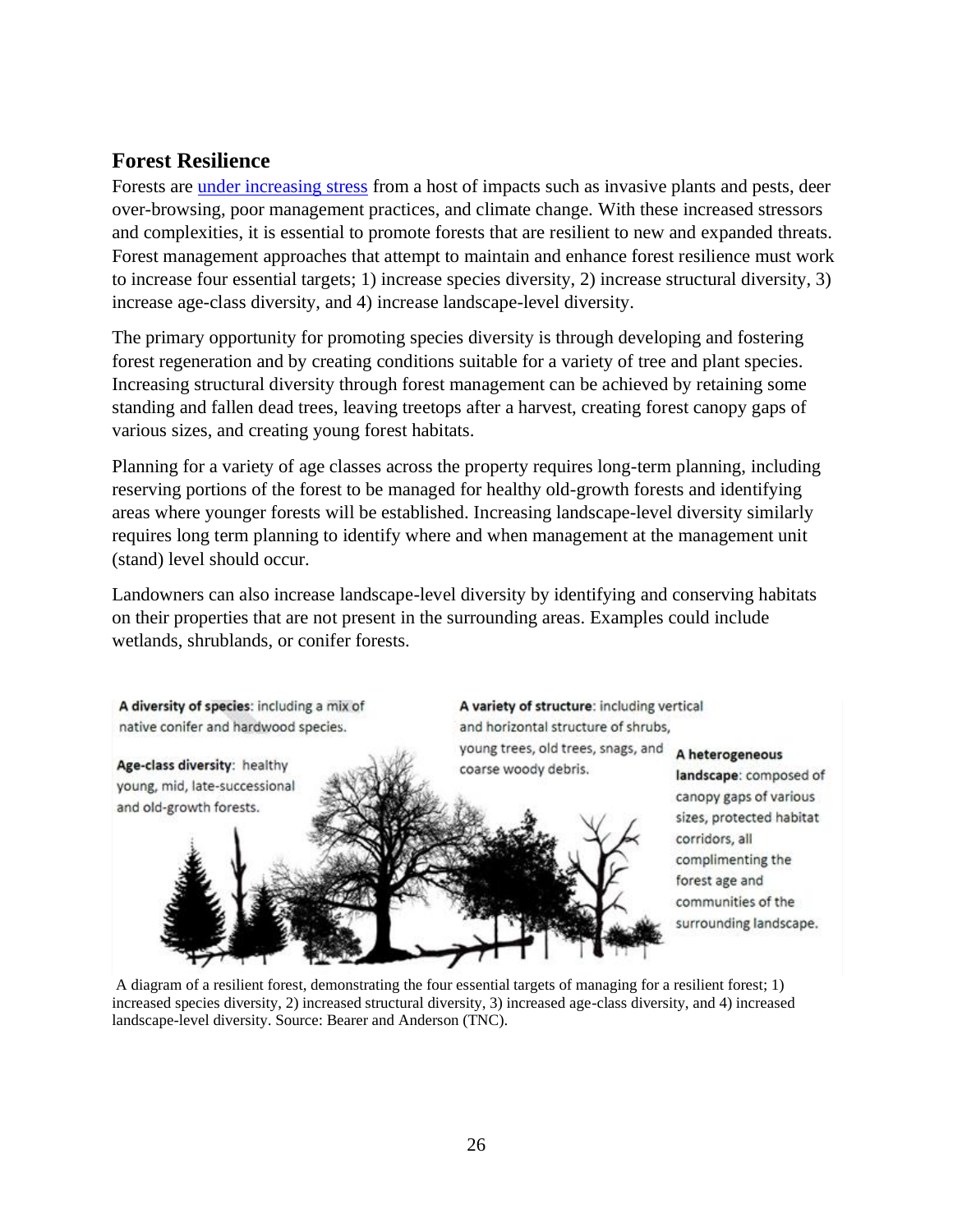## Forest Resilience

Forests are under increasing stress from a host of impacts such as invasive plants and pests, deer over-browsing, poor management practices, and climate change. With these increased stressors and complexities, it is essential to promote forests that are resilient to new and expanded threats. Forest management approaches that attempt to maintain and enhance forest resilience must work to increase four essential targets; 1) increase species diversity, 2) increase structural diversity, 3) increase age-class diversity, and 4) increase landscape-level diversity.

The primary opportunity for promoting species diversity is through developing and fostering forest regeneration and by creating conditions suitable for a variety of tree and plant species. Increasing structural diversity through forest management can be achieved by retaining some standing and fallen dead trees, leaving treetops after a harvest, creating forest canopy gaps of various sizes, and creating young forest habitats.

Planning for a variety of age classes across the property requires long-term planning, including reserving portions of the forest to be managed for healthy old-growth forests and identifying areas where younger forests will be established. Increasing landscape-level diversity similarly requires long term planning to identify where and when management at the management unit (stand) level should occur.

Landowners can also increase landscape-level diversity by identifying and conserving habitats on their properties that are not present in the surrounding areas. Examples could include wetlands, shrublands, or conifer forests.

**A diversity of species**: including a mix of native conifer and hardwood species.

**Age-class diversity**: healthy young, mid, late-successional and old-growth forests.

**A variety of structure**: including vertical and horizontal structure of shrubs, young trees, old trees, snags, and coarse woody debris.

**A heterogeneous landscape**: composed of canopy gaps of various sizes, protected habitat corridors, all complimenting the forest age and communities of the surrounding landscape.

A diagram of a resilient forest, demonstrating the four essential targets of managing for a resilient forest; 1) increased species diversity, 2) increased structural diversity, 3) increased age-class diversity, and 4) increased landscape-level diversity. Source: Bearer and Anderson (TNC).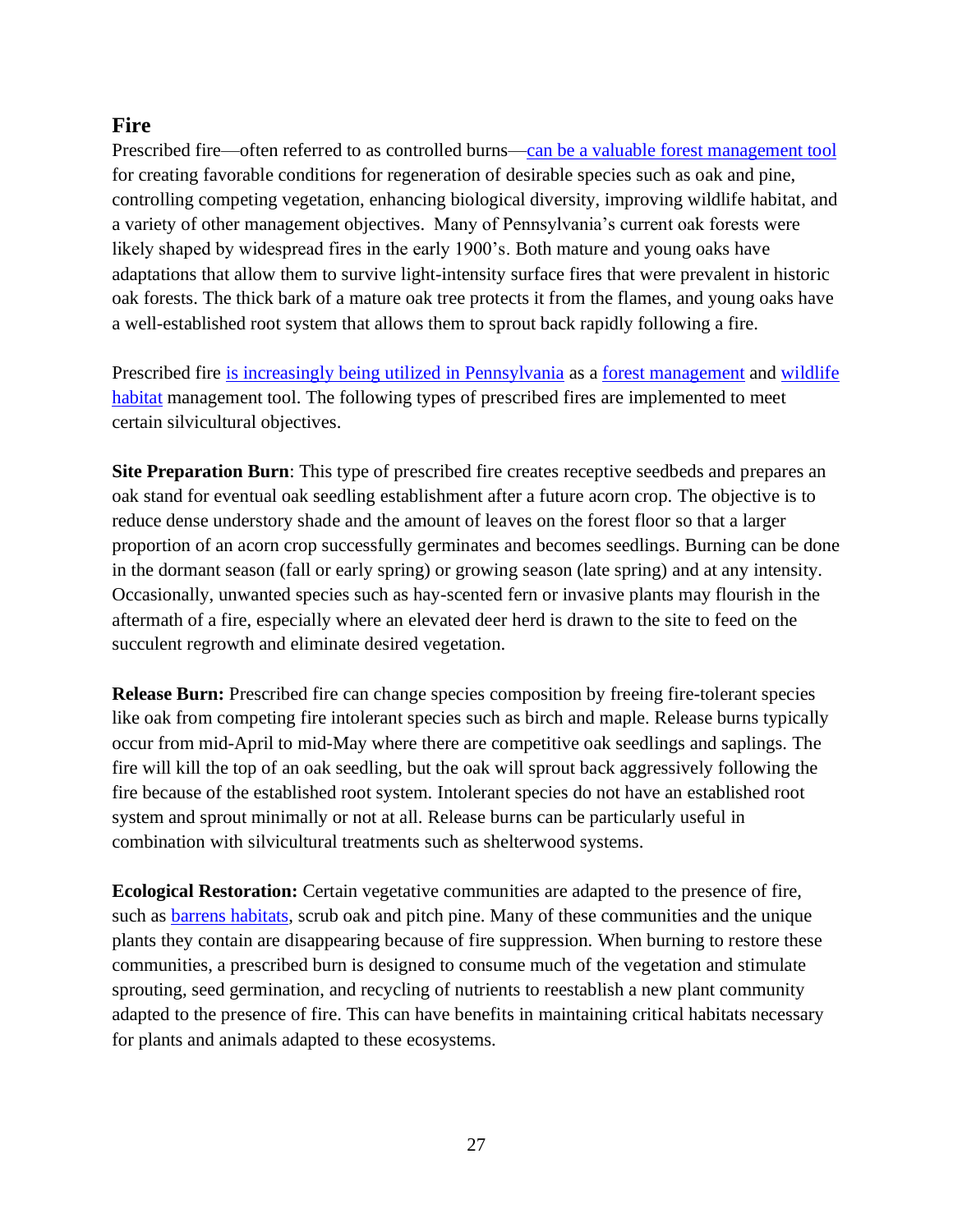## Fire

Prescribed fire—often referred to as controlled burns—can be a valuable forest management tool for creating favorable conditions for regeneration of desirable species such as oak and pine, controlling competing vegetation, enhancing biological diversity, improving wildlife habitat, and a variety of other management objectives. Many of Pennsylvania's current oak forests were likely shaped by widespread fires in the early 1900's. Both mature and young oaks have adaptations that allow them to survive light-intensity surface fires that were prevalent in historic oak forests. The thick bark of a mature oak tree protects it from the flames, and young oaks have a well-established root system that allows them to sprout back rapidly following a fire.

Prescribed fire is increasingly being utilized in Pennsylvania as a forest management and wildlife habitat management tool. The following types of prescribed fires are implemented to meet certain silvicultural objectives.

**Site Preparation Burn**: This type of prescribed fire creates receptive seedbeds and prepares an oak stand for eventual oak seedling establishment after a future acorn crop. The objective is to reduce dense understory shade and the amount of leaves on the forest floor so that a larger proportion of an acorn crop successfully germinates and becomes seedlings. Burning can be done in the dormant season (fall or early spring) or growing season (late spring) and at any intensity. Occasionally, unwanted species such as hay-scented fern or invasive plants may flourish in the aftermath of a fire, especially where an elevated deer herd is drawn to the site to feed on the succulent regrowth and eliminate desired vegetation.

**Release Burn:** Prescribed fire can change species composition by freeing fire-tolerant species like oak from competing fire intolerant species such as birch and maple. Release burns typically occur from mid-April to mid-May where there are competitive oak seedlings and saplings. The fire will kill the top of an oak seedling, but the oak will sprout back aggressively following the fire because of the established root system. Intolerant species do not have an established root system and sprout minimally or not at all. Release burns can be particularly useful in combination with silvicultural treatments such as shelterwood systems.

**Ecological Restoration:** Certain vegetative communities are adapted to the presence of fire, such as barrens habitats, scrub oak and pitch pine. Many of these communities and the unique plants they contain are disappearing because of fire suppression. When burning to restore these communities, a prescribed burn is designed to consume much of the vegetation and stimulate sprouting, seed germination, and recycling of nutrients to reestablish a new plant community adapted to the presence of fire. This can have benefits in maintaining critical habitats necessary for plants and animals adapted to these ecosystems.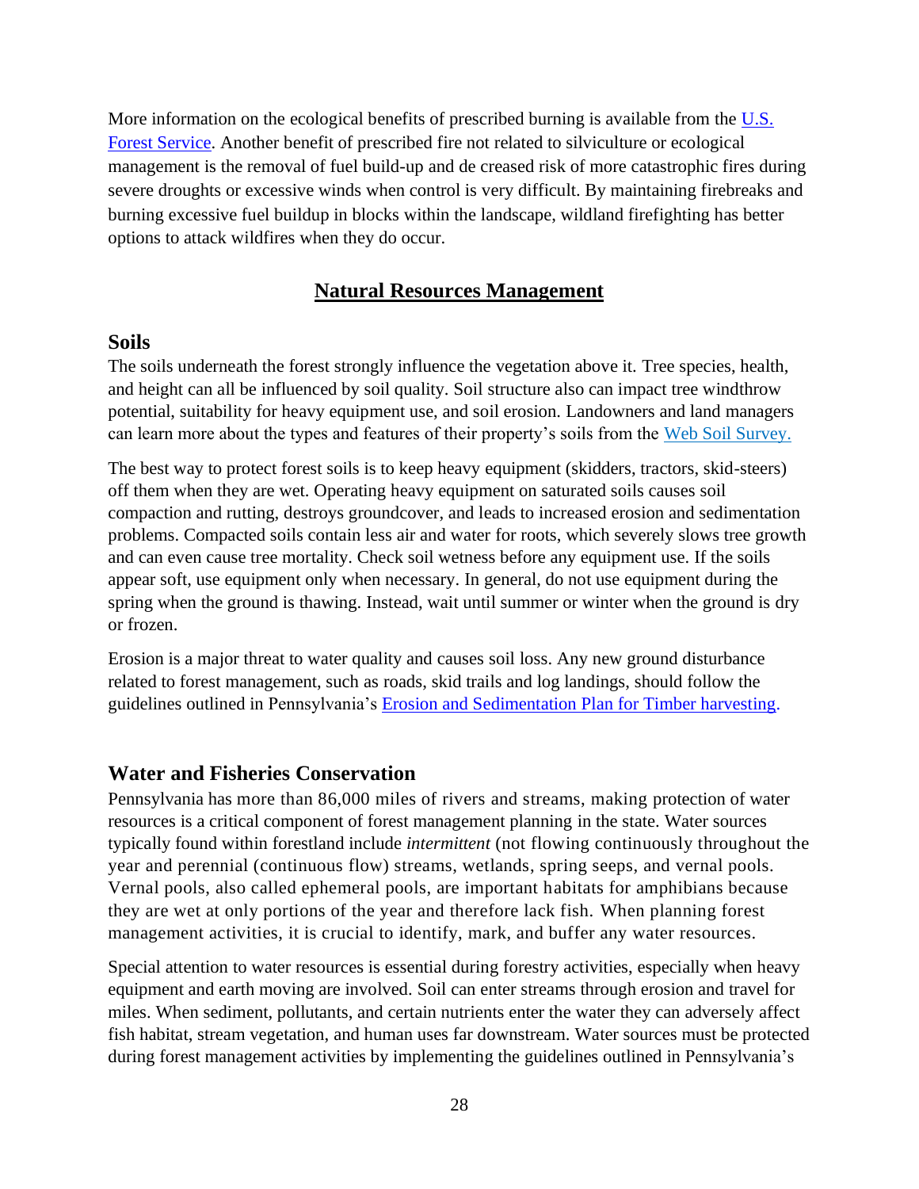More information on the ecological benefits of prescribed burning is available from the [U.S. Forest Service](). Another benefit of prescribed fire not related to silviculture or ecological management is the removal of fuel build-up and de creased risk of more catastrophic fires during severe droughts or excessive winds when control is very difficult. By maintaining firebreaks and burning excessive fuel buildup in blocks within the landscape, wildland firefighting has better options to attack wildfires when they do occur.

## Natural Resources Management

### Soils

The soils underneath the forest strongly influence the vegetation above it. Tree species, health, and height can all be influenced by soil quality. Soil structure also can impact tree windthrow potential, suitability for heavy equipment use, and soil erosion. Landowners and land managers can learn more about the types and features of their property's soils from the [Web Soil Survey.]()

The best way to protect forest soils is to keep heavy equipment (skidders, tractors, skid-steers) off them when they are wet. Operating heavy equipment on saturated soils causes soil compaction and rutting, destroys groundcover, and leads to increased erosion and sedimentation problems. Compacted soils contain less air and water for roots, which severely slows tree growth and can even cause tree mortality. Check soil wetness before any equipment use. If the soils appear soft, use equipment only when necessary. In general, do not use equipment during the spring when the ground is thawing. Instead, wait until summer or winter when the ground is dry or frozen.

Erosion is a major threat to water quality and causes soil loss. Any new ground disturbance related to forest management, such as roads, skid trails and log landings, should follow the guidelines outlined in Pennsylvania's [Erosion and Sedimentation Plan for Timber harvesting]().

### Water and Fisheries Conservation

Pennsylvania has more than 86,000 miles of rivers and streams, making protection of water resources is a critical component of forest management planning in the state. Water sources typically found within forestland include *intermittent* (not flowing continuously throughout the year and perennial (continuous flow) streams, wetlands, spring seeps, and vernal pools. Vernal pools, also called ephemeral pools, are important habitats for amphibians because they are wet at only portions of the year and therefore lack fish. When planning forest management activities, it is crucial to identify, mark, and buffer any water resources.

Special attention to water resources is essential during forestry activities, especially when heavy equipment and earth moving are involved. Soil can enter streams through erosion and travel for miles. When sediment, pollutants, and certain nutrients enter the water they can adversely affect fish habitat, stream vegetation, and human uses far downstream. Water sources must be protected during forest management activities by implementing the guidelines outlined in Pennsylvania's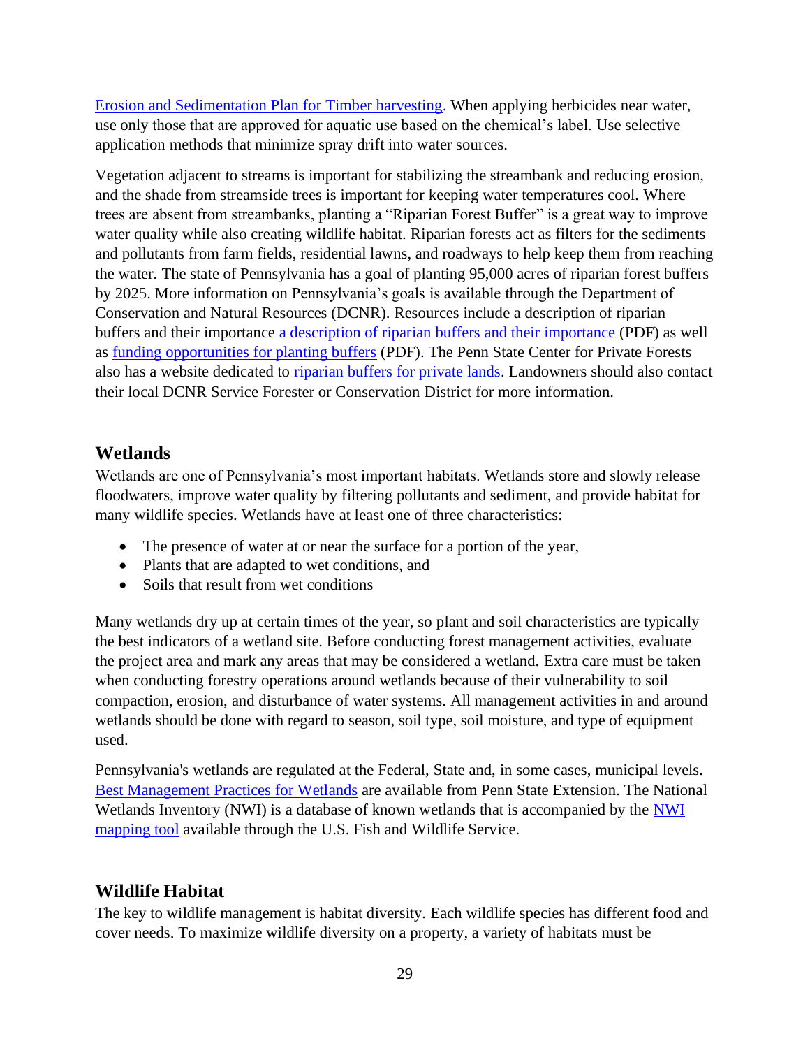Erosion and Sedimentation Plan for Timber harvesting. When applying herbicides near water, use only those that are approved for aquatic use based on the chemical's label. Use selective application methods that minimize spray drift into water sources.

Vegetation adjacent to streams is important for stabilizing the streambank and reducing erosion, and the shade from streamside trees is important for keeping water temperatures cool. Where trees are absent from streambanks, planting a "Riparian Forest Buffer" is a great way to improve water quality while also creating wildlife habitat. Riparian forests act as filters for the sediments and pollutants from farm fields, residential lawns, and roadways to help keep them from reaching the water. The state of Pennsylvania has a goal of planting 95,000 acres of riparian forest buffers by 2025. More information on Pennsylvania's goals is available through the Department of Conservation and Natural Resources (DCNR). Resources include a description of riparian buffers and their importance a description of riparian buffers and their importance (PDF) as well as funding opportunities for planting buffers (PDF). The Penn State Center for Private Forests also has a website dedicated to riparian buffers for private lands. Landowners should also contact their local DCNR Service Forester or Conservation District for more information.

## Wetlands

Wetlands are one of Pennsylvania's most important habitats. Wetlands store and slowly release floodwaters, improve water quality by filtering pollutants and sediment, and provide habitat for many wildlife species. Wetlands have at least one of three characteristics:

- The presence of water at or near the surface for a portion of the year,
- Plants that are adapted to wet conditions, and
- Soils that result from wet conditions

Many wetlands dry up at certain times of the year, so plant and soil characteristics are typically the best indicators of a wetland site. Before conducting forest management activities, evaluate the project area and mark any areas that may be considered a wetland. Extra care must be taken when conducting forestry operations around wetlands because of their vulnerability to soil compaction, erosion, and disturbance of water systems. All management activities in and around wetlands should be done with regard to season, soil type, soil moisture, and type of equipment used.

Pennsylvania's wetlands are regulated at the Federal, State and, in some cases, municipal levels. Best Management Practices for Wetlands are available from Penn State Extension. The National Wetlands Inventory (NWI) is a database of known wetlands that is accompanied by the NWI mapping tool available through the U.S. Fish and Wildlife Service.

## Wildlife Habitat

The key to wildlife management is habitat diversity. Each wildlife species has different food and cover needs. To maximize wildlife diversity on a property, a variety of habitats must be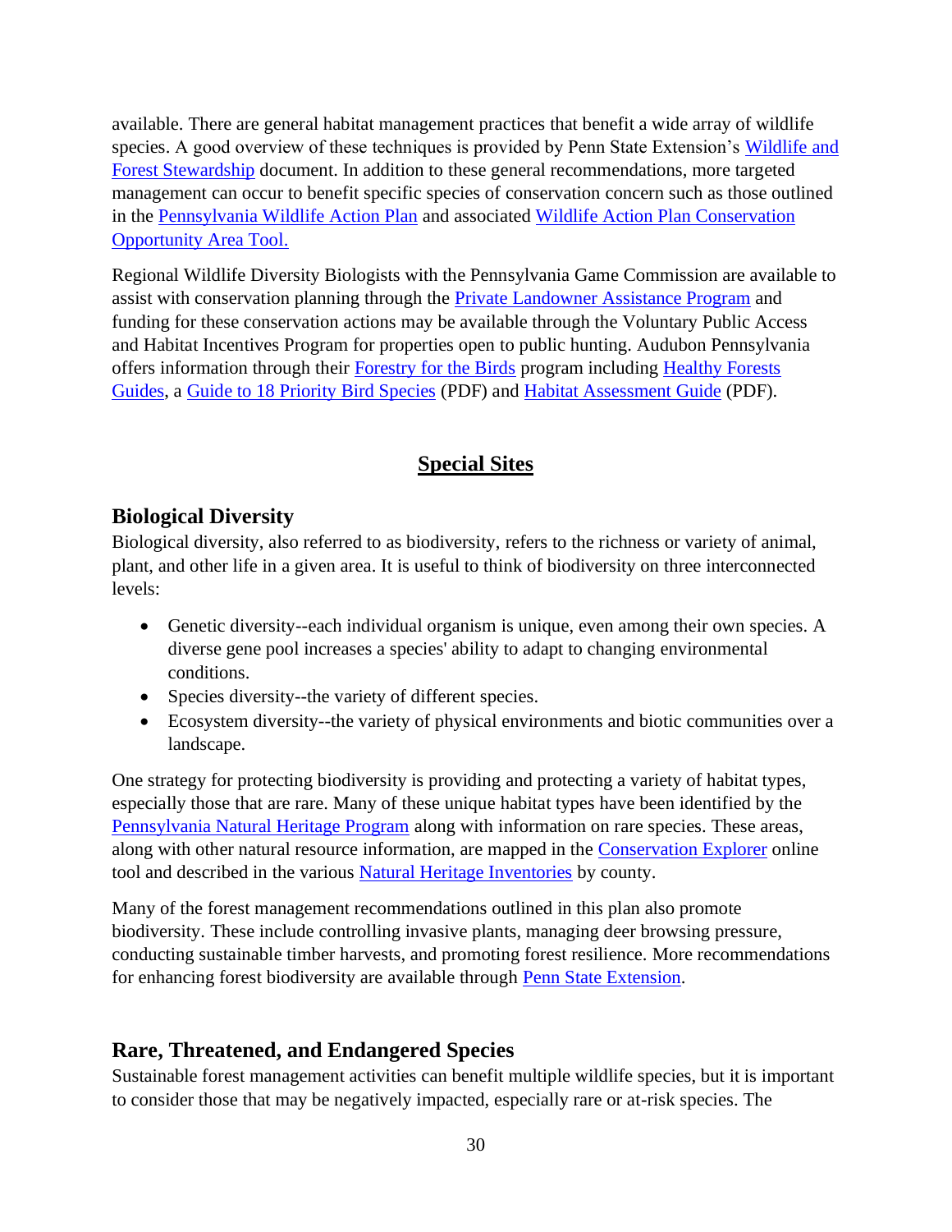available. There are general habitat management practices that benefit a wide array of wildlife species. A good overview of these techniques is provided by Penn State Extension's Wildlife and Forest Stewardship document. In addition to these general recommendations, more targeted management can occur to benefit specific species of conservation concern such as those outlined in the Pennsylvania Wildlife Action Plan and associated Wildlife Action Plan Conservation Opportunity Area Tool.

Regional Wildlife Diversity Biologists with the Pennsylvania Game Commission are available to assist with conservation planning through the Private Landowner Assistance Program and funding for these conservation actions may be available through the Voluntary Public Access and Habitat Incentives Program for properties open to public hunting. Audubon Pennsylvania offers information through their Forestry for the Birds program including Healthy Forests Guides, a Guide to 18 Priority Bird Species (PDF) and Habitat Assessment Guide (PDF).

## Special Sites

### Biological Diversity

Biological diversity, also referred to as biodiversity, refers to the richness or variety of animal, plant, and other life in a given area. It is useful to think of biodiversity on three interconnected levels:

- Genetic diversity--each individual organism is unique, even among their own species. A diverse gene pool increases a species' ability to adapt to changing environmental conditions.
- Species diversity--the variety of different species.
- Ecosystem diversity--the variety of physical environments and biotic communities over a landscape.

One strategy for protecting biodiversity is providing and protecting a variety of habitat types, especially those that are rare. Many of these unique habitat types have been identified by the Pennsylvania Natural Heritage Program along with information on rare species. These areas, along with other natural resource information, are mapped in the Conservation Explorer online tool and described in the various Natural Heritage Inventories by county.

Many of the forest management recommendations outlined in this plan also promote biodiversity. These include controlling invasive plants, managing deer browsing pressure, conducting sustainable timber harvests, and promoting forest resilience. More recommendations for enhancing forest biodiversity are available through Penn State Extension.

### Rare, Threatened, and Endangered Species

Sustainable forest management activities can benefit multiple wildlife species, but it is important to consider those that may be negatively impacted, especially rare or at-risk species. The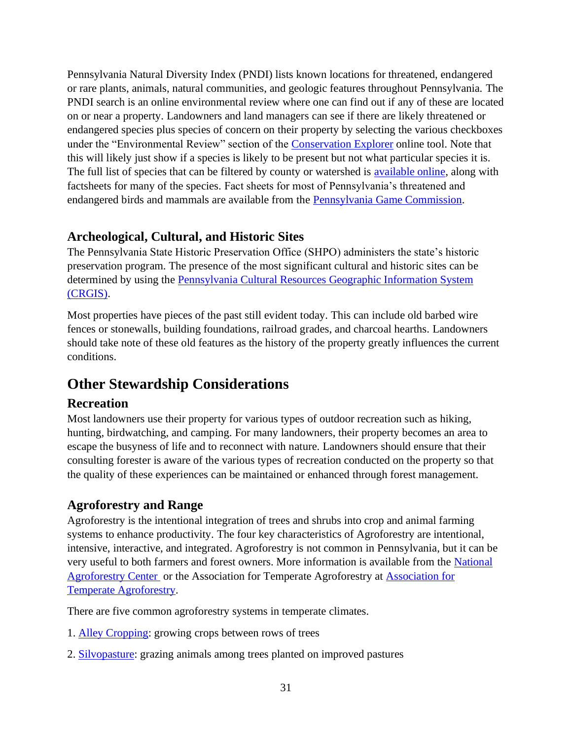Pennsylvania Natural Diversity Index (PNDI) lists known locations for threatened, endangered or rare plants, animals, natural communities, and geologic features throughout Pennsylvania. The PNDI search is an online environmental review where one can find out if any of these are located on or near a property. Landowners and land managers can see if there are likely threatened or endangered species plus species of concern on their property by selecting the various checkboxes under the "Environmental Review" section of the Conservation Explorer online tool. Note that this will likely just show if a species is likely to be present but not what particular species it is. The full list of species that can be filtered by county or watershed is available online, along with factsheets for many of the species. Fact sheets for most of Pennsylvania's threatened and endangered birds and mammals are available from the Pennsylvania Game Commission.

### Archeological, Cultural, and Historic Sites

The Pennsylvania State Historic Preservation Office (SHPO) administers the state's historic preservation program. The presence of the most significant cultural and historic sites can be determined by using the Pennsylvania Cultural Resources Geographic Information System (CRGIS).

Most properties have pieces of the past still evident today. This can include old barbed wire fences or stonewalls, building foundations, railroad grades, and charcoal hearths. Landowners should take note of these old features as the history of the property greatly influences the current conditions.

## Other Stewardship Considerations

### Recreation

Most landowners use their property for various types of outdoor recreation such as hiking, hunting, birdwatching, and camping. For many landowners, their property becomes an area to escape the busyness of life and to reconnect with nature. Landowners should ensure that their consulting forester is aware of the various types of recreation conducted on the property so that the quality of these experiences can be maintained or enhanced through forest management.

### Agroforestry and Range

Agroforestry is the intentional integration of trees and shrubs into crop and animal farming systems to enhance productivity. The four key characteristics of Agroforestry are intentional, intensive, interactive, and integrated. Agroforestry is not common in Pennsylvania, but it can be very useful to both farmers and forest owners. More information is available from the National Agroforestry Center or the Association for Temperate Agroforestry at Association for Temperate Agroforestry.

There are five common agroforestry systems in temperate climates.

1. Alley Cropping: growing crops between rows of trees

2. Silvopasture: grazing animals among trees planted on improved pastures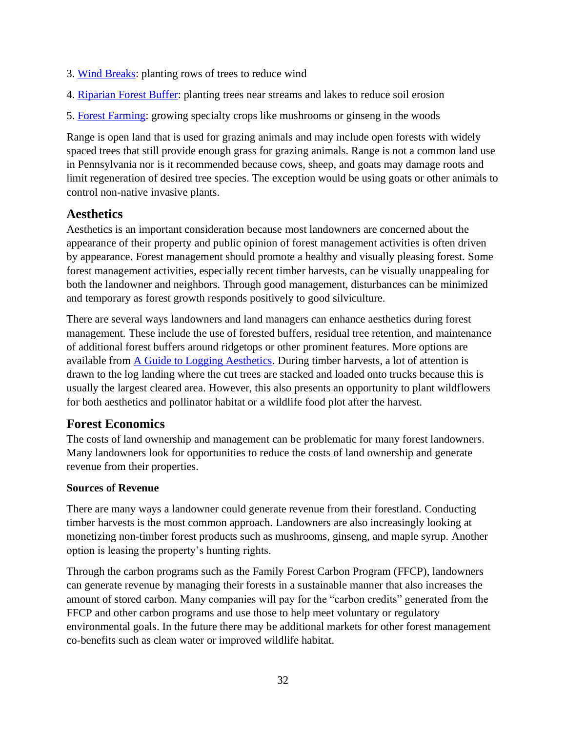3. [Wind Breaks](): planting rows of trees to reduce wind

4. [Riparian Forest Buffer](): planting trees near streams and lakes to reduce soil erosion

5. [Forest Farming](): growing specialty crops like mushrooms or ginseng in the woods

Range is open land that is used for grazing animals and may include open forests with widely spaced trees that still provide enough grass for grazing animals. Range is not a common land use in Pennsylvania nor is it recommended because cows, sheep, and goats may damage roots and limit regeneration of desired tree species. The exception would be using goats or other animals to control non-native invasive plants.

## Aesthetics

Aesthetics is an important consideration because most landowners are concerned about the appearance of their property and public opinion of forest management activities is often driven by appearance. Forest management should promote a healthy and visually pleasing forest. Some forest management activities, especially recent timber harvests, can be visually unappealing for both the landowner and neighbors. Through good management, disturbances can be minimized and temporary as forest growth responds positively to good silviculture.

There are several ways landowners and land managers can enhance aesthetics during forest management. These include the use of forested buffers, residual tree retention, and maintenance of additional forest buffers around ridgetops or other prominent features. More options are available from [A Guide to Logging Aesthetics](). During timber harvests, a lot of attention is drawn to the log landing where the cut trees are stacked and loaded onto trucks because this is usually the largest cleared area. However, this also presents an opportunity to plant wildflowers for both aesthetics and pollinator habitat or a wildlife food plot after the harvest.

## Forest Economics

The costs of land ownership and management can be problematic for many forest landowners. Many landowners look for opportunities to reduce the costs of land ownership and generate revenue from their properties.

### Sources of Revenue

There are many ways a landowner could generate revenue from their forestland. Conducting timber harvests is the most common approach. Landowners are also increasingly looking at monetizing non-timber forest products such as mushrooms, ginseng, and maple syrup. Another option is leasing the property's hunting rights.

Through the carbon programs such as the Family Forest Carbon Program (FFCP), landowners can generate revenue by managing their forests in a sustainable manner that also increases the amount of stored carbon. Many companies will pay for the "carbon credits" generated from the FFCP and other carbon programs and use those to help meet voluntary or regulatory environmental goals. In the future there may be additional markets for other forest management co-benefits such as clean water or improved wildlife habitat.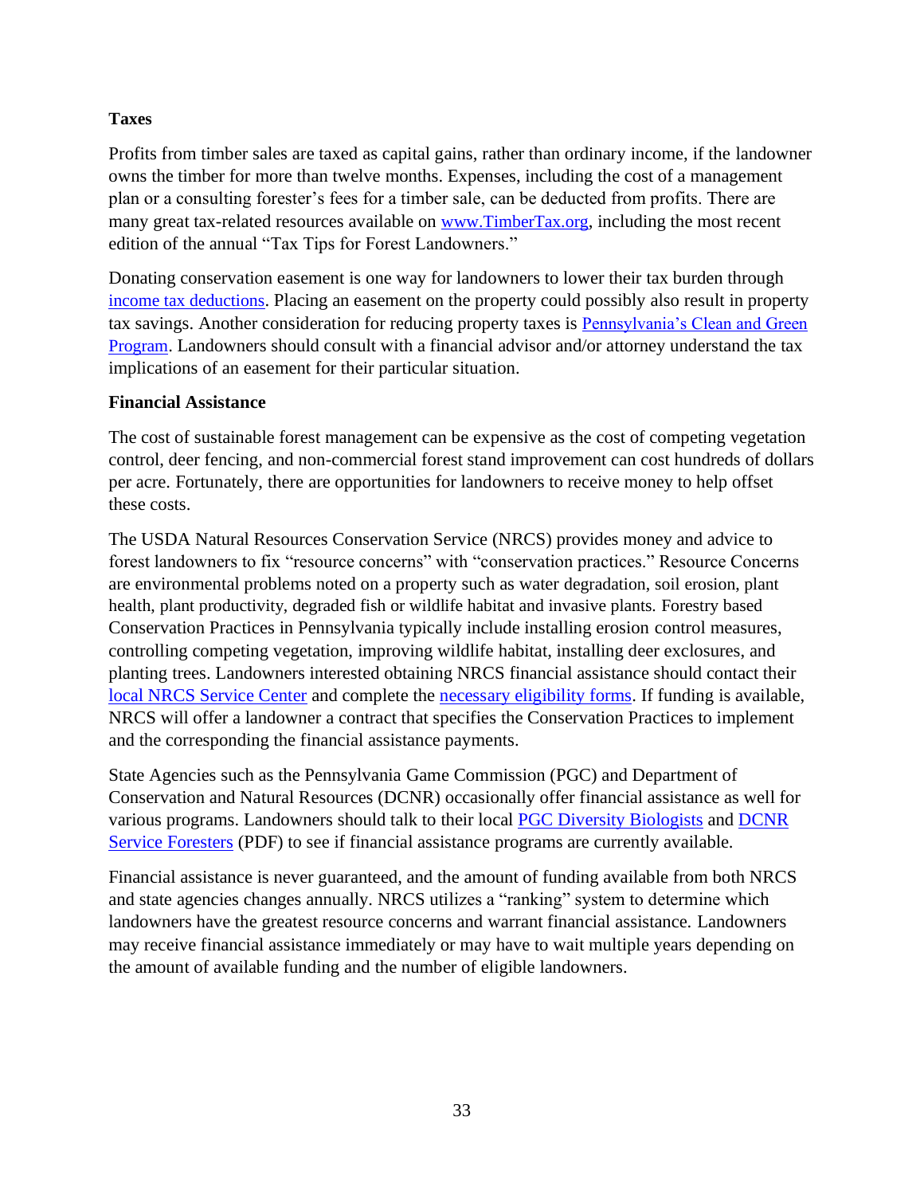**Taxes**

Profits from timber sales are taxed as capital gains, rather than ordinary income, if the landowner owns the timber for more than twelve months. Expenses, including the cost of a management plan or a consulting forester's fees for a timber sale, can be deducted from profits. There are many great tax-related resources available on www.TimberTax.org, including the most recent edition of the annual "Tax Tips for Forest Landowners."

Donating conservation easement is one way for landowners to lower their tax burden through income tax deductions. Placing an easement on the property could possibly also result in property tax savings. Another consideration for reducing property taxes is Pennsylvania's Clean and Green Program. Landowners should consult with a financial advisor and/or attorney understand the tax implications of an easement for their particular situation.

**Financial Assistance**

The cost of sustainable forest management can be expensive as the cost of competing vegetation control, deer fencing, and non-commercial forest stand improvement can cost hundreds of dollars per acre. Fortunately, there are opportunities for landowners to receive money to help offset these costs.

The USDA Natural Resources Conservation Service (NRCS) provides money and advice to forest landowners to fix "resource concerns" with "conservation practices." Resource Concerns are environmental problems noted on a property such as water degradation, soil erosion, plant health, plant productivity, degraded fish or wildlife habitat and invasive plants. Forestry based Conservation Practices in Pennsylvania typically include installing erosion control measures, controlling competing vegetation, improving wildlife habitat, installing deer exclosures, and planting trees. Landowners interested obtaining NRCS financial assistance should contact their local NRCS Service Center and complete the necessary eligibility forms. If funding is available, NRCS will offer a landowner a contract that specifies the Conservation Practices to implement and the corresponding the financial assistance payments.

State Agencies such as the Pennsylvania Game Commission (PGC) and Department of Conservation and Natural Resources (DCNR) occasionally offer financial assistance as well for various programs. Landowners should talk to their local PGC Diversity Biologists and DCNR Service Foresters (PDF) to see if financial assistance programs are currently available.

Financial assistance is never guaranteed, and the amount of funding available from both NRCS and state agencies changes annually. NRCS utilizes a "ranking" system to determine which landowners have the greatest resource concerns and warrant financial assistance. Landowners may receive financial assistance immediately or may have to wait multiple years depending on the amount of available funding and the number of eligible landowners.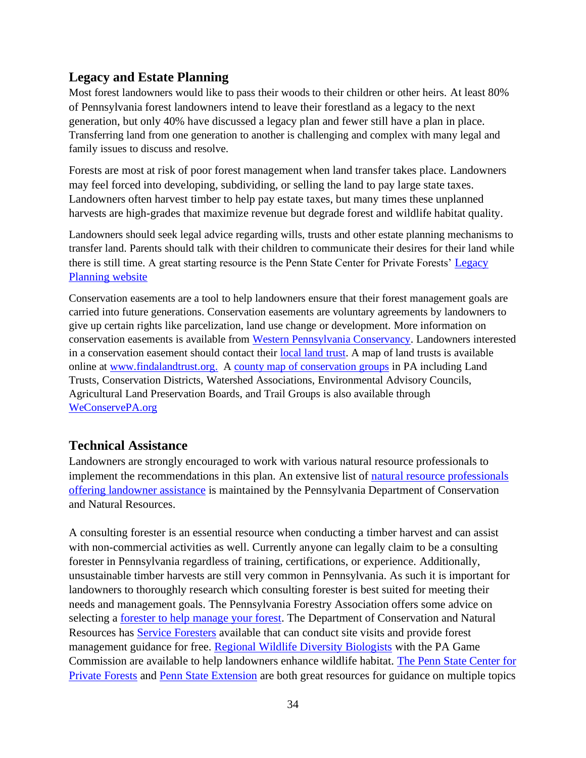## Legacy and Estate Planning

Most forest landowners would like to pass their woods to their children or other heirs. At least 80% of Pennsylvania forest landowners intend to leave their forestland as a legacy to the next generation, but only 40% have discussed a legacy plan and fewer still have a plan in place. Transferring land from one generation to another is challenging and complex with many legal and family issues to discuss and resolve.

Forests are most at risk of poor forest management when land transfer takes place. Landowners may feel forced into developing, subdividing, or selling the land to pay large state taxes. Landowners often harvest timber to help pay estate taxes, but many times these unplanned harvests are high-grades that maximize revenue but degrade forest and wildlife habitat quality.

Landowners should seek legal advice regarding wills, trusts and other estate planning mechanisms to transfer land. Parents should talk with their children to communicate their desires for their land while there is still time. A great starting resource is the Penn State Center for Private Forests' Legacy Planning website

Conservation easements are a tool to help landowners ensure that their forest management goals are carried into future generations. Conservation easements are voluntary agreements by landowners to give up certain rights like parcelization, land use change or development. More information on conservation easements is available from Western Pennsylvania Conservancy. Landowners interested in a conservation easement should contact their local land trust. A map of land trusts is available online at www.findalandtrust.org. A county map of conservation groups in PA including Land Trusts, Conservation Districts, Watershed Associations, Environmental Advisory Councils, Agricultural Land Preservation Boards, and Trail Groups is also available through WeConservePA.org

## Technical Assistance

Landowners are strongly encouraged to work with various natural resource professionals to implement the recommendations in this plan. An extensive list of natural resource professionals offering landowner assistance is maintained by the Pennsylvania Department of Conservation and Natural Resources.

A consulting forester is an essential resource when conducting a timber harvest and can assist with non-commercial activities as well. Currently anyone can legally claim to be a consulting forester in Pennsylvania regardless of training, certifications, or experience. Additionally, unsustainable timber harvests are still very common in Pennsylvania. As such it is important for landowners to thoroughly research which consulting forester is best suited for meeting their needs and management goals. The Pennsylvania Forestry Association offers some advice on selecting a forester to help manage your forest. The Department of Conservation and Natural Resources has Service Foresters available that can conduct site visits and provide forest management guidance for free. Regional Wildlife Diversity Biologists with the PA Game Commission are available to help landowners enhance wildlife habitat. The Penn State Center for Private Forests and Penn State Extension are both great resources for guidance on multiple topics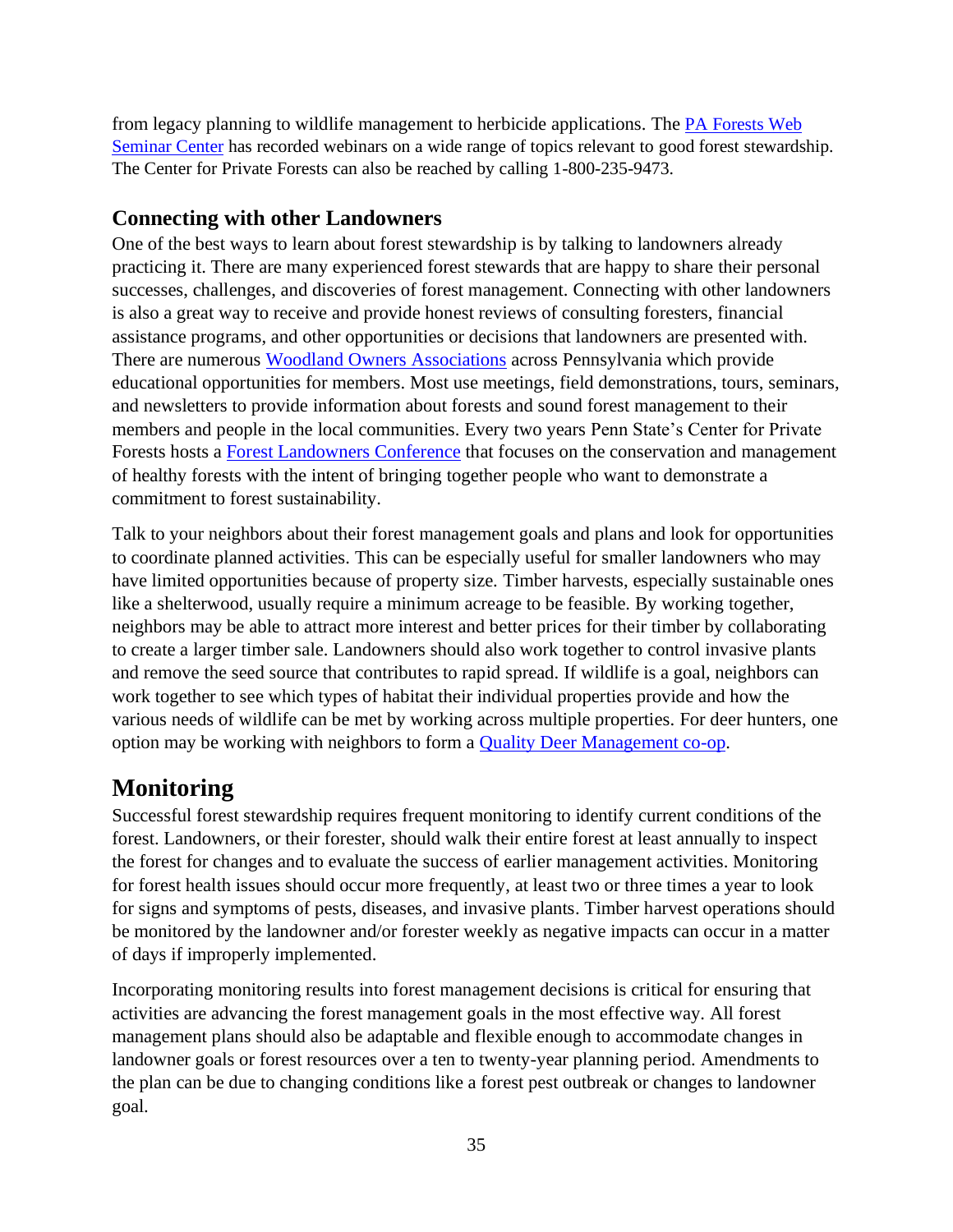from legacy planning to wildlife management to herbicide applications. The [PA Forests Web Seminar Center](#) has recorded webinars on a wide range of topics relevant to good forest stewardship. The Center for Private Forests can also be reached by calling 1-800-235-9473.

### Connecting with other Landowners

One of the best ways to learn about forest stewardship is by talking to landowners already practicing it. There are many experienced forest stewards that are happy to share their personal successes, challenges, and discoveries of forest management. Connecting with other landowners is also a great way to receive and provide honest reviews of consulting foresters, financial assistance programs, and other opportunities or decisions that landowners are presented with. There are numerous [Woodland Owners Associations](#) across Pennsylvania which provide educational opportunities for members. Most use meetings, field demonstrations, tours, seminars, and newsletters to provide information about forests and sound forest management to their members and people in the local communities. Every two years Penn State's Center for Private Forests hosts a [Forest Landowners Conference](#) that focuses on the conservation and management of healthy forests with the intent of bringing together people who want to demonstrate a commitment to forest sustainability.

Talk to your neighbors about their forest management goals and plans and look for opportunities to coordinate planned activities. This can be especially useful for smaller landowners who may have limited opportunities because of property size. Timber harvests, especially sustainable ones like a shelterwood, usually require a minimum acreage to be feasible. By working together, neighbors may be able to attract more interest and better prices for their timber by collaborating to create a larger timber sale. Landowners should also work together to control invasive plants and remove the seed source that contributes to rapid spread. If wildlife is a goal, neighbors can work together to see which types of habitat their individual properties provide and how the various needs of wildlife can be met by working across multiple properties. For deer hunters, one option may be working with neighbors to form a [Quality Deer Management co-op](#).

## Monitoring

Successful forest stewardship requires frequent monitoring to identify current conditions of the forest. Landowners, or their forester, should walk their entire forest at least annually to inspect the forest for changes and to evaluate the success of earlier management activities. Monitoring for forest health issues should occur more frequently, at least two or three times a year to look for signs and symptoms of pests, diseases, and invasive plants. Timber harvest operations should be monitored by the landowner and/or forester weekly as negative impacts can occur in a matter of days if improperly implemented.

Incorporating monitoring results into forest management decisions is critical for ensuring that activities are advancing the forest management goals in the most effective way. All forest management plans should also be adaptable and flexible enough to accommodate changes in landowner goals or forest resources over a ten to twenty-year planning period. Amendments to the plan can be due to changing conditions like a forest pest outbreak or changes to landowner goal.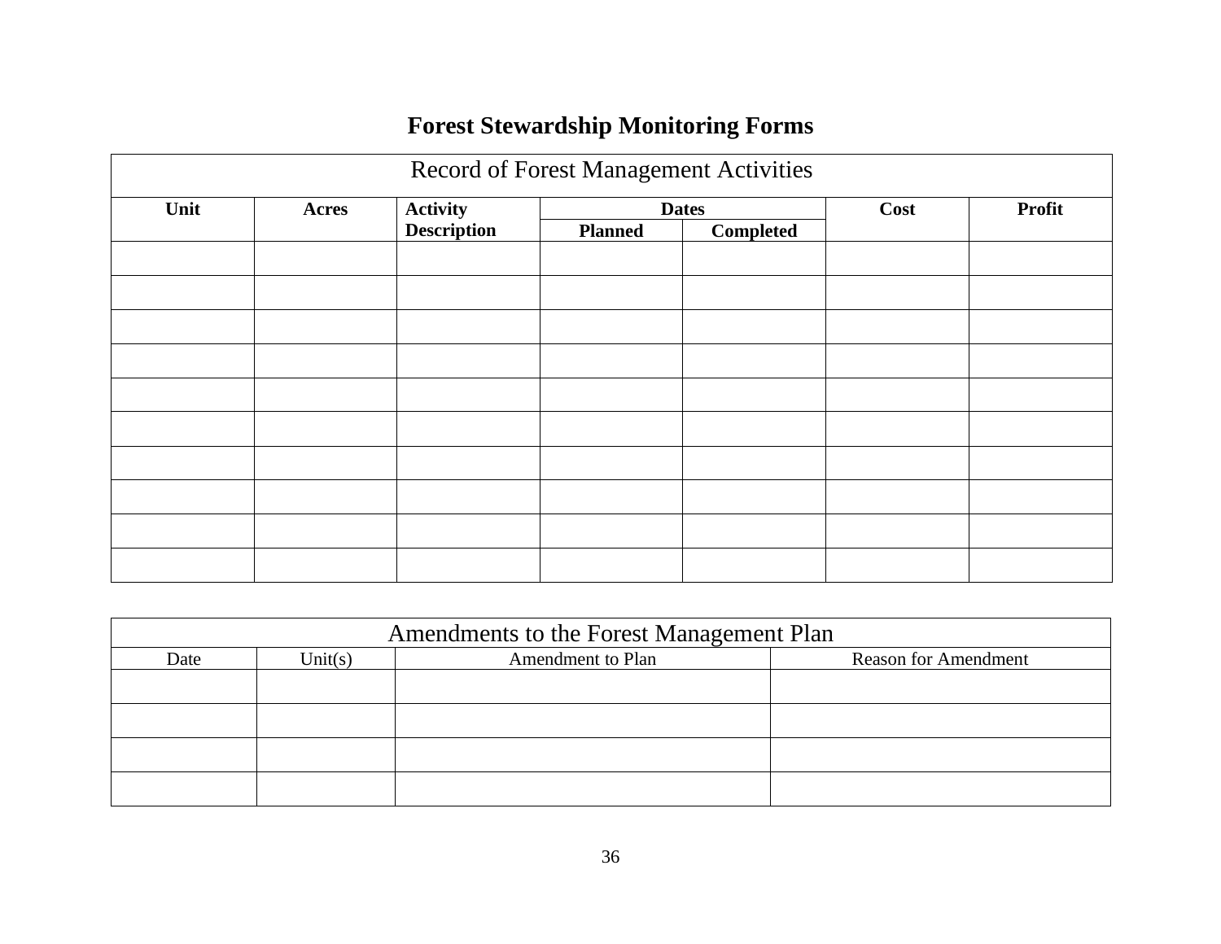# Forest Stewardship Monitoring Forms

| Record of Forest Management Activities | | | | | | |
|---|---|---|---|---|---|---|
| **Unit** | **Acres** | **Activity Description** | **Dates** | | **Cost** | **Profit** |
| | | | **Planned** | **Completed** | | |
| | | | | | | |
| | | | | | | |
| | | | | | | |
| | | | | | | |
| | | | | | | |
| | | | | | | |
| | | | | | | |
| | | | | | | |
| | | | | | | |
| | | | | | | |

| Amendments to the Forest Management Plan | | | |
|---|---|---|---|
| Date | Unit(s) | Amendment to Plan | Reason for Amendment |
| | | | |
| | | | |
| | | | |
| | | | |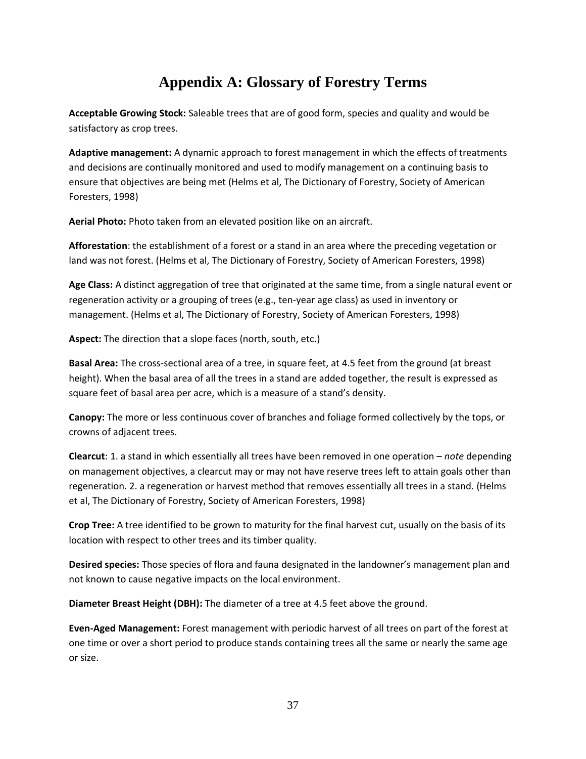# Appendix A: Glossary of Forestry Terms

**Acceptable Growing Stock:** Saleable trees that are of good form, species and quality and would be satisfactory as crop trees.

**Adaptive management:** A dynamic approach to forest management in which the effects of treatments and decisions are continually monitored and used to modify management on a continuing basis to ensure that objectives are being met (Helms et al, The Dictionary of Forestry, Society of American Foresters, 1998)

**Aerial Photo:** Photo taken from an elevated position like on an aircraft.

**Afforestation**: the establishment of a forest or a stand in an area where the preceding vegetation or land was not forest. (Helms et al, The Dictionary of Forestry, Society of American Foresters, 1998)

**Age Class:** A distinct aggregation of tree that originated at the same time, from a single natural event or regeneration activity or a grouping of trees (e.g., ten-year age class) as used in inventory or management. (Helms et al, The Dictionary of Forestry, Society of American Foresters, 1998)

**Aspect:** The direction that a slope faces (north, south, etc.)

**Basal Area:** The cross-sectional area of a tree, in square feet, at 4.5 feet from the ground (at breast height). When the basal area of all the trees in a stand are added together, the result is expressed as square feet of basal area per acre, which is a measure of a stand's density.

**Canopy:** The more or less continuous cover of branches and foliage formed collectively by the tops, or crowns of adjacent trees.

**Clearcut**: 1. a stand in which essentially all trees have been removed in one operation – *note* depending on management objectives, a clearcut may or may not have reserve trees left to attain goals other than regeneration. 2. a regeneration or harvest method that removes essentially all trees in a stand. (Helms et al, The Dictionary of Forestry, Society of American Foresters, 1998)

**Crop Tree:** A tree identified to be grown to maturity for the final harvest cut, usually on the basis of its location with respect to other trees and its timber quality.

**Desired species:** Those species of flora and fauna designated in the landowner's management plan and not known to cause negative impacts on the local environment.

**Diameter Breast Height (DBH):** The diameter of a tree at 4.5 feet above the ground.

**Even-Aged Management:** Forest management with periodic harvest of all trees on part of the forest at one time or over a short period to produce stands containing trees all the same or nearly the same age or size.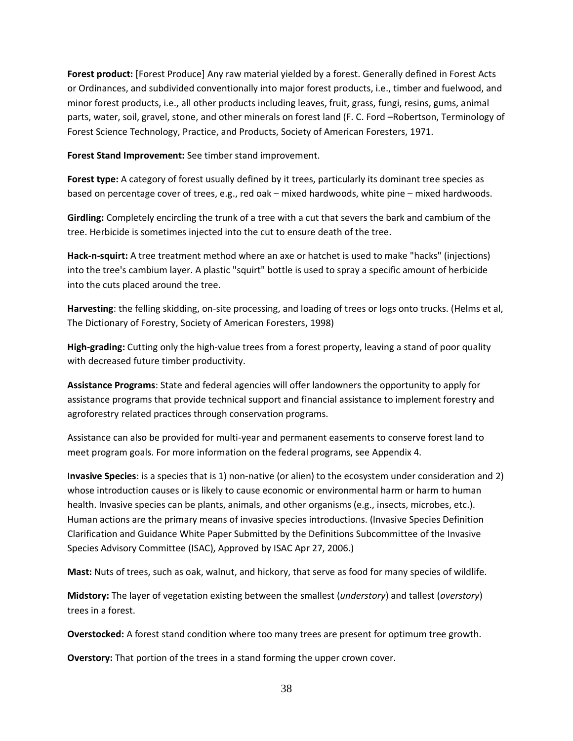**Forest product:** [Forest Produce] Any raw material yielded by a forest. Generally defined in Forest Acts or Ordinances, and subdivided conventionally into major forest products, i.e., timber and fuelwood, and minor forest products, i.e., all other products including leaves, fruit, grass, fungi, resins, gums, animal parts, water, soil, gravel, stone, and other minerals on forest land (F. C. Ford –Robertson, Terminology of Forest Science Technology, Practice, and Products, Society of American Foresters, 1971.

**Forest Stand Improvement:** See timber stand improvement.

**Forest type:** A category of forest usually defined by it trees, particularly its dominant tree species as based on percentage cover of trees, e.g., red oak – mixed hardwoods, white pine – mixed hardwoods.

**Girdling:** Completely encircling the trunk of a tree with a cut that severs the bark and cambium of the tree. Herbicide is sometimes injected into the cut to ensure death of the tree.

**Hack-n-squirt:** A tree treatment method where an axe or hatchet is used to make "hacks" (injections) into the tree's cambium layer. A plastic "squirt" bottle is used to spray a specific amount of herbicide into the cuts placed around the tree.

**Harvesting**: the felling skidding, on-site processing, and loading of trees or logs onto trucks. (Helms et al, The Dictionary of Forestry, Society of American Foresters, 1998)

**High-grading:** Cutting only the high-value trees from a forest property, leaving a stand of poor quality with decreased future timber productivity.

**Assistance Programs**: State and federal agencies will offer landowners the opportunity to apply for assistance programs that provide technical support and financial assistance to implement forestry and agroforestry related practices through conservation programs.

Assistance can also be provided for multi-year and permanent easements to conserve forest land to meet program goals. For more information on the federal programs, see Appendix 4.

I**nvasive Species**: is a species that is 1) non-native (or alien) to the ecosystem under consideration and 2) whose introduction causes or is likely to cause economic or environmental harm or harm to human health. Invasive species can be plants, animals, and other organisms (e.g., insects, microbes, etc.). Human actions are the primary means of invasive species introductions. (Invasive Species Definition Clarification and Guidance White Paper Submitted by the Definitions Subcommittee of the Invasive Species Advisory Committee (ISAC), Approved by ISAC Apr 27, 2006.)

**Mast:** Nuts of trees, such as oak, walnut, and hickory, that serve as food for many species of wildlife.

**Midstory:** The layer of vegetation existing between the smallest (*understory*) and tallest (*overstory*) trees in a forest.

**Overstocked:** A forest stand condition where too many trees are present for optimum tree growth.

**Overstory:** That portion of the trees in a stand forming the upper crown cover.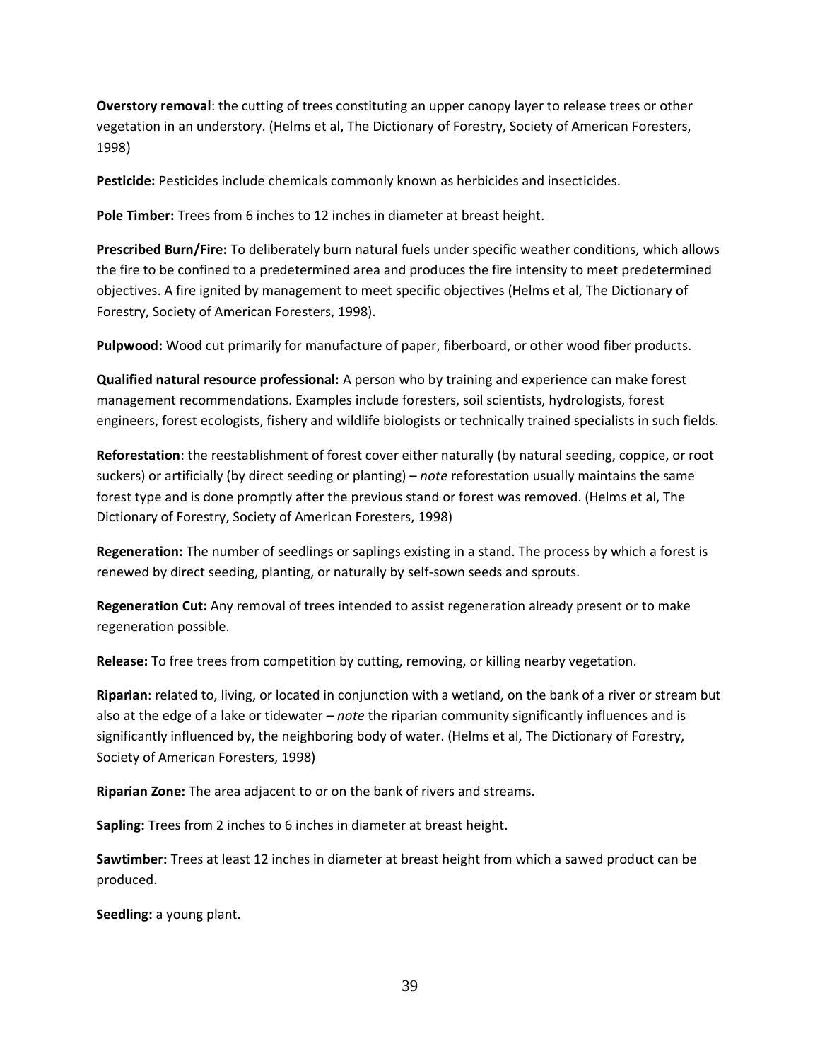**Overstory removal**: the cutting of trees constituting an upper canopy layer to release trees or other vegetation in an understory. (Helms et al, The Dictionary of Forestry, Society of American Foresters, 1998)

**Pesticide:** Pesticides include chemicals commonly known as herbicides and insecticides.

**Pole Timber:** Trees from 6 inches to 12 inches in diameter at breast height.

**Prescribed Burn/Fire:** To deliberately burn natural fuels under specific weather conditions, which allows the fire to be confined to a predetermined area and produces the fire intensity to meet predetermined objectives. A fire ignited by management to meet specific objectives (Helms et al, The Dictionary of Forestry, Society of American Foresters, 1998).

**Pulpwood:** Wood cut primarily for manufacture of paper, fiberboard, or other wood fiber products.

**Qualified natural resource professional:** A person who by training and experience can make forest management recommendations. Examples include foresters, soil scientists, hydrologists, forest engineers, forest ecologists, fishery and wildlife biologists or technically trained specialists in such fields.

**Reforestation**: the reestablishment of forest cover either naturally (by natural seeding, coppice, or root suckers) or artificially (by direct seeding or planting) – *note* reforestation usually maintains the same forest type and is done promptly after the previous stand or forest was removed. (Helms et al, The Dictionary of Forestry, Society of American Foresters, 1998)

**Regeneration:** The number of seedlings or saplings existing in a stand. The process by which a forest is renewed by direct seeding, planting, or naturally by self-sown seeds and sprouts.

**Regeneration Cut:** Any removal of trees intended to assist regeneration already present or to make regeneration possible.

**Release:** To free trees from competition by cutting, removing, or killing nearby vegetation.

**Riparian**: related to, living, or located in conjunction with a wetland, on the bank of a river or stream but also at the edge of a lake or tidewater – *note* the riparian community significantly influences and is significantly influenced by, the neighboring body of water. (Helms et al, The Dictionary of Forestry, Society of American Foresters, 1998)

**Riparian Zone:** The area adjacent to or on the bank of rivers and streams.

**Sapling:** Trees from 2 inches to 6 inches in diameter at breast height.

**Sawtimber:** Trees at least 12 inches in diameter at breast height from which a sawed product can be produced.

**Seedling:** a young plant.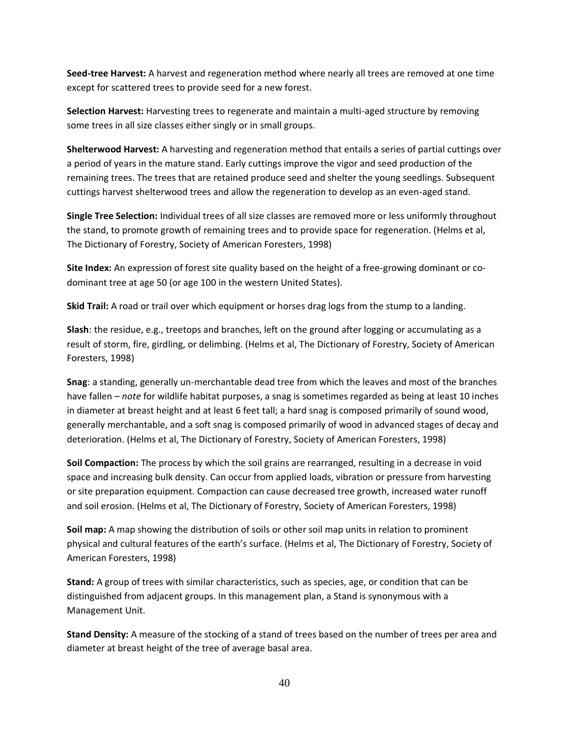**Seed-tree Harvest:** A harvest and regeneration method where nearly all trees are removed at one time except for scattered trees to provide seed for a new forest.

**Selection Harvest:** Harvesting trees to regenerate and maintain a multi-aged structure by removing some trees in all size classes either singly or in small groups.

**Shelterwood Harvest:** A harvesting and regeneration method that entails a series of partial cuttings over a period of years in the mature stand. Early cuttings improve the vigor and seed production of the remaining trees. The trees that are retained produce seed and shelter the young seedlings. Subsequent cuttings harvest shelterwood trees and allow the regeneration to develop as an even-aged stand.

**Single Tree Selection:** Individual trees of all size classes are removed more or less uniformly throughout the stand, to promote growth of remaining trees and to provide space for regeneration. (Helms et al, The Dictionary of Forestry, Society of American Foresters, 1998)

**Site Index:** An expression of forest site quality based on the height of a free-growing dominant or co-dominant tree at age 50 (or age 100 in the western United States).

**Skid Trail:** A road or trail over which equipment or horses drag logs from the stump to a landing.

**Slash**: the residue, e.g., treetops and branches, left on the ground after logging or accumulating as a result of storm, fire, girdling, or delimbing. (Helms et al, The Dictionary of Forestry, Society of American Foresters, 1998)

**Snag**: a standing, generally un-merchantable dead tree from which the leaves and most of the branches have fallen – *note* for wildlife habitat purposes, a snag is sometimes regarded as being at least 10 inches in diameter at breast height and at least 6 feet tall; a hard snag is composed primarily of sound wood, generally merchantable, and a soft snag is composed primarily of wood in advanced stages of decay and deterioration. (Helms et al, The Dictionary of Forestry, Society of American Foresters, 1998)

**Soil Compaction:** The process by which the soil grains are rearranged, resulting in a decrease in void space and increasing bulk density. Can occur from applied loads, vibration or pressure from harvesting or site preparation equipment. Compaction can cause decreased tree growth, increased water runoff and soil erosion. (Helms et al, The Dictionary of Forestry, Society of American Foresters, 1998)

**Soil map:** A map showing the distribution of soils or other soil map units in relation to prominent physical and cultural features of the earth's surface. (Helms et al, The Dictionary of Forestry, Society of American Foresters, 1998)

**Stand:** A group of trees with similar characteristics, such as species, age, or condition that can be distinguished from adjacent groups. In this management plan, a Stand is synonymous with a Management Unit.

**Stand Density:** A measure of the stocking of a stand of trees based on the number of trees per area and diameter at breast height of the tree of average basal area.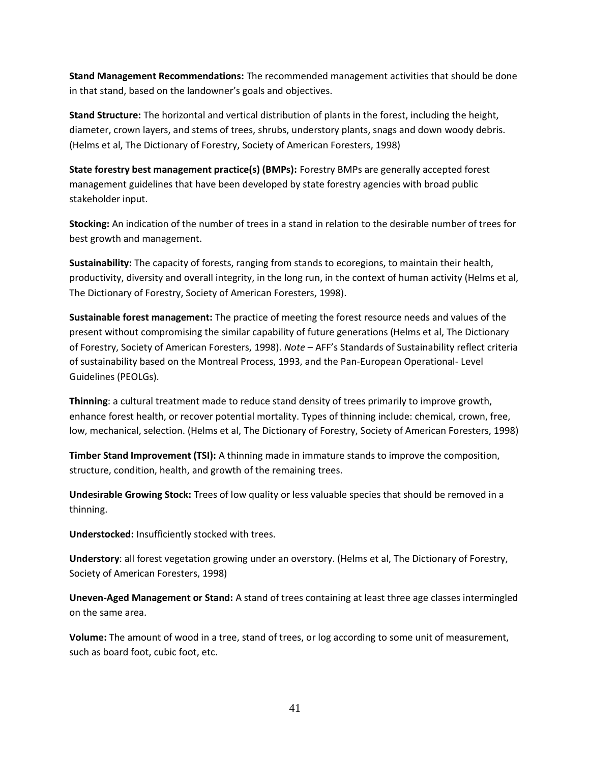**Stand Management Recommendations:** The recommended management activities that should be done in that stand, based on the landowner's goals and objectives.

**Stand Structure:** The horizontal and vertical distribution of plants in the forest, including the height, diameter, crown layers, and stems of trees, shrubs, understory plants, snags and down woody debris. (Helms et al, The Dictionary of Forestry, Society of American Foresters, 1998)

**State forestry best management practice(s) (BMPs):** Forestry BMPs are generally accepted forest management guidelines that have been developed by state forestry agencies with broad public stakeholder input.

**Stocking:** An indication of the number of trees in a stand in relation to the desirable number of trees for best growth and management.

**Sustainability:** The capacity of forests, ranging from stands to ecoregions, to maintain their health, productivity, diversity and overall integrity, in the long run, in the context of human activity (Helms et al, The Dictionary of Forestry, Society of American Foresters, 1998).

**Sustainable forest management:** The practice of meeting the forest resource needs and values of the present without compromising the similar capability of future generations (Helms et al, The Dictionary of Forestry, Society of American Foresters, 1998). *Note* – AFF's Standards of Sustainability reflect criteria of sustainability based on the Montreal Process, 1993, and the Pan-European Operational- Level Guidelines (PEOLGs).

**Thinning**: a cultural treatment made to reduce stand density of trees primarily to improve growth, enhance forest health, or recover potential mortality. Types of thinning include: chemical, crown, free, low, mechanical, selection. (Helms et al, The Dictionary of Forestry, Society of American Foresters, 1998)

**Timber Stand Improvement (TSI):** A thinning made in immature stands to improve the composition, structure, condition, health, and growth of the remaining trees.

**Undesirable Growing Stock:** Trees of low quality or less valuable species that should be removed in a thinning.

**Understocked:** Insufficiently stocked with trees.

**Understory**: all forest vegetation growing under an overstory. (Helms et al, The Dictionary of Forestry, Society of American Foresters, 1998)

**Uneven-Aged Management or Stand:** A stand of trees containing at least three age classes intermingled on the same area.

**Volume:** The amount of wood in a tree, stand of trees, or log according to some unit of measurement, such as board foot, cubic foot, etc.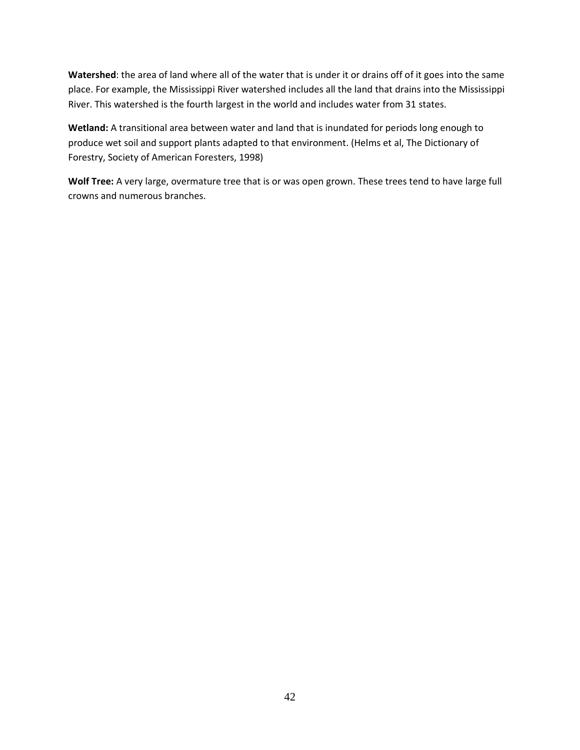**Watershed**: the area of land where all of the water that is under it or drains off of it goes into the same place. For example, the Mississippi River watershed includes all the land that drains into the Mississippi River. This watershed is the fourth largest in the world and includes water from 31 states.

**Wetland:** A transitional area between water and land that is inundated for periods long enough to produce wet soil and support plants adapted to that environment. (Helms et al, The Dictionary of Forestry, Society of American Foresters, 1998)

**Wolf Tree:** A very large, overmature tree that is or was open grown. These trees tend to have large full crowns and numerous branches.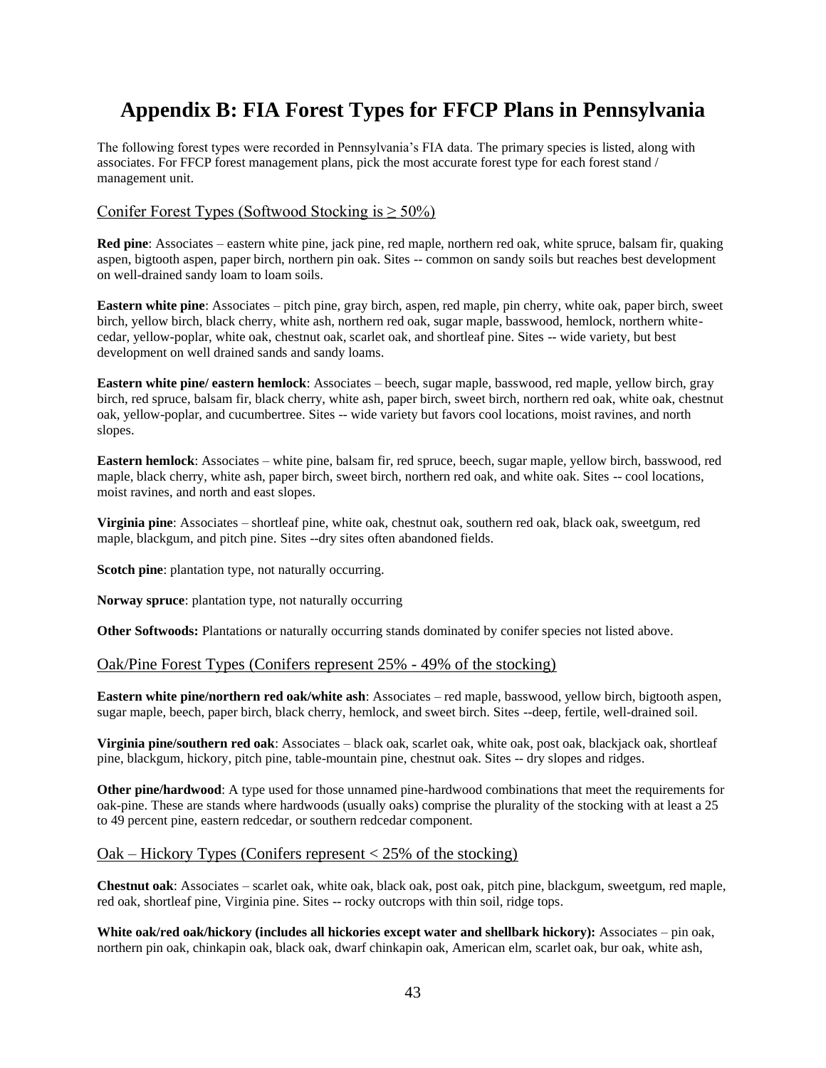# Appendix B: FIA Forest Types for FFCP Plans in Pennsylvania

The following forest types were recorded in Pennsylvania's FIA data. The primary species is listed, along with associates. For FFCP forest management plans, pick the most accurate forest type for each forest stand / management unit.

## Conifer Forest Types (Softwood Stocking is ≥ 50%)

**Red pine**: Associates – eastern white pine, jack pine, red maple, northern red oak, white spruce, balsam fir, quaking aspen, bigtooth aspen, paper birch, northern pin oak. Sites -- common on sandy soils but reaches best development on well-drained sandy loam to loam soils.

**Eastern white pine**: Associates – pitch pine, gray birch, aspen, red maple, pin cherry, white oak, paper birch, sweet birch, yellow birch, black cherry, white ash, northern red oak, sugar maple, basswood, hemlock, northern white-cedar, yellow-poplar, white oak, chestnut oak, scarlet oak, and shortleaf pine. Sites -- wide variety, but best development on well drained sands and sandy loams.

**Eastern white pine/ eastern hemlock**: Associates – beech, sugar maple, basswood, red maple, yellow birch, gray birch, red spruce, balsam fir, black cherry, white ash, paper birch, sweet birch, northern red oak, white oak, chestnut oak, yellow-poplar, and cucumbertree. Sites -- wide variety but favors cool locations, moist ravines, and north slopes.

**Eastern hemlock**: Associates – white pine, balsam fir, red spruce, beech, sugar maple, yellow birch, basswood, red maple, black cherry, white ash, paper birch, sweet birch, northern red oak, and white oak. Sites -- cool locations, moist ravines, and north and east slopes.

**Virginia pine**: Associates – shortleaf pine, white oak, chestnut oak, southern red oak, black oak, sweetgum, red maple, blackgum, and pitch pine. Sites --dry sites often abandoned fields.

**Scotch pine**: plantation type, not naturally occurring.

**Norway spruce**: plantation type, not naturally occurring

**Other Softwoods:** Plantations or naturally occurring stands dominated by conifer species not listed above.

## Oak/Pine Forest Types (Conifers represent 25% - 49% of the stocking)

**Eastern white pine/northern red oak/white ash**: Associates – red maple, basswood, yellow birch, bigtooth aspen, sugar maple, beech, paper birch, black cherry, hemlock, and sweet birch. Sites --deep, fertile, well-drained soil.

**Virginia pine/southern red oak**: Associates – black oak, scarlet oak, white oak, post oak, blackjack oak, shortleaf pine, blackgum, hickory, pitch pine, table-mountain pine, chestnut oak. Sites -- dry slopes and ridges.

**Other pine/hardwood**: A type used for those unnamed pine-hardwood combinations that meet the requirements for oak-pine. These are stands where hardwoods (usually oaks) comprise the plurality of the stocking with at least a 25 to 49 percent pine, eastern redcedar, or southern redcedar component.

## Oak – Hickory Types (Conifers represent < 25% of the stocking)

**Chestnut oak**: Associates – scarlet oak, white oak, black oak, post oak, pitch pine, blackgum, sweetgum, red maple, red oak, shortleaf pine, Virginia pine. Sites -- rocky outcrops with thin soil, ridge tops.

**White oak/red oak/hickory (includes all hickories except water and shellbark hickory):** Associates – pin oak, northern pin oak, chinkapin oak, black oak, dwarf chinkapin oak, American elm, scarlet oak, bur oak, white ash,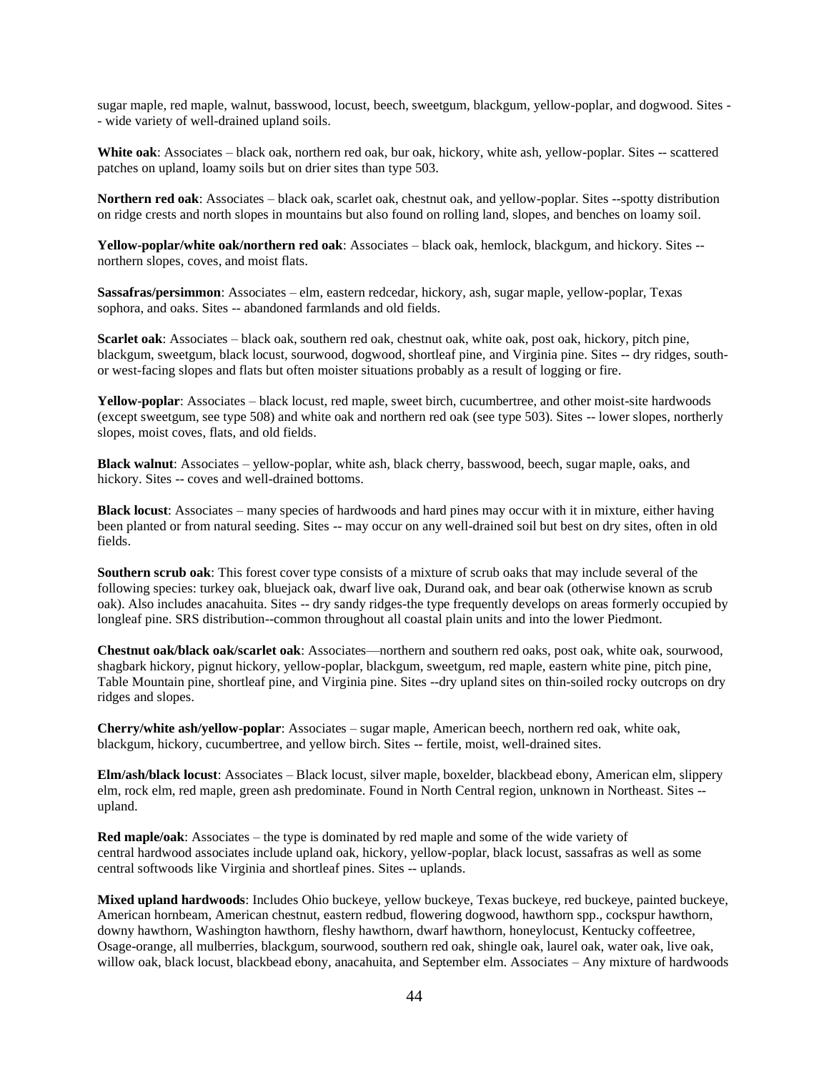sugar maple, red maple, walnut, basswood, locust, beech, sweetgum, blackgum, yellow-poplar, and dogwood. Sites -- wide variety of well-drained upland soils.

**White oak**: Associates – black oak, northern red oak, bur oak, hickory, white ash, yellow-poplar. Sites -- scattered patches on upland, loamy soils but on drier sites than type 503.

**Northern red oak**: Associates – black oak, scarlet oak, chestnut oak, and yellow-poplar. Sites --spotty distribution on ridge crests and north slopes in mountains but also found on rolling land, slopes, and benches on loamy soil.

**Yellow-poplar/white oak/northern red oak**: Associates – black oak, hemlock, blackgum, and hickory. Sites -- northern slopes, coves, and moist flats.

**Sassafras/persimmon**: Associates – elm, eastern redcedar, hickory, ash, sugar maple, yellow-poplar, Texas sophora, and oaks. Sites -- abandoned farmlands and old fields.

**Scarlet oak**: Associates – black oak, southern red oak, chestnut oak, white oak, post oak, hickory, pitch pine, blackgum, sweetgum, black locust, sourwood, dogwood, shortleaf pine, and Virginia pine. Sites -- dry ridges, south- or west-facing slopes and flats but often moister situations probably as a result of logging or fire.

**Yellow-poplar**: Associates – black locust, red maple, sweet birch, cucumbertree, and other moist-site hardwoods (except sweetgum, see type 508) and white oak and northern red oak (see type 503). Sites -- lower slopes, northerly slopes, moist coves, flats, and old fields.

**Black walnut**: Associates – yellow-poplar, white ash, black cherry, basswood, beech, sugar maple, oaks, and hickory. Sites -- coves and well-drained bottoms.

**Black locust**: Associates – many species of hardwoods and hard pines may occur with it in mixture, either having been planted or from natural seeding. Sites -- may occur on any well-drained soil but best on dry sites, often in old fields.

**Southern scrub oak**: This forest cover type consists of a mixture of scrub oaks that may include several of the following species: turkey oak, bluejack oak, dwarf live oak, Durand oak, and bear oak (otherwise known as scrub oak). Also includes anacahuita. Sites -- dry sandy ridges-the type frequently develops on areas formerly occupied by longleaf pine. SRS distribution--common throughout all coastal plain units and into the lower Piedmont.

**Chestnut oak/black oak/scarlet oak**: Associates—northern and southern red oaks, post oak, white oak, sourwood, shagbark hickory, pignut hickory, yellow-poplar, blackgum, sweetgum, red maple, eastern white pine, pitch pine, Table Mountain pine, shortleaf pine, and Virginia pine. Sites --dry upland sites on thin-soiled rocky outcrops on dry ridges and slopes.

**Cherry/white ash/yellow-poplar**: Associates – sugar maple, American beech, northern red oak, white oak, blackgum, hickory, cucumbertree, and yellow birch. Sites -- fertile, moist, well-drained sites.

**Elm/ash/black locust**: Associates – Black locust, silver maple, boxelder, blackbead ebony, American elm, slippery elm, rock elm, red maple, green ash predominate. Found in North Central region, unknown in Northeast. Sites -- upland.

**Red maple/oak**: Associates – the type is dominated by red maple and some of the wide variety of central hardwood associates include upland oak, hickory, yellow-poplar, black locust, sassafras as well as some central softwoods like Virginia and shortleaf pines. Sites -- uplands.

**Mixed upland hardwoods**: Includes Ohio buckeye, yellow buckeye, Texas buckeye, red buckeye, painted buckeye, American hornbeam, American chestnut, eastern redbud, flowering dogwood, hawthorn spp., cockspur hawthorn, downy hawthorn, Washington hawthorn, fleshy hawthorn, dwarf hawthorn, honeylocust, Kentucky coffeetree, Osage-orange, all mulberries, blackgum, sourwood, southern red oak, shingle oak, laurel oak, water oak, live oak, willow oak, black locust, blackbead ebony, anacahuita, and September elm. Associates – Any mixture of hardwoods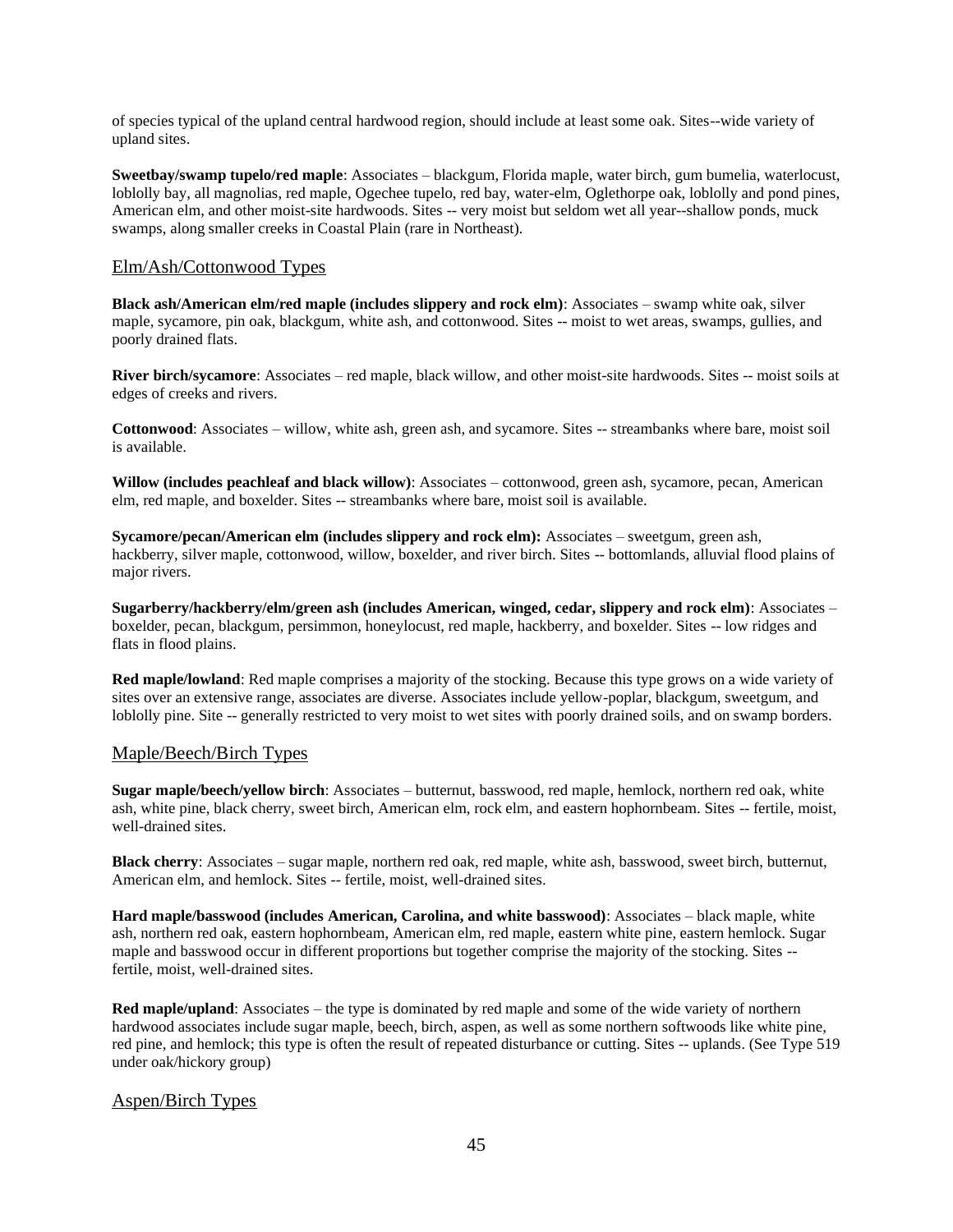of species typical of the upland central hardwood region, should include at least some oak. Sites--wide variety of upland sites.

**Sweetbay/swamp tupelo/red maple**: Associates – blackgum, Florida maple, water birch, gum bumelia, waterlocust, loblolly bay, all magnolias, red maple, Ogechee tupelo, red bay, water-elm, Oglethorpe oak, loblolly and pond pines, American elm, and other moist-site hardwoods. Sites -- very moist but seldom wet all year--shallow ponds, muck swamps, along smaller creeks in Coastal Plain (rare in Northeast).

## Elm/Ash/Cottonwood Types

**Black ash/American elm/red maple (includes slippery and rock elm)**: Associates – swamp white oak, silver maple, sycamore, pin oak, blackgum, white ash, and cottonwood. Sites -- moist to wet areas, swamps, gullies, and poorly drained flats.

**River birch/sycamore**: Associates – red maple, black willow, and other moist-site hardwoods. Sites -- moist soils at edges of creeks and rivers.

**Cottonwood**: Associates – willow, white ash, green ash, and sycamore. Sites -- streambanks where bare, moist soil is available.

**Willow (includes peachleaf and black willow)**: Associates – cottonwood, green ash, sycamore, pecan, American elm, red maple, and boxelder. Sites -- streambanks where bare, moist soil is available.

**Sycamore/pecan/American elm (includes slippery and rock elm):** Associates – sweetgum, green ash, hackberry, silver maple, cottonwood, willow, boxelder, and river birch. Sites -- bottomlands, alluvial flood plains of major rivers.

**Sugarberry/hackberry/elm/green ash (includes American, winged, cedar, slippery and rock elm)**: Associates – boxelder, pecan, blackgum, persimmon, honeylocust, red maple, hackberry, and boxelder. Sites -- low ridges and flats in flood plains.

**Red maple/lowland**: Red maple comprises a majority of the stocking. Because this type grows on a wide variety of sites over an extensive range, associates are diverse. Associates include yellow-poplar, blackgum, sweetgum, and loblolly pine. Site -- generally restricted to very moist to wet sites with poorly drained soils, and on swamp borders.

## Maple/Beech/Birch Types

**Sugar maple/beech/yellow birch**: Associates – butternut, basswood, red maple, hemlock, northern red oak, white ash, white pine, black cherry, sweet birch, American elm, rock elm, and eastern hophornbeam. Sites -- fertile, moist, well-drained sites.

**Black cherry**: Associates – sugar maple, northern red oak, red maple, white ash, basswood, sweet birch, butternut, American elm, and hemlock. Sites -- fertile, moist, well-drained sites.

**Hard maple/basswood (includes American, Carolina, and white basswood)**: Associates – black maple, white ash, northern red oak, eastern hophornbeam, American elm, red maple, eastern white pine, eastern hemlock. Sugar maple and basswood occur in different proportions but together comprise the majority of the stocking. Sites -- fertile, moist, well-drained sites.

**Red maple/upland**: Associates – the type is dominated by red maple and some of the wide variety of northern hardwood associates include sugar maple, beech, birch, aspen, as well as some northern softwoods like white pine, red pine, and hemlock; this type is often the result of repeated disturbance or cutting. Sites -- uplands. (See Type 519 under oak/hickory group)

## Aspen/Birch Types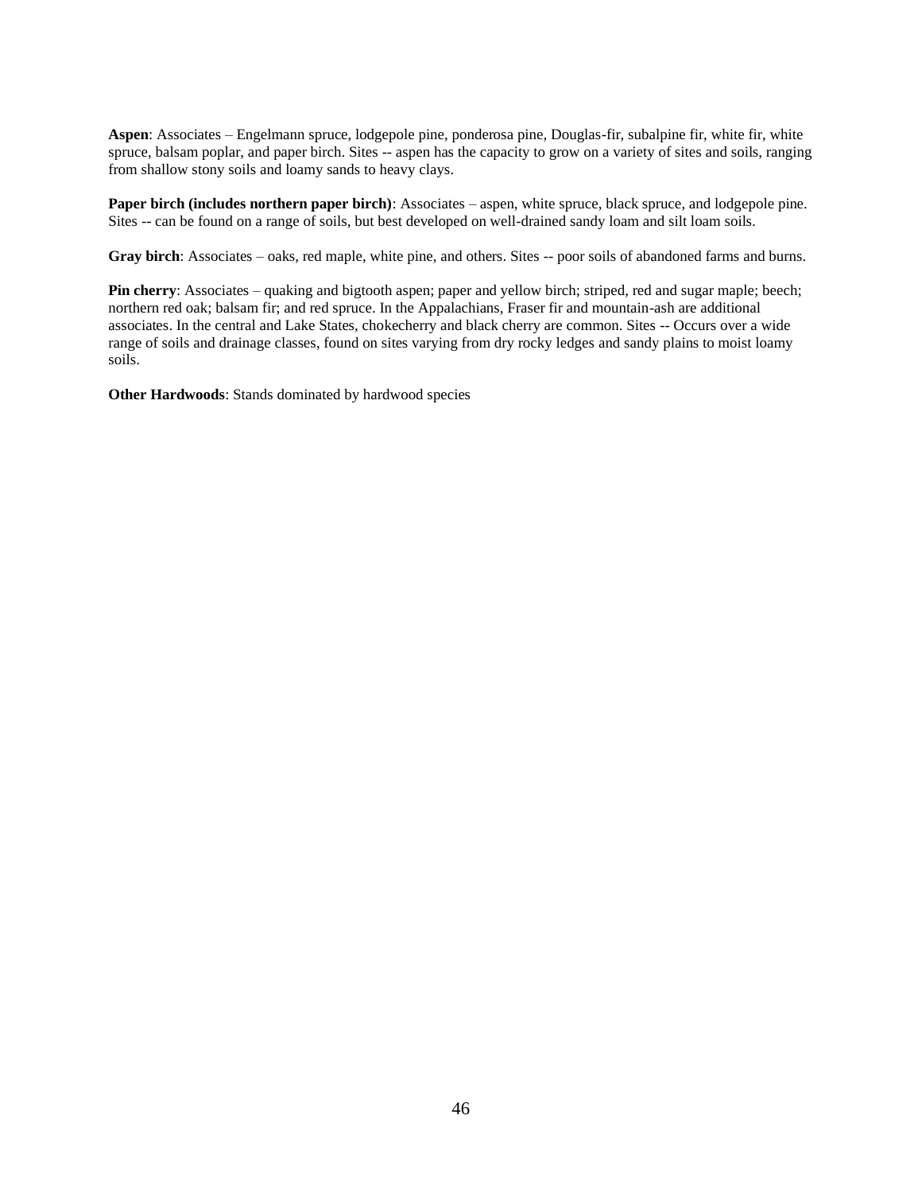**Aspen**: Associates – Engelmann spruce, lodgepole pine, ponderosa pine, Douglas-fir, subalpine fir, white fir, white spruce, balsam poplar, and paper birch. Sites -- aspen has the capacity to grow on a variety of sites and soils, ranging from shallow stony soils and loamy sands to heavy clays.

**Paper birch (includes northern paper birch)**: Associates – aspen, white spruce, black spruce, and lodgepole pine. Sites -- can be found on a range of soils, but best developed on well-drained sandy loam and silt loam soils.

**Gray birch**: Associates – oaks, red maple, white pine, and others. Sites -- poor soils of abandoned farms and burns.

**Pin cherry**: Associates – quaking and bigtooth aspen; paper and yellow birch; striped, red and sugar maple; beech; northern red oak; balsam fir; and red spruce. In the Appalachians, Fraser fir and mountain-ash are additional associates. In the central and Lake States, chokecherry and black cherry are common. Sites -- Occurs over a wide range of soils and drainage classes, found on sites varying from dry rocky ledges and sandy plains to moist loamy soils.

**Other Hardwoods**: Stands dominated by hardwood species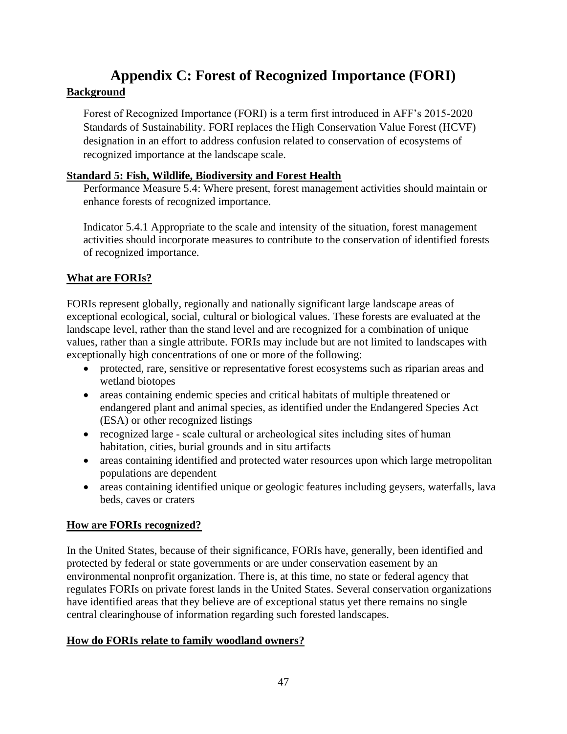# Appendix C: Forest of Recognized Importance (FORI)

## Background

Forest of Recognized Importance (FORI) is a term first introduced in AFF's 2015-2020 Standards of Sustainability. FORI replaces the High Conservation Value Forest (HCVF) designation in an effort to address confusion related to conservation of ecosystems of recognized importance at the landscape scale.

## Standard 5: Fish, Wildlife, Biodiversity and Forest Health

Performance Measure 5.4: Where present, forest management activities should maintain or enhance forests of recognized importance.

Indicator 5.4.1 Appropriate to the scale and intensity of the situation, forest management activities should incorporate measures to contribute to the conservation of identified forests of recognized importance.

## What are FORIs?

FORIs represent globally, regionally and nationally significant large landscape areas of exceptional ecological, social, cultural or biological values. These forests are evaluated at the landscape level, rather than the stand level and are recognized for a combination of unique values, rather than a single attribute. FORIs may include but are not limited to landscapes with exceptionally high concentrations of one or more of the following:

- protected, rare, sensitive or representative forest ecosystems such as riparian areas and wetland biotopes
- areas containing endemic species and critical habitats of multiple threatened or endangered plant and animal species, as identified under the Endangered Species Act (ESA) or other recognized listings
- recognized large - scale cultural or archeological sites including sites of human habitation, cities, burial grounds and in situ artifacts
- areas containing identified and protected water resources upon which large metropolitan populations are dependent
- areas containing identified unique or geologic features including geysers, waterfalls, lava beds, caves or craters

## How are FORIs recognized?

In the United States, because of their significance, FORIs have, generally, been identified and protected by federal or state governments or are under conservation easement by an environmental nonprofit organization. There is, at this time, no state or federal agency that regulates FORIs on private forest lands in the United States. Several conservation organizations have identified areas that they believe are of exceptional status yet there remains no single central clearinghouse of information regarding such forested landscapes.

## How do FORIs relate to family woodland owners?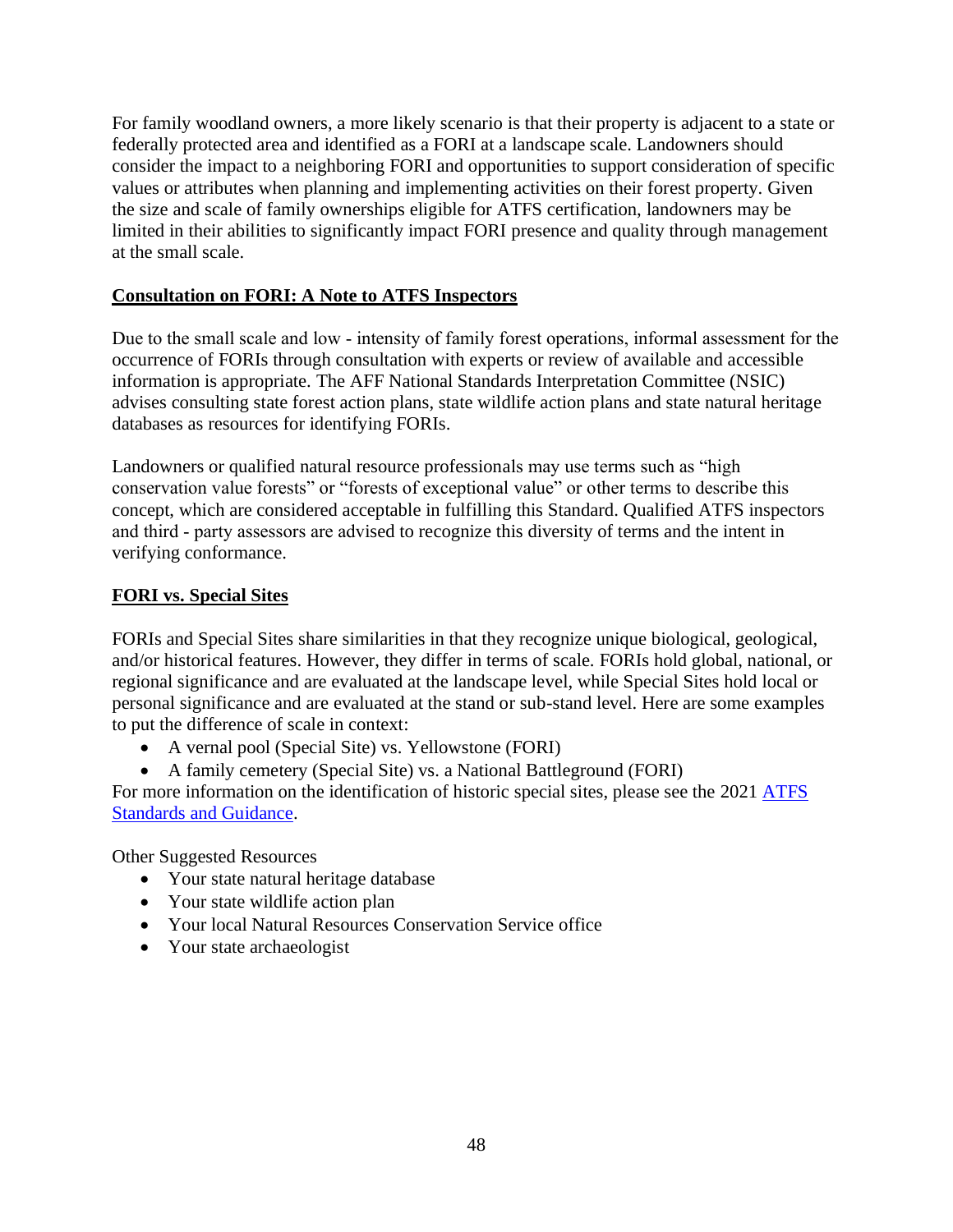For family woodland owners, a more likely scenario is that their property is adjacent to a state or federally protected area and identified as a FORI at a landscape scale. Landowners should consider the impact to a neighboring FORI and opportunities to support consideration of specific values or attributes when planning and implementing activities on their forest property. Given the size and scale of family ownerships eligible for ATFS certification, landowners may be limited in their abilities to significantly impact FORI presence and quality through management at the small scale.

## Consultation on FORI: A Note to ATFS Inspectors

Due to the small scale and low - intensity of family forest operations, informal assessment for the occurrence of FORIs through consultation with experts or review of available and accessible information is appropriate. The AFF National Standards Interpretation Committee (NSIC) advises consulting state forest action plans, state wildlife action plans and state natural heritage databases as resources for identifying FORIs.

Landowners or qualified natural resource professionals may use terms such as "high conservation value forests" or "forests of exceptional value" or other terms to describe this concept, which are considered acceptable in fulfilling this Standard. Qualified ATFS inspectors and third - party assessors are advised to recognize this diversity of terms and the intent in verifying conformance.

## FORI vs. Special Sites

FORIs and Special Sites share similarities in that they recognize unique biological, geological, and/or historical features. However, they differ in terms of scale. FORIs hold global, national, or regional significance and are evaluated at the landscape level, while Special Sites hold local or personal significance and are evaluated at the stand or sub-stand level. Here are some examples to put the difference of scale in context:

- A vernal pool (Special Site) vs. Yellowstone (FORI)
- A family cemetery (Special Site) vs. a National Battleground (FORI)

For more information on the identification of historic special sites, please see the 2021 ATFS Standards and Guidance.

Other Suggested Resources

- Your state natural heritage database
- Your state wildlife action plan
- Your local Natural Resources Conservation Service office
- Your state archaeologist